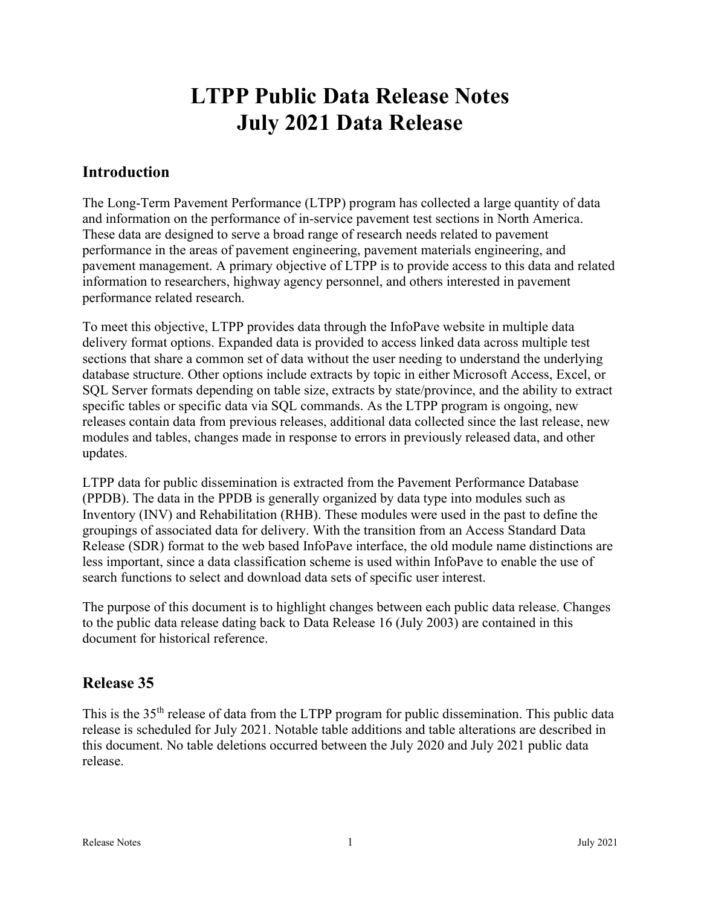# LTPP Public Data Release Notes
# July 2021 Data Release

## Introduction

The Long-Term Pavement Performance (LTPP) program has collected a large quantity of data and information on the performance of in-service pavement test sections in North America. These data are designed to serve a broad range of research needs related to pavement performance in the areas of pavement engineering, pavement materials engineering, and pavement management. A primary objective of LTPP is to provide access to this data and related information to researchers, highway agency personnel, and others interested in pavement performance related research.

To meet this objective, LTPP provides data through the InfoPave website in multiple data delivery format options. Expanded data is provided to access linked data across multiple test sections that share a common set of data without the user needing to understand the underlying database structure. Other options include extracts by topic in either Microsoft Access, Excel, or SQL Server formats depending on table size, extracts by state/province, and the ability to extract specific tables or specific data via SQL commands. As the LTPP program is ongoing, new releases contain data from previous releases, additional data collected since the last release, new modules and tables, changes made in response to errors in previously released data, and other updates.

LTPP data for public dissemination is extracted from the Pavement Performance Database (PPDB). The data in the PPDB is generally organized by data type into modules such as Inventory (INV) and Rehabilitation (RHB). These modules were used in the past to define the groupings of associated data for delivery. With the transition from an Access Standard Data Release (SDR) format to the web based InfoPave interface, the old module name distinctions are less important, since a data classification scheme is used within InfoPave to enable the use of search functions to select and download data sets of specific user interest.

The purpose of this document is to highlight changes between each public data release. Changes to the public data release dating back to Data Release 16 (July 2003) are contained in this document for historical reference.

## Release 35

This is the 35th release of data from the LTPP program for public dissemination. This public data release is scheduled for July 2021. Notable table additions and table alterations are described in this document. No table deletions occurred between the July 2020 and July 2021 public data release.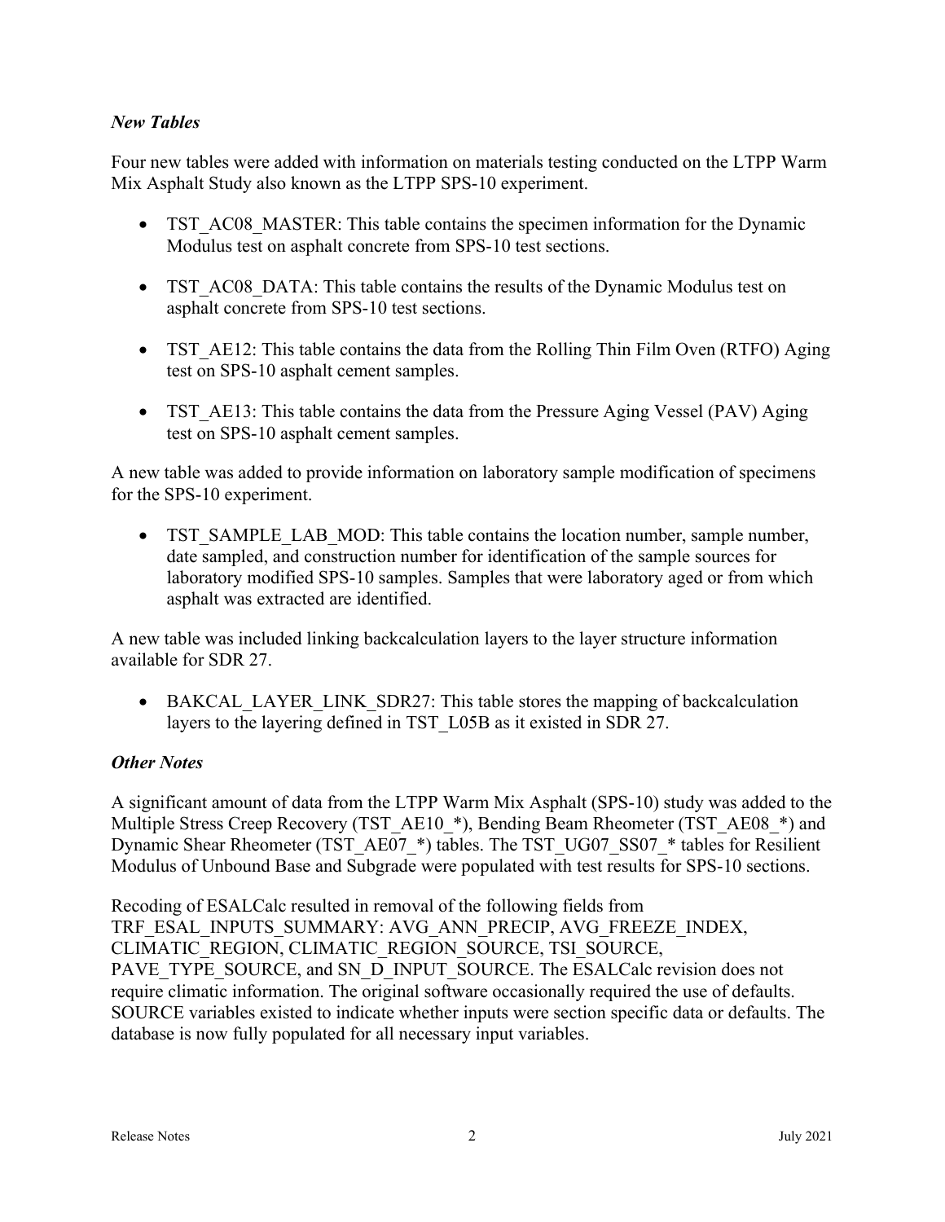### *New Tables*

Four new tables were added with information on materials testing conducted on the LTPP Warm Mix Asphalt Study also known as the LTPP SPS-10 experiment.

- TST_AC08_MASTER: This table contains the specimen information for the Dynamic Modulus test on asphalt concrete from SPS-10 test sections.
- TST_AC08_DATA: This table contains the results of the Dynamic Modulus test on asphalt concrete from SPS-10 test sections.
- TST_AE12: This table contains the data from the Rolling Thin Film Oven (RTFO) Aging test on SPS-10 asphalt cement samples.
- TST_AE13: This table contains the data from the Pressure Aging Vessel (PAV) Aging test on SPS-10 asphalt cement samples.

A new table was added to provide information on laboratory sample modification of specimens for the SPS-10 experiment.

- TST_SAMPLE_LAB_MOD: This table contains the location number, sample number, date sampled, and construction number for identification of the sample sources for laboratory modified SPS-10 samples. Samples that were laboratory aged or from which asphalt was extracted are identified.

A new table was included linking backcalculation layers to the layer structure information available for SDR 27.

- BAKCAL_LAYER_LINK_SDR27: This table stores the mapping of backcalculation layers to the layering defined in TST_L05B as it existed in SDR 27.

### *Other Notes*

A significant amount of data from the LTPP Warm Mix Asphalt (SPS-10) study was added to the Multiple Stress Creep Recovery (TST_AE10_*), Bending Beam Rheometer (TST_AE08_*) and Dynamic Shear Rheometer (TST_AE07_*) tables. The TST_UG07_SS07_* tables for Resilient Modulus of Unbound Base and Subgrade were populated with test results for SPS-10 sections.

Recoding of ESALCalc resulted in removal of the following fields from TRF_ESAL_INPUTS_SUMMARY: AVG_ANN_PRECIP, AVG_FREEZE_INDEX, CLIMATIC_REGION, CLIMATIC_REGION_SOURCE, TSI_SOURCE, PAVE_TYPE_SOURCE, and SN_D_INPUT_SOURCE. The ESALCalc revision does not require climatic information. The original software occasionally required the use of defaults. SOURCE variables existed to indicate whether inputs were section specific data or defaults. The database is now fully populated for all necessary input variables.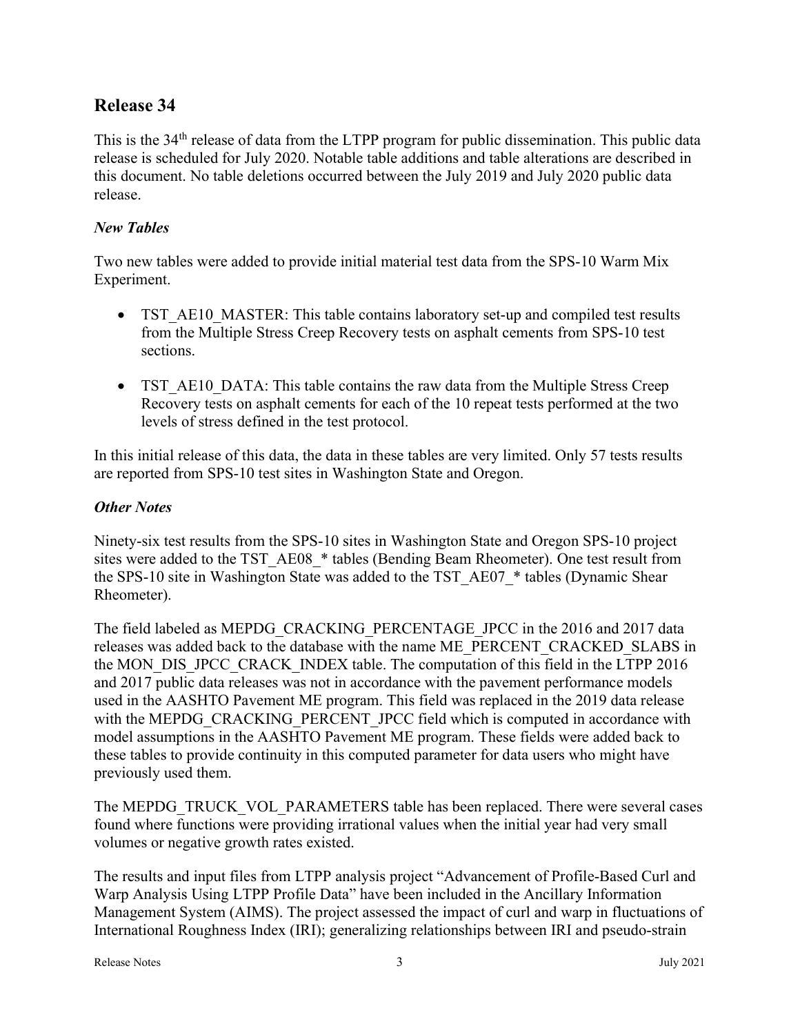## Release 34

This is the 34th release of data from the LTPP program for public dissemination. This public data release is scheduled for July 2020. Notable table additions and table alterations are described in this document. No table deletions occurred between the July 2019 and July 2020 public data release.

### *New Tables*

Two new tables were added to provide initial material test data from the SPS-10 Warm Mix Experiment.

- TST_AE10_MASTER: This table contains laboratory set-up and compiled test results from the Multiple Stress Creep Recovery tests on asphalt cements from SPS-10 test sections.
- TST_AE10_DATA: This table contains the raw data from the Multiple Stress Creep Recovery tests on asphalt cements for each of the 10 repeat tests performed at the two levels of stress defined in the test protocol.

In this initial release of this data, the data in these tables are very limited. Only 57 tests results are reported from SPS-10 test sites in Washington State and Oregon.

### *Other Notes*

Ninety-six test results from the SPS-10 sites in Washington State and Oregon SPS-10 project sites were added to the TST_AE08_* tables (Bending Beam Rheometer). One test result from the SPS-10 site in Washington State was added to the TST_AE07_* tables (Dynamic Shear Rheometer).

The field labeled as MEPDG_CRACKING_PERCENTAGE_JPCC in the 2016 and 2017 data releases was added back to the database with the name ME_PERCENT_CRACKED_SLABS in the MON_DIS_JPCC_CRACK_INDEX table. The computation of this field in the LTPP 2016 and 2017 public data releases was not in accordance with the pavement performance models used in the AASHTO Pavement ME program. This field was replaced in the 2019 data release with the MEPDG_CRACKING_PERCENT_JPCC field which is computed in accordance with model assumptions in the AASHTO Pavement ME program. These fields were added back to these tables to provide continuity in this computed parameter for data users who might have previously used them.

The MEPDG_TRUCK_VOL_PARAMETERS table has been replaced. There were several cases found where functions were providing irrational values when the initial year had very small volumes or negative growth rates existed.

The results and input files from LTPP analysis project "Advancement of Profile-Based Curl and Warp Analysis Using LTPP Profile Data" have been included in the Ancillary Information Management System (AIMS). The project assessed the impact of curl and warp in fluctuations of International Roughness Index (IRI); generalizing relationships between IRI and pseudo-strain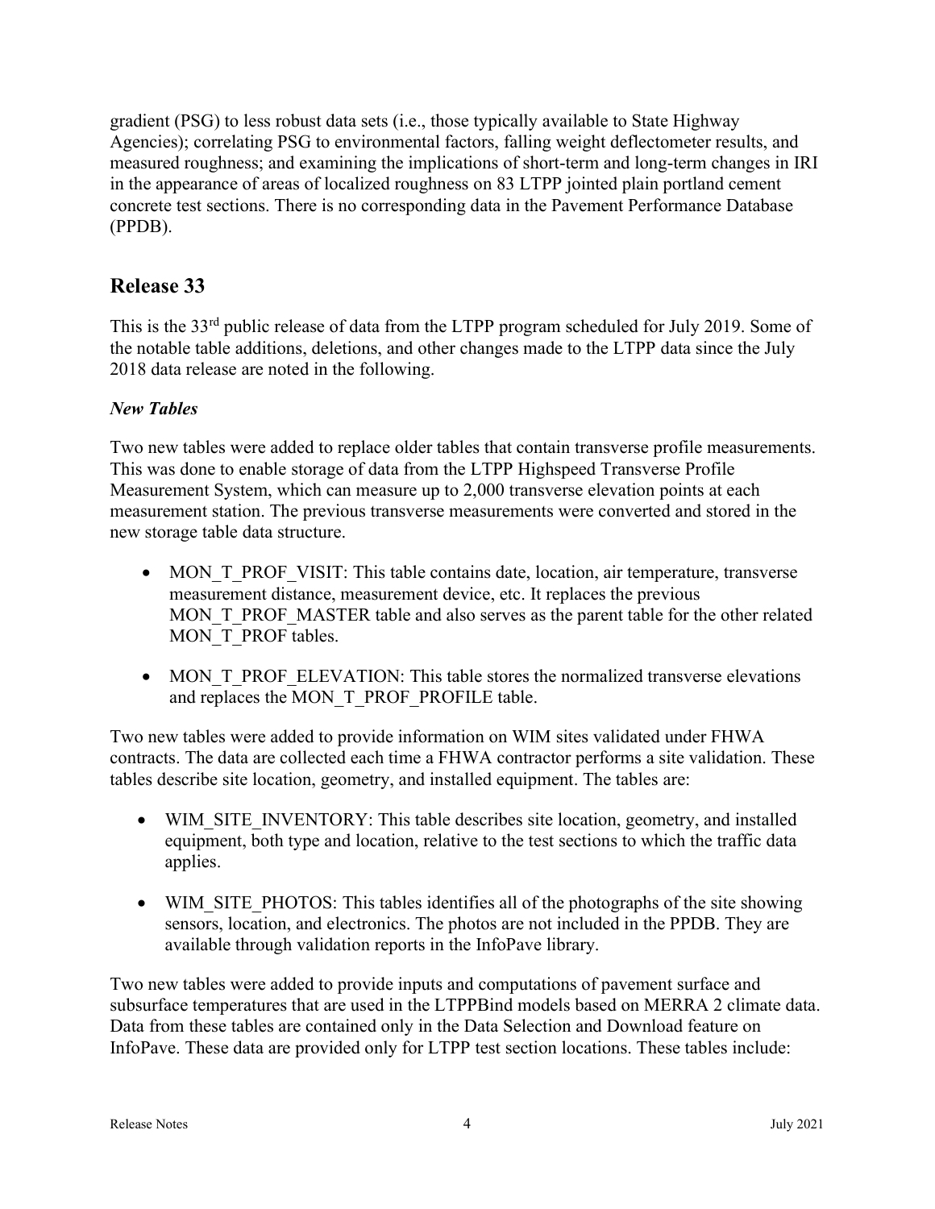gradient (PSG) to less robust data sets (i.e., those typically available to State Highway Agencies); correlating PSG to environmental factors, falling weight deflectometer results, and measured roughness; and examining the implications of short-term and long-term changes in IRI in the appearance of areas of localized roughness on 83 LTPP jointed plain portland cement concrete test sections. There is no corresponding data in the Pavement Performance Database (PPDB).

## Release 33

This is the 33rd public release of data from the LTPP program scheduled for July 2019. Some of the notable table additions, deletions, and other changes made to the LTPP data since the July 2018 data release are noted in the following.

### *New Tables*

Two new tables were added to replace older tables that contain transverse profile measurements. This was done to enable storage of data from the LTPP Highspeed Transverse Profile Measurement System, which can measure up to 2,000 transverse elevation points at each measurement station. The previous transverse measurements were converted and stored in the new storage table data structure.

- MON_T_PROF_VISIT: This table contains date, location, air temperature, transverse measurement distance, measurement device, etc. It replaces the previous MON_T_PROF_MASTER table and also serves as the parent table for the other related MON_T_PROF tables.
- MON_T_PROF_ELEVATION: This table stores the normalized transverse elevations and replaces the MON_T_PROF_PROFILE table.

Two new tables were added to provide information on WIM sites validated under FHWA contracts. The data are collected each time a FHWA contractor performs a site validation. These tables describe site location, geometry, and installed equipment. The tables are:

- WIM_SITE_INVENTORY: This table describes site location, geometry, and installed equipment, both type and location, relative to the test sections to which the traffic data applies.
- WIM_SITE_PHOTOS: This tables identifies all of the photographs of the site showing sensors, location, and electronics. The photos are not included in the PPDB. They are available through validation reports in the InfoPave library.

Two new tables were added to provide inputs and computations of pavement surface and subsurface temperatures that are used in the LTPPBind models based on MERRA 2 climate data. Data from these tables are contained only in the Data Selection and Download feature on InfoPave. These data are provided only for LTPP test section locations. These tables include: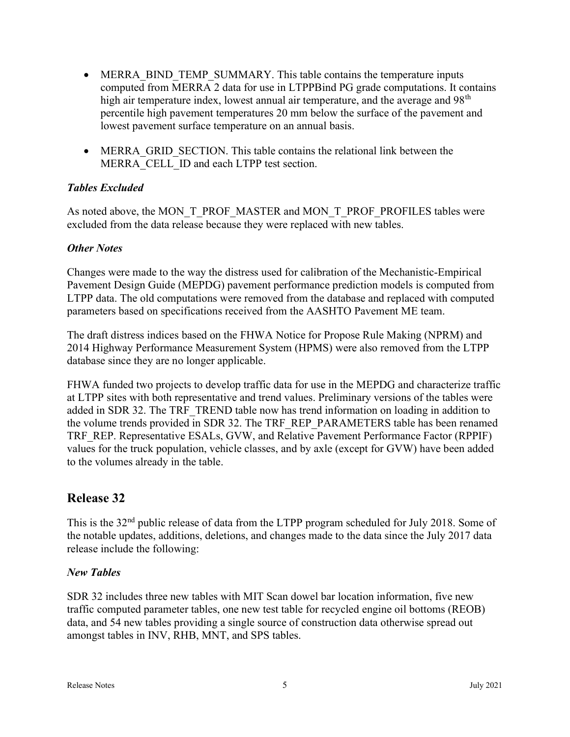- MERRA_BIND_TEMP_SUMMARY. This table contains the temperature inputs computed from MERRA 2 data for use in LTPPBind PG grade computations. It contains high air temperature index, lowest annual air temperature, and the average and 98th percentile high pavement temperatures 20 mm below the surface of the pavement and lowest pavement surface temperature on an annual basis.
- MERRA_GRID_SECTION. This table contains the relational link between the MERRA_CELL_ID and each LTPP test section.

### *Tables Excluded*

As noted above, the MON_T_PROF_MASTER and MON_T_PROF_PROFILES tables were excluded from the data release because they were replaced with new tables.

### *Other Notes*

Changes were made to the way the distress used for calibration of the Mechanistic-Empirical Pavement Design Guide (MEPDG) pavement performance prediction models is computed from LTPP data. The old computations were removed from the database and replaced with computed parameters based on specifications received from the AASHTO Pavement ME team.

The draft distress indices based on the FHWA Notice for Propose Rule Making (NPRM) and 2014 Highway Performance Measurement System (HPMS) were also removed from the LTPP database since they are no longer applicable.

FHWA funded two projects to develop traffic data for use in the MEPDG and characterize traffic at LTPP sites with both representative and trend values. Preliminary versions of the tables were added in SDR 32. The TRF_TREND table now has trend information on loading in addition to the volume trends provided in SDR 32. The TRF_REP_PARAMETERS table has been renamed TRF_REP. Representative ESALs, GVW, and Relative Pavement Performance Factor (RPPIF) values for the truck population, vehicle classes, and by axle (except for GVW) have been added to the volumes already in the table.

## Release 32

This is the 32nd public release of data from the LTPP program scheduled for July 2018. Some of the notable updates, additions, deletions, and changes made to the data since the July 2017 data release include the following:

### *New Tables*

SDR 32 includes three new tables with MIT Scan dowel bar location information, five new traffic computed parameter tables, one new test table for recycled engine oil bottoms (REOB) data, and 54 new tables providing a single source of construction data otherwise spread out amongst tables in INV, RHB, MNT, and SPS tables.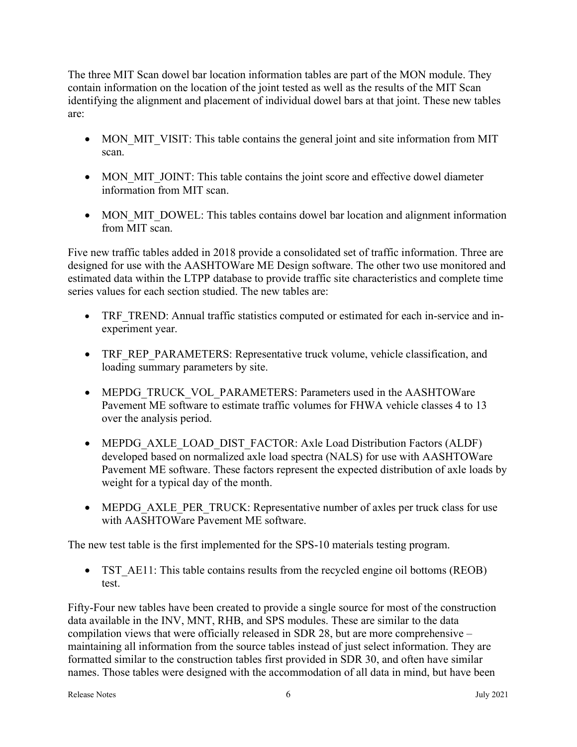The three MIT Scan dowel bar location information tables are part of the MON module. They contain information on the location of the joint tested as well as the results of the MIT Scan identifying the alignment and placement of individual dowel bars at that joint. These new tables are:

- MON_MIT_VISIT: This table contains the general joint and site information from MIT scan.
- MON_MIT_JOINT: This table contains the joint score and effective dowel diameter information from MIT scan.
- MON_MIT_DOWEL: This tables contains dowel bar location and alignment information from MIT scan.

Five new traffic tables added in 2018 provide a consolidated set of traffic information. Three are designed for use with the AASHTOWare ME Design software. The other two use monitored and estimated data within the LTPP database to provide traffic site characteristics and complete time series values for each section studied. The new tables are:

- TRF_TREND: Annual traffic statistics computed or estimated for each in-service and in-experiment year.
- TRF_REP_PARAMETERS: Representative truck volume, vehicle classification, and loading summary parameters by site.
- MEPDG_TRUCK_VOL_PARAMETERS: Parameters used in the AASHTOWare Pavement ME software to estimate traffic volumes for FHWA vehicle classes 4 to 13 over the analysis period.
- MEPDG_AXLE_LOAD_DIST_FACTOR: Axle Load Distribution Factors (ALDF) developed based on normalized axle load spectra (NALS) for use with AASHTOWare Pavement ME software. These factors represent the expected distribution of axle loads by weight for a typical day of the month.
- MEPDG_AXLE_PER_TRUCK: Representative number of axles per truck class for use with AASHTOWare Pavement ME software.

The new test table is the first implemented for the SPS-10 materials testing program.

- TST_AE11: This table contains results from the recycled engine oil bottoms (REOB) test.

Fifty-Four new tables have been created to provide a single source for most of the construction data available in the INV, MNT, RHB, and SPS modules. These are similar to the data compilation views that were officially released in SDR 28, but are more comprehensive – maintaining all information from the source tables instead of just select information. They are formatted similar to the construction tables first provided in SDR 30, and often have similar names. Those tables were designed with the accommodation of all data in mind, but have been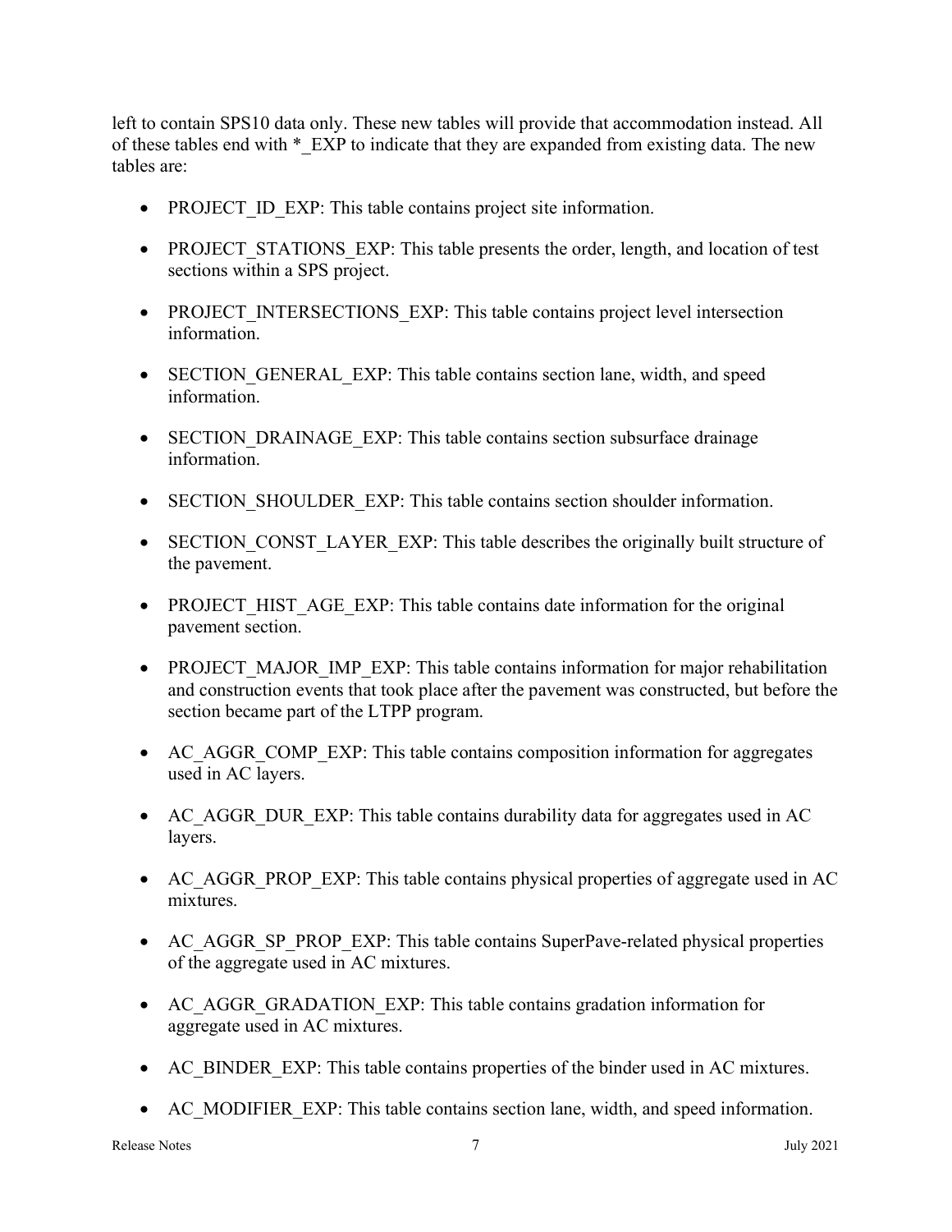left to contain SPS10 data only. These new tables will provide that accommodation instead. All of these tables end with *_EXP to indicate that they are expanded from existing data. The new tables are:

- PROJECT_ID_EXP: This table contains project site information.
- PROJECT_STATIONS_EXP: This table presents the order, length, and location of test sections within a SPS project.
- PROJECT_INTERSECTIONS_EXP: This table contains project level intersection information.
- SECTION_GENERAL_EXP: This table contains section lane, width, and speed information.
- SECTION_DRAINAGE_EXP: This table contains section subsurface drainage information.
- SECTION_SHOULDER_EXP: This table contains section shoulder information.
- SECTION_CONST_LAYER_EXP: This table describes the originally built structure of the pavement.
- PROJECT_HIST_AGE_EXP: This table contains date information for the original pavement section.
- PROJECT_MAJOR_IMP_EXP: This table contains information for major rehabilitation and construction events that took place after the pavement was constructed, but before the section became part of the LTPP program.
- AC_AGGR_COMP_EXP: This table contains composition information for aggregates used in AC layers.
- AC_AGGR_DUR_EXP: This table contains durability data for aggregates used in AC layers.
- AC_AGGR_PROP_EXP: This table contains physical properties of aggregate used in AC mixtures.
- AC_AGGR_SP_PROP_EXP: This table contains SuperPave-related physical properties of the aggregate used in AC mixtures.
- AC_AGGR_GRADATION_EXP: This table contains gradation information for aggregate used in AC mixtures.
- AC_BINDER_EXP: This table contains properties of the binder used in AC mixtures.
- AC_MODIFIER_EXP: This table contains section lane, width, and speed information.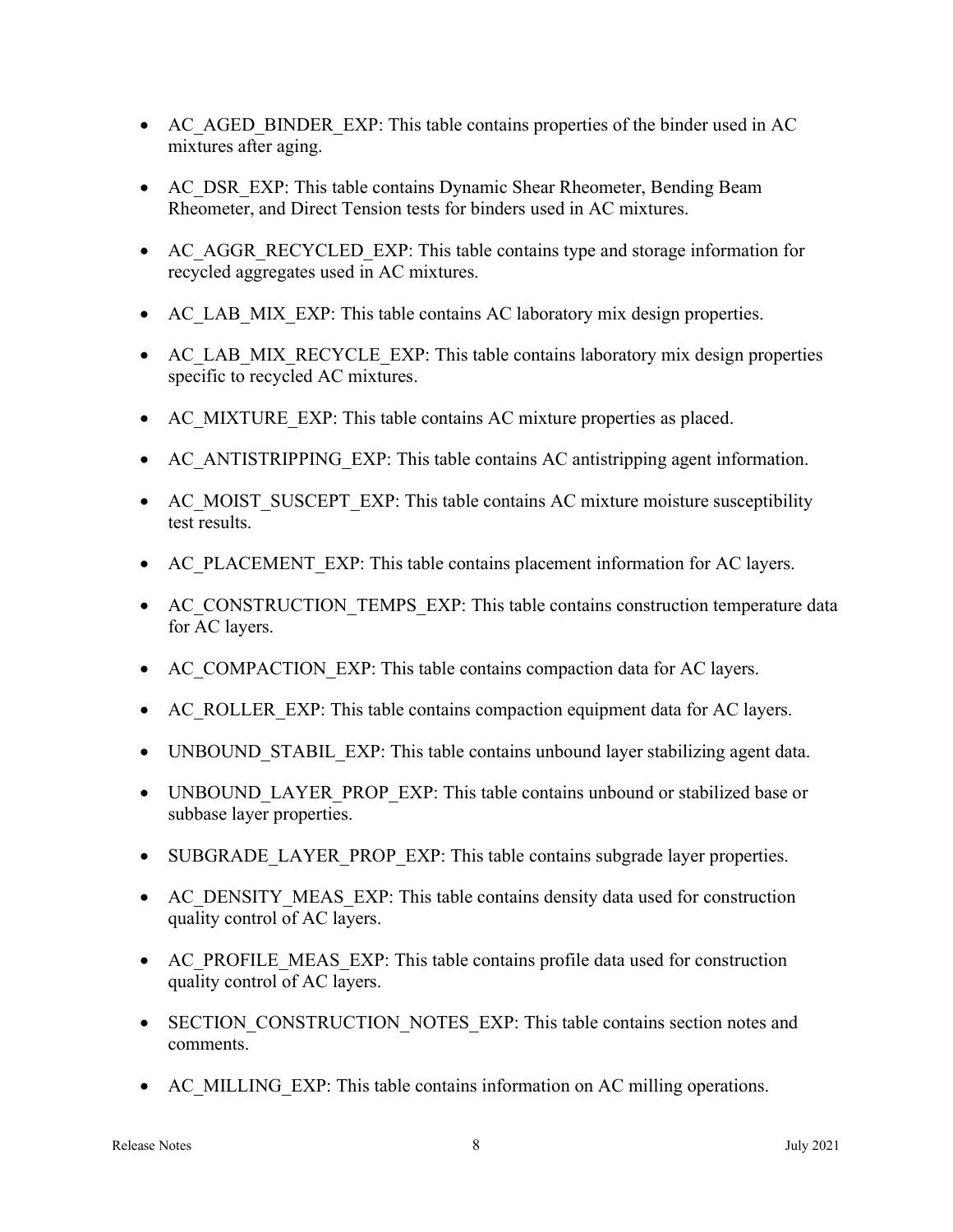- AC_AGED_BINDER_EXP: This table contains properties of the binder used in AC mixtures after aging.
- AC_DSR_EXP: This table contains Dynamic Shear Rheometer, Bending Beam Rheometer, and Direct Tension tests for binders used in AC mixtures.
- AC_AGGR_RECYCLED_EXP: This table contains type and storage information for recycled aggregates used in AC mixtures.
- AC_LAB_MIX_EXP: This table contains AC laboratory mix design properties.
- AC_LAB_MIX_RECYCLE_EXP: This table contains laboratory mix design properties specific to recycled AC mixtures.
- AC_MIXTURE_EXP: This table contains AC mixture properties as placed.
- AC_ANTISTRIPPING_EXP: This table contains AC antistripping agent information.
- AC_MOIST_SUSCEPT_EXP: This table contains AC mixture moisture susceptibility test results.
- AC_PLACEMENT_EXP: This table contains placement information for AC layers.
- AC_CONSTRUCTION_TEMPS_EXP: This table contains construction temperature data for AC layers.
- AC_COMPACTION_EXP: This table contains compaction data for AC layers.
- AC_ROLLER_EXP: This table contains compaction equipment data for AC layers.
- UNBOUND_STABIL_EXP: This table contains unbound layer stabilizing agent data.
- UNBOUND_LAYER_PROP_EXP: This table contains unbound or stabilized base or subbase layer properties.
- SUBGRADE_LAYER_PROP_EXP: This table contains subgrade layer properties.
- AC_DENSITY_MEAS_EXP: This table contains density data used for construction quality control of AC layers.
- AC_PROFILE_MEAS_EXP: This table contains profile data used for construction quality control of AC layers.
- SECTION_CONSTRUCTION_NOTES_EXP: This table contains section notes and comments.
- AC_MILLING_EXP: This table contains information on AC milling operations.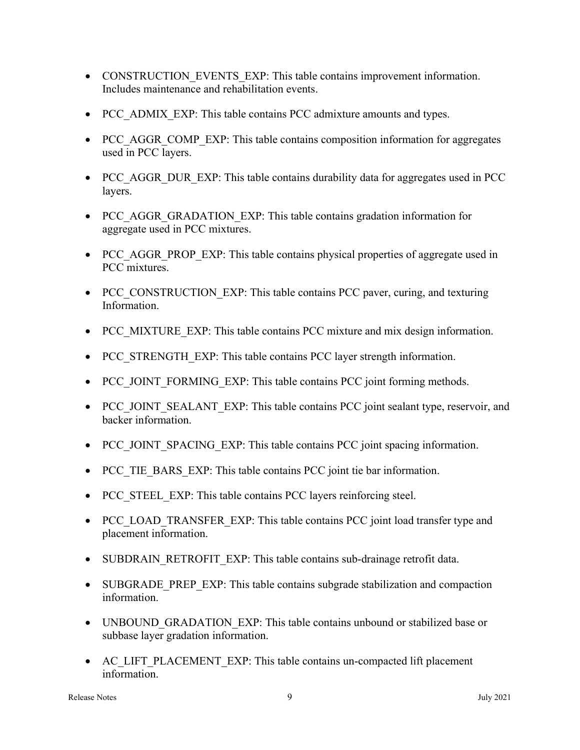- CONSTRUCTION_EVENTS_EXP: This table contains improvement information. Includes maintenance and rehabilitation events.
- PCC_ADMIX_EXP: This table contains PCC admixture amounts and types.
- PCC_AGGR_COMP_EXP: This table contains composition information for aggregates used in PCC layers.
- PCC_AGGR_DUR_EXP: This table contains durability data for aggregates used in PCC layers.
- PCC_AGGR_GRADATION_EXP: This table contains gradation information for aggregate used in PCC mixtures.
- PCC_AGGR_PROP_EXP: This table contains physical properties of aggregate used in PCC mixtures.
- PCC_CONSTRUCTION_EXP: This table contains PCC paver, curing, and texturing Information.
- PCC_MIXTURE_EXP: This table contains PCC mixture and mix design information.
- PCC_STRENGTH_EXP: This table contains PCC layer strength information.
- PCC_JOINT_FORMING_EXP: This table contains PCC joint forming methods.
- PCC_JOINT_SEALANT_EXP: This table contains PCC joint sealant type, reservoir, and backer information.
- PCC_JOINT_SPACING_EXP: This table contains PCC joint spacing information.
- PCC_TIE_BARS_EXP: This table contains PCC joint tie bar information.
- PCC_STEEL_EXP: This table contains PCC layers reinforcing steel.
- PCC_LOAD_TRANSFER_EXP: This table contains PCC joint load transfer type and placement information.
- SUBDRAIN_RETROFIT_EXP: This table contains sub-drainage retrofit data.
- SUBGRADE_PREP_EXP: This table contains subgrade stabilization and compaction information.
- UNBOUND_GRADATION_EXP: This table contains unbound or stabilized base or subbase layer gradation information.
- AC_LIFT_PLACEMENT_EXP: This table contains un-compacted lift placement information.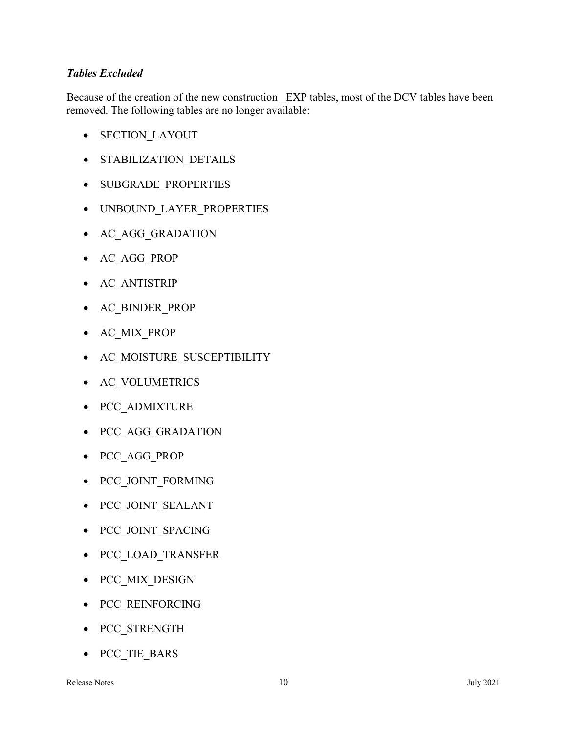### *Tables Excluded*

Because of the creation of the new construction _EXP tables, most of the DCV tables have been removed. The following tables are no longer available:

- SECTION_LAYOUT
- STABILIZATION_DETAILS
- SUBGRADE_PROPERTIES
- UNBOUND_LAYER_PROPERTIES
- AC_AGG_GRADATION
- AC_AGG_PROP
- AC_ANTISTRIP
- AC_BINDER_PROP
- AC_MIX_PROP
- AC_MOISTURE_SUSCEPTIBILITY
- AC_VOLUMETRICS
- PCC_ADMIXTURE
- PCC_AGG_GRADATION
- PCC_AGG_PROP
- PCC_JOINT_FORMING
- PCC_JOINT_SEALANT
- PCC_JOINT_SPACING
- PCC_LOAD_TRANSFER
- PCC_MIX_DESIGN
- PCC_REINFORCING
- PCC_STRENGTH
- PCC_TIE_BARS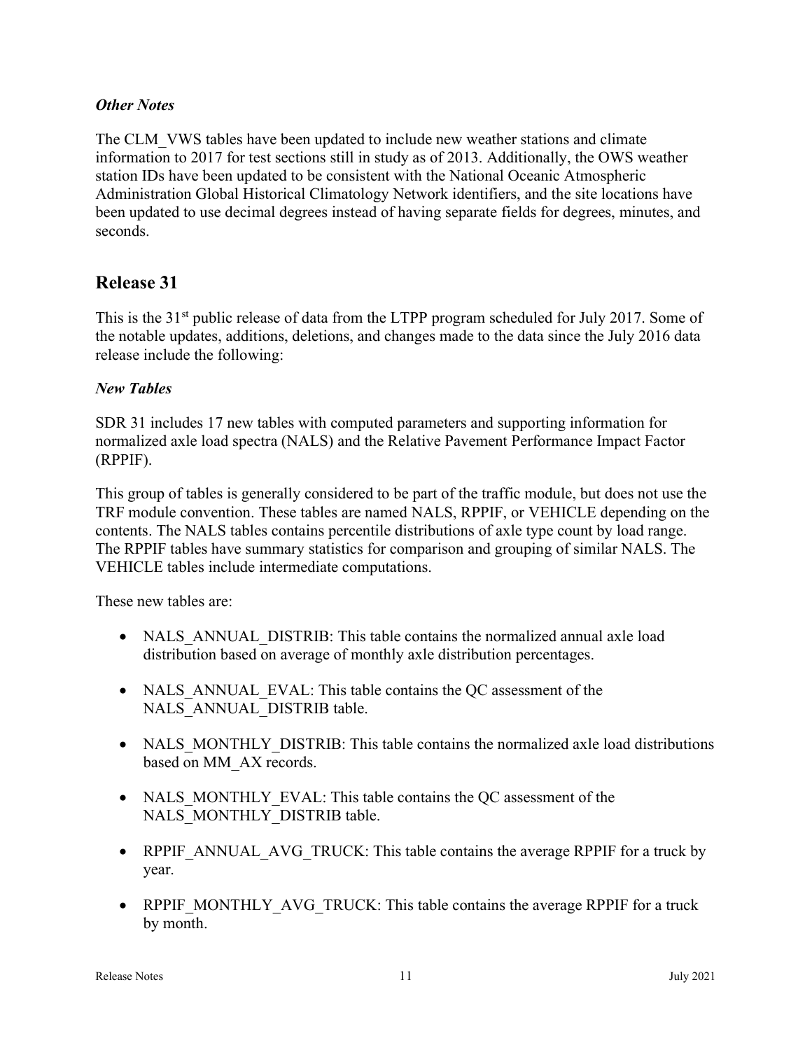### *Other Notes*

The CLM_VWS tables have been updated to include new weather stations and climate information to 2017 for test sections still in study as of 2013. Additionally, the OWS weather station IDs have been updated to be consistent with the National Oceanic Atmospheric Administration Global Historical Climatology Network identifiers, and the site locations have been updated to use decimal degrees instead of having separate fields for degrees, minutes, and seconds.

## Release 31

This is the 31st public release of data from the LTPP program scheduled for July 2017. Some of the notable updates, additions, deletions, and changes made to the data since the July 2016 data release include the following:

### *New Tables*

SDR 31 includes 17 new tables with computed parameters and supporting information for normalized axle load spectra (NALS) and the Relative Pavement Performance Impact Factor (RPPIF).

This group of tables is generally considered to be part of the traffic module, but does not use the TRF module convention. These tables are named NALS, RPPIF, or VEHICLE depending on the contents. The NALS tables contains percentile distributions of axle type count by load range. The RPPIF tables have summary statistics for comparison and grouping of similar NALS. The VEHICLE tables include intermediate computations.

These new tables are:

- NALS_ANNUAL_DISTRIB: This table contains the normalized annual axle load distribution based on average of monthly axle distribution percentages.
- NALS_ANNUAL_EVAL: This table contains the QC assessment of the NALS_ANNUAL_DISTRIB table.
- NALS_MONTHLY_DISTRIB: This table contains the normalized axle load distributions based on MM_AX records.
- NALS_MONTHLY_EVAL: This table contains the QC assessment of the NALS_MONTHLY_DISTRIB table.
- RPPIF_ANNUAL_AVG_TRUCK: This table contains the average RPPIF for a truck by year.
- RPPIF_MONTHLY_AVG_TRUCK: This table contains the average RPPIF for a truck by month.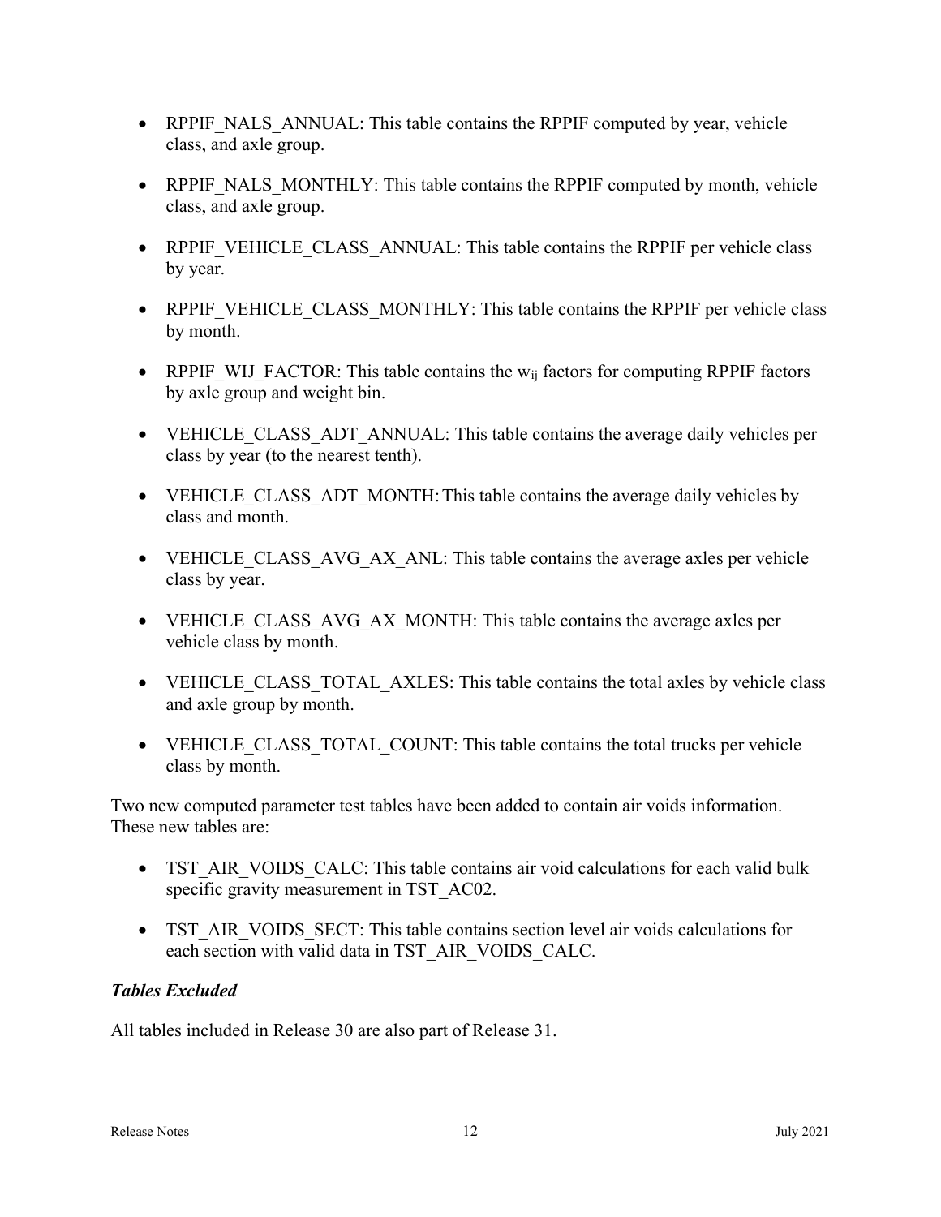- RPPIF_NALS_ANNUAL: This table contains the RPPIF computed by year, vehicle class, and axle group.
- RPPIF_NALS_MONTHLY: This table contains the RPPIF computed by month, vehicle class, and axle group.
- RPPIF_VEHICLE_CLASS_ANNUAL: This table contains the RPPIF per vehicle class by year.
- RPPIF_VEHICLE_CLASS_MONTHLY: This table contains the RPPIF per vehicle class by month.
- RPPIF_WIJ_FACTOR: This table contains the $w_{ij}$ factors for computing RPPIF factors by axle group and weight bin.
- VEHICLE_CLASS_ADT_ANNUAL: This table contains the average daily vehicles per class by year (to the nearest tenth).
- VEHICLE_CLASS_ADT_MONTH: This table contains the average daily vehicles by class and month.
- VEHICLE_CLASS_AVG_AX_ANL: This table contains the average axles per vehicle class by year.
- VEHICLE_CLASS_AVG_AX_MONTH: This table contains the average axles per vehicle class by month.
- VEHICLE_CLASS_TOTAL_AXLES: This table contains the total axles by vehicle class and axle group by month.
- VEHICLE_CLASS_TOTAL_COUNT: This table contains the total trucks per vehicle class by month.

Two new computed parameter test tables have been added to contain air voids information. These new tables are:

- TST_AIR_VOIDS_CALC: This table contains air void calculations for each valid bulk specific gravity measurement in TST_AC02.
- TST_AIR_VOIDS_SECT: This table contains section level air voids calculations for each section with valid data in TST_AIR_VOIDS_CALC.

### *Tables Excluded*

All tables included in Release 30 are also part of Release 31.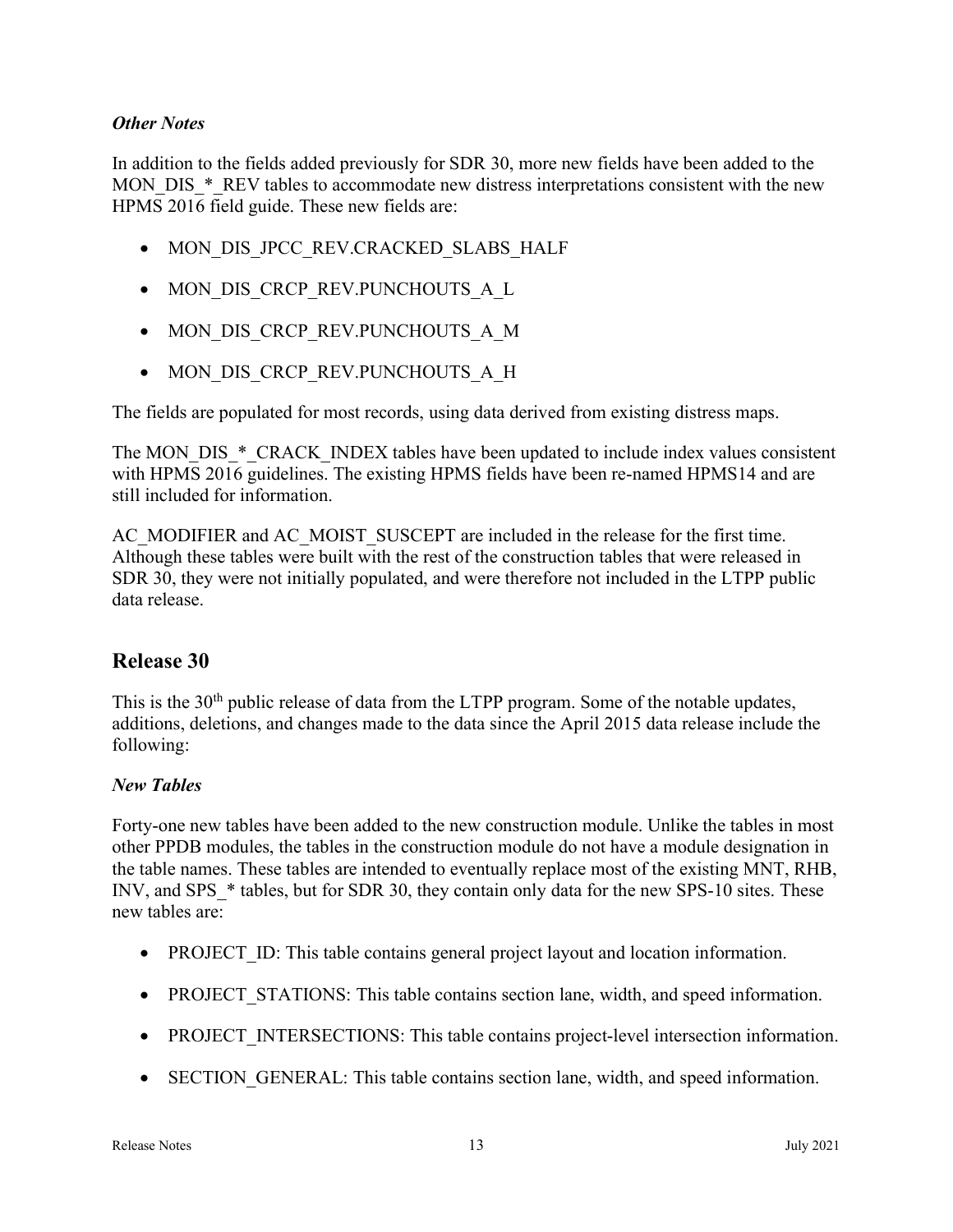### *Other Notes*

In addition to the fields added previously for SDR 30, more new fields have been added to the MON_DIS_*_REV tables to accommodate new distress interpretations consistent with the new HPMS 2016 field guide. These new fields are:

- MON_DIS_JPCC_REV.CRACKED_SLABS_HALF
- MON_DIS_CRCP_REV.PUNCHOUTS_A_L
- MON_DIS_CRCP_REV.PUNCHOUTS_A_M
- MON_DIS_CRCP_REV.PUNCHOUTS_A_H

The fields are populated for most records, using data derived from existing distress maps.

The MON_DIS_*_CRACK_INDEX tables have been updated to include index values consistent with HPMS 2016 guidelines. The existing HPMS fields have been re-named HPMS14 and are still included for information.

AC_MODIFIER and AC_MOIST_SUSCEPT are included in the release for the first time. Although these tables were built with the rest of the construction tables that were released in SDR 30, they were not initially populated, and were therefore not included in the LTPP public data release.

## Release 30

This is the 30th public release of data from the LTPP program. Some of the notable updates, additions, deletions, and changes made to the data since the April 2015 data release include the following:

### *New Tables*

Forty-one new tables have been added to the new construction module. Unlike the tables in most other PPDB modules, the tables in the construction module do not have a module designation in the table names. These tables are intended to eventually replace most of the existing MNT, RHB, INV, and SPS_* tables, but for SDR 30, they contain only data for the new SPS-10 sites. These new tables are:

- PROJECT_ID: This table contains general project layout and location information.
- PROJECT_STATIONS: This table contains section lane, width, and speed information.
- PROJECT_INTERSECTIONS: This table contains project-level intersection information.
- SECTION_GENERAL: This table contains section lane, width, and speed information.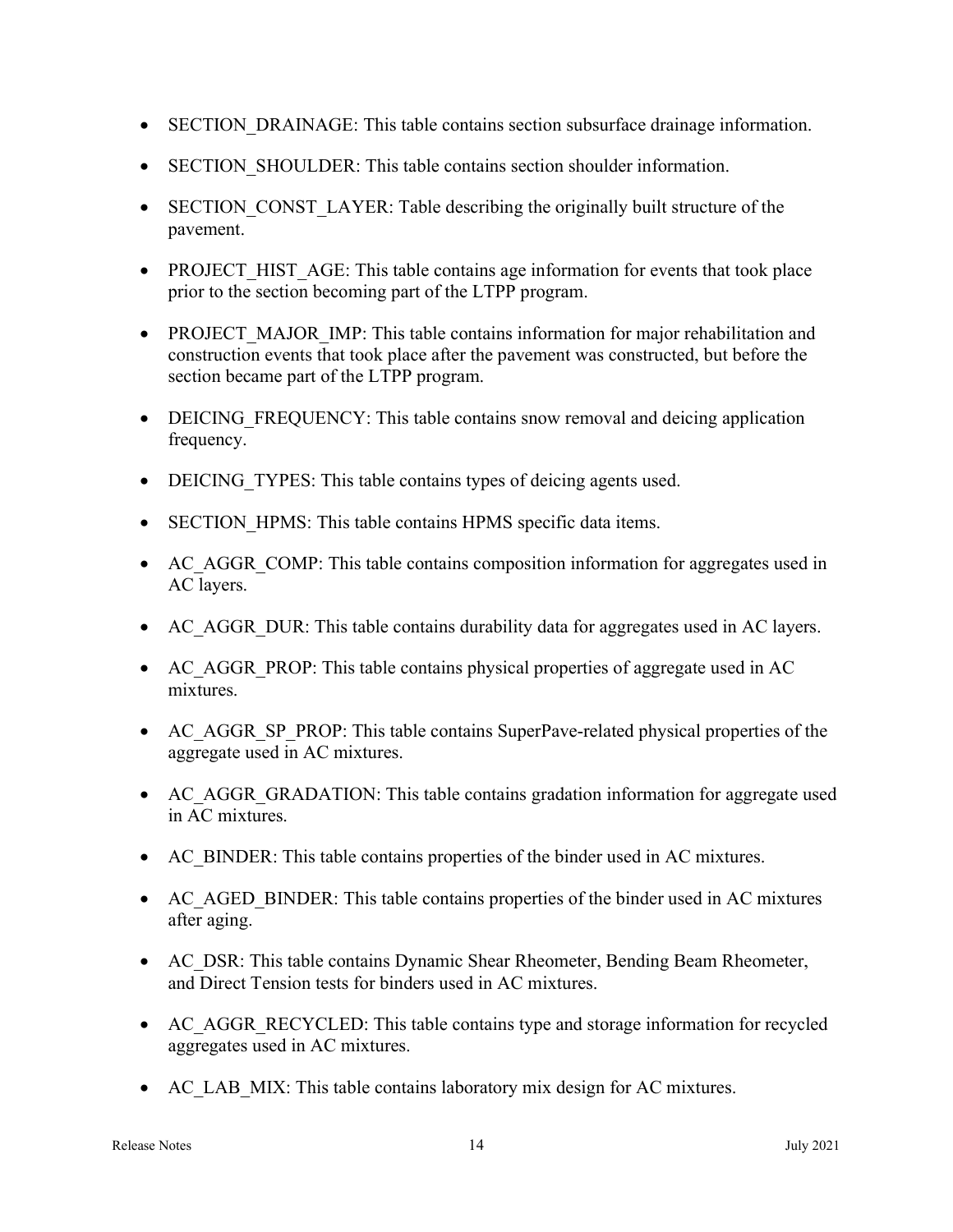- SECTION_DRAINAGE: This table contains section subsurface drainage information.
- SECTION_SHOULDER: This table contains section shoulder information.
- SECTION_CONST_LAYER: Table describing the originally built structure of the pavement.
- PROJECT_HIST_AGE: This table contains age information for events that took place prior to the section becoming part of the LTPP program.
- PROJECT_MAJOR_IMP: This table contains information for major rehabilitation and construction events that took place after the pavement was constructed, but before the section became part of the LTPP program.
- DEICING_FREQUENCY: This table contains snow removal and deicing application frequency.
- DEICING_TYPES: This table contains types of deicing agents used.
- SECTION_HPMS: This table contains HPMS specific data items.
- AC_AGGR_COMP: This table contains composition information for aggregates used in AC layers.
- AC_AGGR_DUR: This table contains durability data for aggregates used in AC layers.
- AC_AGGR_PROP: This table contains physical properties of aggregate used in AC mixtures.
- AC_AGGR_SP_PROP: This table contains SuperPave-related physical properties of the aggregate used in AC mixtures.
- AC_AGGR_GRADATION: This table contains gradation information for aggregate used in AC mixtures.
- AC_BINDER: This table contains properties of the binder used in AC mixtures.
- AC_AGED_BINDER: This table contains properties of the binder used in AC mixtures after aging.
- AC_DSR: This table contains Dynamic Shear Rheometer, Bending Beam Rheometer, and Direct Tension tests for binders used in AC mixtures.
- AC_AGGR_RECYCLED: This table contains type and storage information for recycled aggregates used in AC mixtures.
- AC_LAB_MIX: This table contains laboratory mix design for AC mixtures.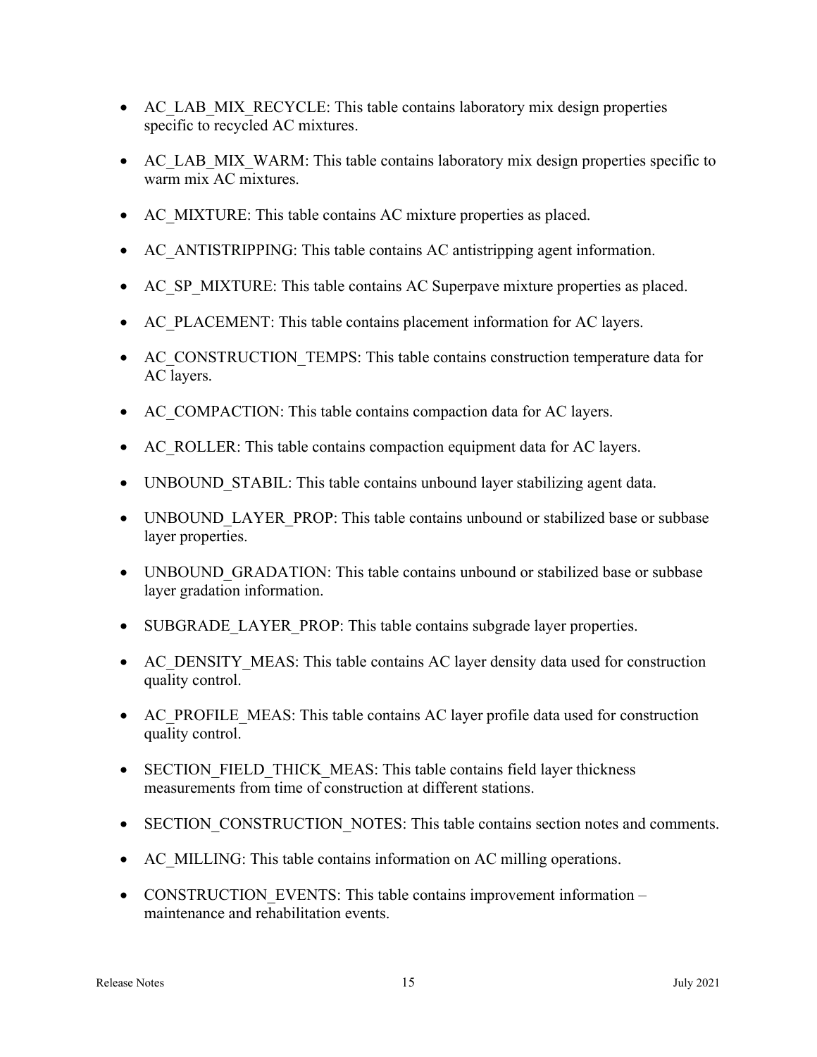- AC_LAB_MIX_RECYCLE: This table contains laboratory mix design properties specific to recycled AC mixtures.
- AC_LAB_MIX_WARM: This table contains laboratory mix design properties specific to warm mix AC mixtures.
- AC_MIXTURE: This table contains AC mixture properties as placed.
- AC_ANTISTRIPPING: This table contains AC antistripping agent information.
- AC_SP_MIXTURE: This table contains AC Superpave mixture properties as placed.
- AC_PLACEMENT: This table contains placement information for AC layers.
- AC_CONSTRUCTION_TEMPS: This table contains construction temperature data for AC layers.
- AC_COMPACTION: This table contains compaction data for AC layers.
- AC_ROLLER: This table contains compaction equipment data for AC layers.
- UNBOUND_STABIL: This table contains unbound layer stabilizing agent data.
- UNBOUND_LAYER_PROP: This table contains unbound or stabilized base or subbase layer properties.
- UNBOUND_GRADATION: This table contains unbound or stabilized base or subbase layer gradation information.
- SUBGRADE_LAYER_PROP: This table contains subgrade layer properties.
- AC_DENSITY_MEAS: This table contains AC layer density data used for construction quality control.
- AC_PROFILE_MEAS: This table contains AC layer profile data used for construction quality control.
- SECTION_FIELD_THICK_MEAS: This table contains field layer thickness measurements from time of construction at different stations.
- SECTION_CONSTRUCTION_NOTES: This table contains section notes and comments.
- AC_MILLING: This table contains information on AC milling operations.
- CONSTRUCTION_EVENTS: This table contains improvement information – maintenance and rehabilitation events.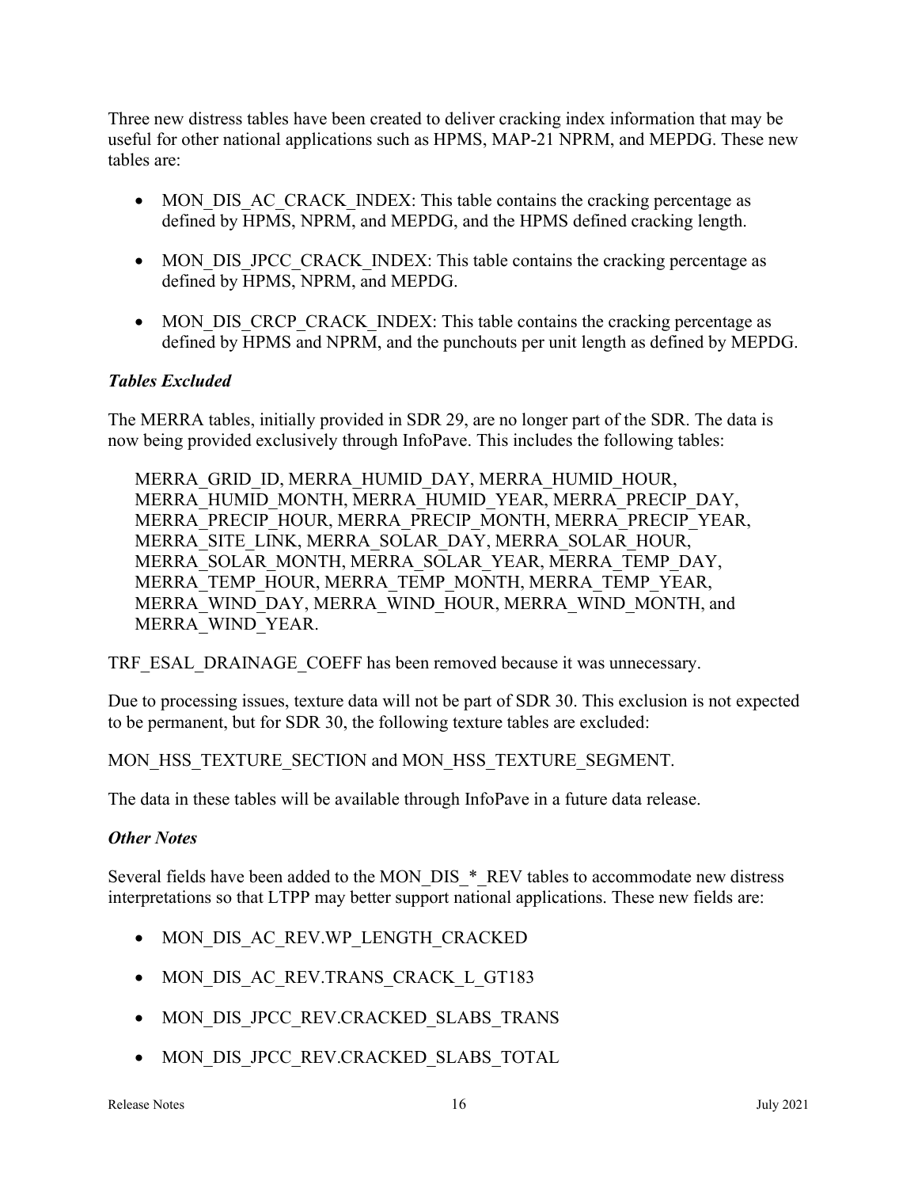Three new distress tables have been created to deliver cracking index information that may be useful for other national applications such as HPMS, MAP-21 NPRM, and MEPDG. These new tables are:

- MON_DIS_AC_CRACK_INDEX: This table contains the cracking percentage as defined by HPMS, NPRM, and MEPDG, and the HPMS defined cracking length.
- MON_DIS_JPCC_CRACK_INDEX: This table contains the cracking percentage as defined by HPMS, NPRM, and MEPDG.
- MON_DIS_CRCP_CRACK_INDEX: This table contains the cracking percentage as defined by HPMS and NPRM, and the punchouts per unit length as defined by MEPDG.

### *Tables Excluded*

The MERRA tables, initially provided in SDR 29, are no longer part of the SDR. The data is now being provided exclusively through InfoPave. This includes the following tables:

MERRA_GRID_ID, MERRA_HUMID_DAY, MERRA_HUMID_HOUR, MERRA_HUMID_MONTH, MERRA_HUMID_YEAR, MERRA_PRECIP_DAY, MERRA_PRECIP_HOUR, MERRA_PRECIP_MONTH, MERRA_PRECIP_YEAR, MERRA_SITE_LINK, MERRA_SOLAR_DAY, MERRA_SOLAR_HOUR, MERRA_SOLAR_MONTH, MERRA_SOLAR_YEAR, MERRA_TEMP_DAY, MERRA_TEMP_HOUR, MERRA_TEMP_MONTH, MERRA_TEMP_YEAR, MERRA_WIND_DAY, MERRA_WIND_HOUR, MERRA_WIND_MONTH, and MERRA_WIND_YEAR.

TRF_ESAL_DRAINAGE_COEFF has been removed because it was unnecessary.

Due to processing issues, texture data will not be part of SDR 30. This exclusion is not expected to be permanent, but for SDR 30, the following texture tables are excluded:

MON_HSS_TEXTURE_SECTION and MON_HSS_TEXTURE_SEGMENT.

The data in these tables will be available through InfoPave in a future data release.

### *Other Notes*

Several fields have been added to the MON_DIS_*_REV tables to accommodate new distress interpretations so that LTPP may better support national applications. These new fields are:

- MON_DIS_AC_REV.WP_LENGTH_CRACKED
- MON_DIS_AC_REV.TRANS_CRACK_L_GT183
- MON_DIS_JPCC_REV.CRACKED_SLABS_TRANS
- MON_DIS_JPCC_REV.CRACKED_SLABS_TOTAL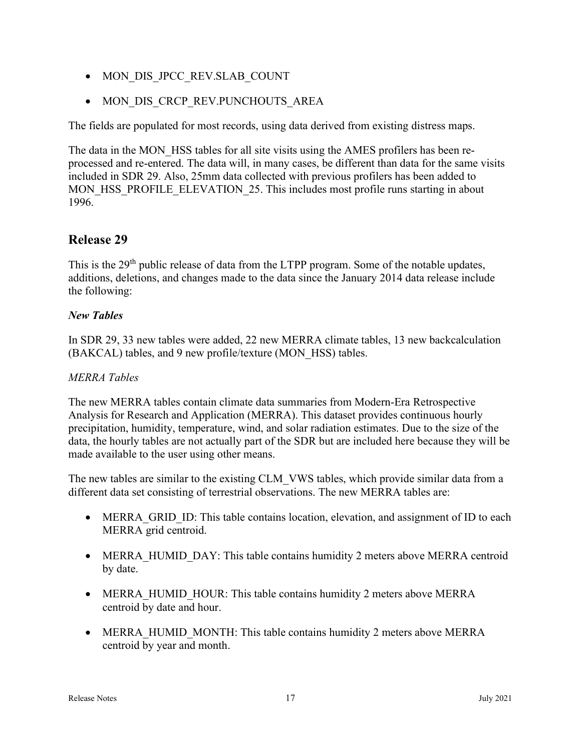- MON_DIS_JPCC_REV.SLAB_COUNT
- MON_DIS_CRCP_REV.PUNCHOUTS_AREA

The fields are populated for most records, using data derived from existing distress maps.

The data in the MON_HSS tables for all site visits using the AMES profilers has been re-processed and re-entered. The data will, in many cases, be different than data for the same visits included in SDR 29. Also, 25mm data collected with previous profilers has been added to MON_HSS_PROFILE_ELEVATION_25. This includes most profile runs starting in about 1996.

## Release 29

This is the 29th public release of data from the LTPP program. Some of the notable updates, additions, deletions, and changes made to the data since the January 2014 data release include the following:

### *New Tables*

In SDR 29, 33 new tables were added, 22 new MERRA climate tables, 13 new backcalculation (BAKCAL) tables, and 9 new profile/texture (MON_HSS) tables.

#### *MERRA Tables*

The new MERRA tables contain climate data summaries from Modern-Era Retrospective Analysis for Research and Application (MERRA). This dataset provides continuous hourly precipitation, humidity, temperature, wind, and solar radiation estimates. Due to the size of the data, the hourly tables are not actually part of the SDR but are included here because they will be made available to the user using other means.

The new tables are similar to the existing CLM_VWS tables, which provide similar data from a different data set consisting of terrestrial observations. The new MERRA tables are:

- MERRA_GRID_ID: This table contains location, elevation, and assignment of ID to each MERRA grid centroid.
- MERRA_HUMID_DAY: This table contains humidity 2 meters above MERRA centroid by date.
- MERRA_HUMID_HOUR: This table contains humidity 2 meters above MERRA centroid by date and hour.
- MERRA_HUMID_MONTH: This table contains humidity 2 meters above MERRA centroid by year and month.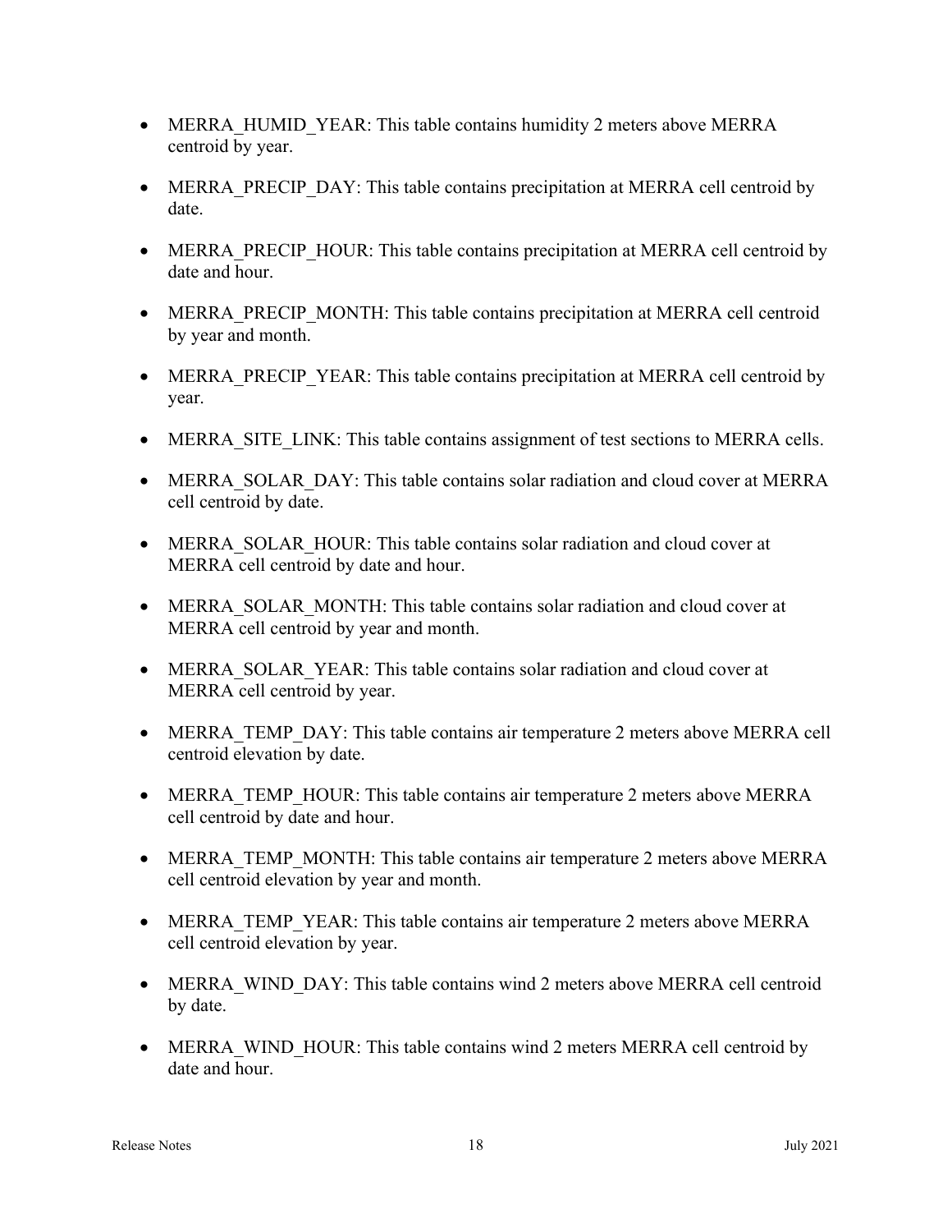- MERRA_HUMID_YEAR: This table contains humidity 2 meters above MERRA centroid by year.
- MERRA_PRECIP_DAY: This table contains precipitation at MERRA cell centroid by date.
- MERRA_PRECIP_HOUR: This table contains precipitation at MERRA cell centroid by date and hour.
- MERRA_PRECIP_MONTH: This table contains precipitation at MERRA cell centroid by year and month.
- MERRA_PRECIP_YEAR: This table contains precipitation at MERRA cell centroid by year.
- MERRA_SITE_LINK: This table contains assignment of test sections to MERRA cells.
- MERRA_SOLAR_DAY: This table contains solar radiation and cloud cover at MERRA cell centroid by date.
- MERRA_SOLAR_HOUR: This table contains solar radiation and cloud cover at MERRA cell centroid by date and hour.
- MERRA_SOLAR_MONTH: This table contains solar radiation and cloud cover at MERRA cell centroid by year and month.
- MERRA_SOLAR_YEAR: This table contains solar radiation and cloud cover at MERRA cell centroid by year.
- MERRA_TEMP_DAY: This table contains air temperature 2 meters above MERRA cell centroid elevation by date.
- MERRA_TEMP_HOUR: This table contains air temperature 2 meters above MERRA cell centroid by date and hour.
- MERRA_TEMP_MONTH: This table contains air temperature 2 meters above MERRA cell centroid elevation by year and month.
- MERRA_TEMP_YEAR: This table contains air temperature 2 meters above MERRA cell centroid elevation by year.
- MERRA_WIND_DAY: This table contains wind 2 meters above MERRA cell centroid by date.
- MERRA_WIND_HOUR: This table contains wind 2 meters MERRA cell centroid by date and hour.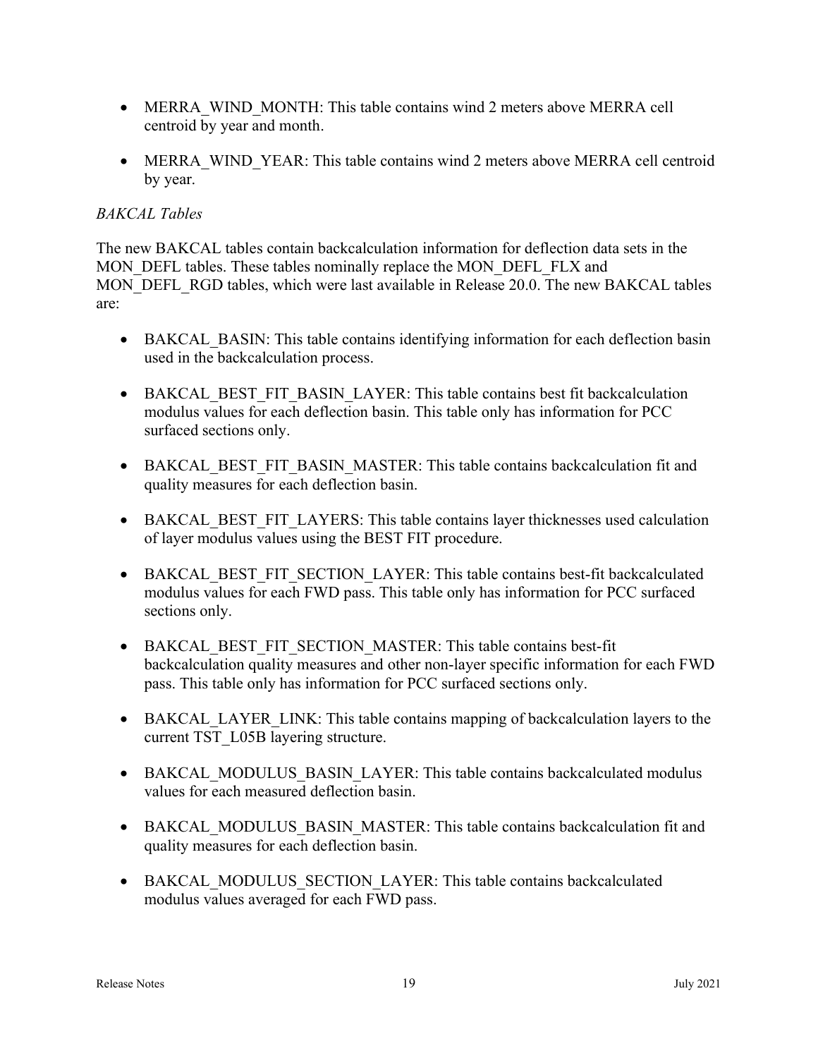- MERRA_WIND_MONTH: This table contains wind 2 meters above MERRA cell centroid by year and month.

- MERRA_WIND_YEAR: This table contains wind 2 meters above MERRA cell centroid by year.

*BAKCAL Tables*

The new BAKCAL tables contain backcalculation information for deflection data sets in the MON_DEFL tables. These tables nominally replace the MON_DEFL_FLX and MON_DEFL_RGD tables, which were last available in Release 20.0. The new BAKCAL tables are:

- BAKCAL_BASIN: This table contains identifying information for each deflection basin used in the backcalculation process.

- BAKCAL_BEST_FIT_BASIN_LAYER: This table contains best fit backcalculation modulus values for each deflection basin. This table only has information for PCC surfaced sections only.

- BAKCAL_BEST_FIT_BASIN_MASTER: This table contains backcalculation fit and quality measures for each deflection basin.

- BAKCAL_BEST_FIT_LAYERS: This table contains layer thicknesses used calculation of layer modulus values using the BEST FIT procedure.

- BAKCAL_BEST_FIT_SECTION_LAYER: This table contains best-fit backcalculated modulus values for each FWD pass. This table only has information for PCC surfaced sections only.

- BAKCAL_BEST_FIT_SECTION_MASTER: This table contains best-fit backcalculation quality measures and other non-layer specific information for each FWD pass. This table only has information for PCC surfaced sections only.

- BAKCAL_LAYER_LINK: This table contains mapping of backcalculation layers to the current TST_L05B layering structure.

- BAKCAL_MODULUS_BASIN_LAYER: This table contains backcalculated modulus values for each measured deflection basin.

- BAKCAL_MODULUS_BASIN_MASTER: This table contains backcalculation fit and quality measures for each deflection basin.

- BAKCAL_MODULUS_SECTION_LAYER: This table contains backcalculated modulus values averaged for each FWD pass.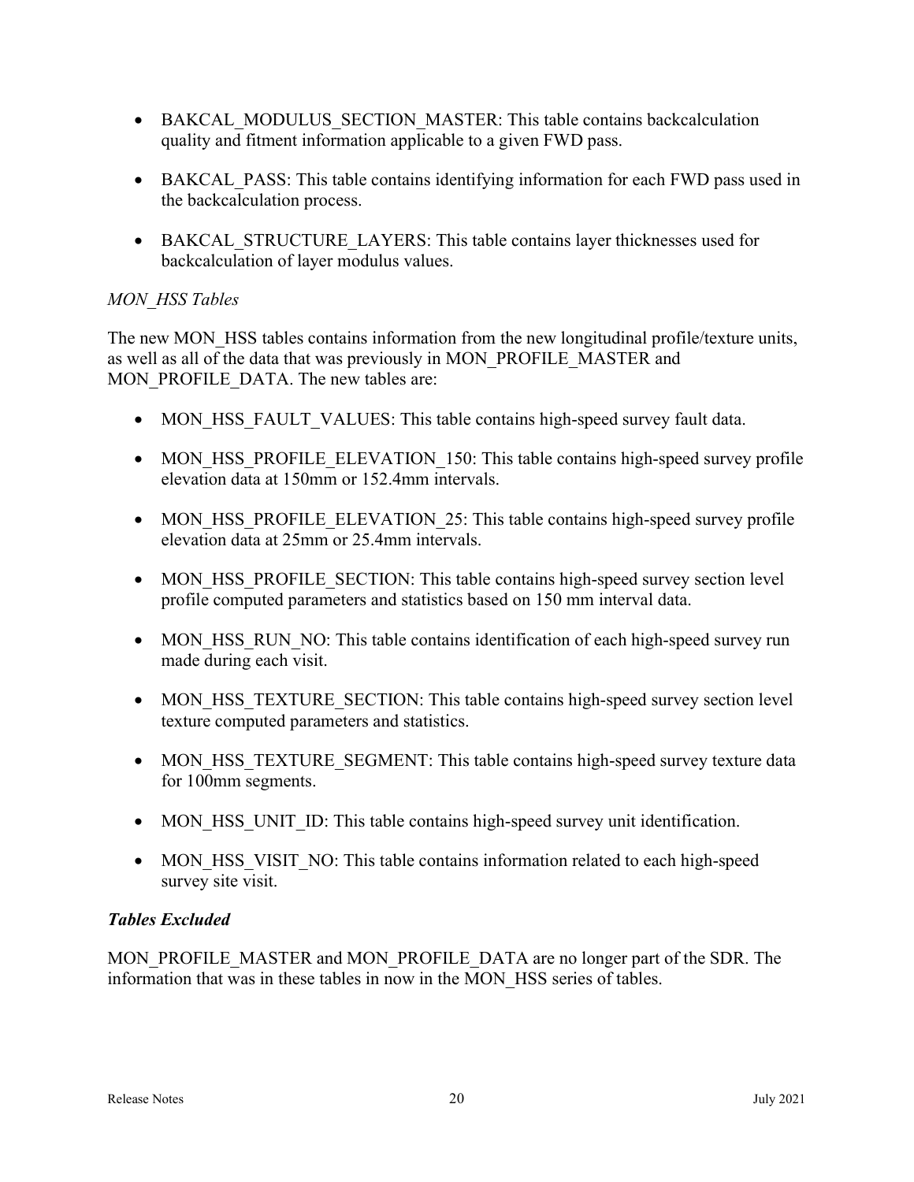- BAKCAL_MODULUS_SECTION_MASTER: This table contains backcalculation quality and fitment information applicable to a given FWD pass.

- BAKCAL_PASS: This table contains identifying information for each FWD pass used in the backcalculation process.

- BAKCAL_STRUCTURE_LAYERS: This table contains layer thicknesses used for backcalculation of layer modulus values.

*MON_HSS Tables*

The new MON_HSS tables contains information from the new longitudinal profile/texture units, as well as all of the data that was previously in MON_PROFILE_MASTER and MON_PROFILE_DATA. The new tables are:

- MON_HSS_FAULT_VALUES: This table contains high-speed survey fault data.

- MON_HSS_PROFILE_ELEVATION_150: This table contains high-speed survey profile elevation data at 150mm or 152.4mm intervals.

- MON_HSS_PROFILE_ELEVATION_25: This table contains high-speed survey profile elevation data at 25mm or 25.4mm intervals.

- MON_HSS_PROFILE_SECTION: This table contains high-speed survey section level profile computed parameters and statistics based on 150 mm interval data.

- MON_HSS_RUN_NO: This table contains identification of each high-speed survey run made during each visit.

- MON_HSS_TEXTURE_SECTION: This table contains high-speed survey section level texture computed parameters and statistics.

- MON_HSS_TEXTURE_SEGMENT: This table contains high-speed survey texture data for 100mm segments.

- MON_HSS_UNIT_ID: This table contains high-speed survey unit identification.

- MON_HSS_VISIT_NO: This table contains information related to each high-speed survey site visit.

***Tables Excluded***

MON_PROFILE_MASTER and MON_PROFILE_DATA are no longer part of the SDR. The information that was in these tables in now in the MON_HSS series of tables.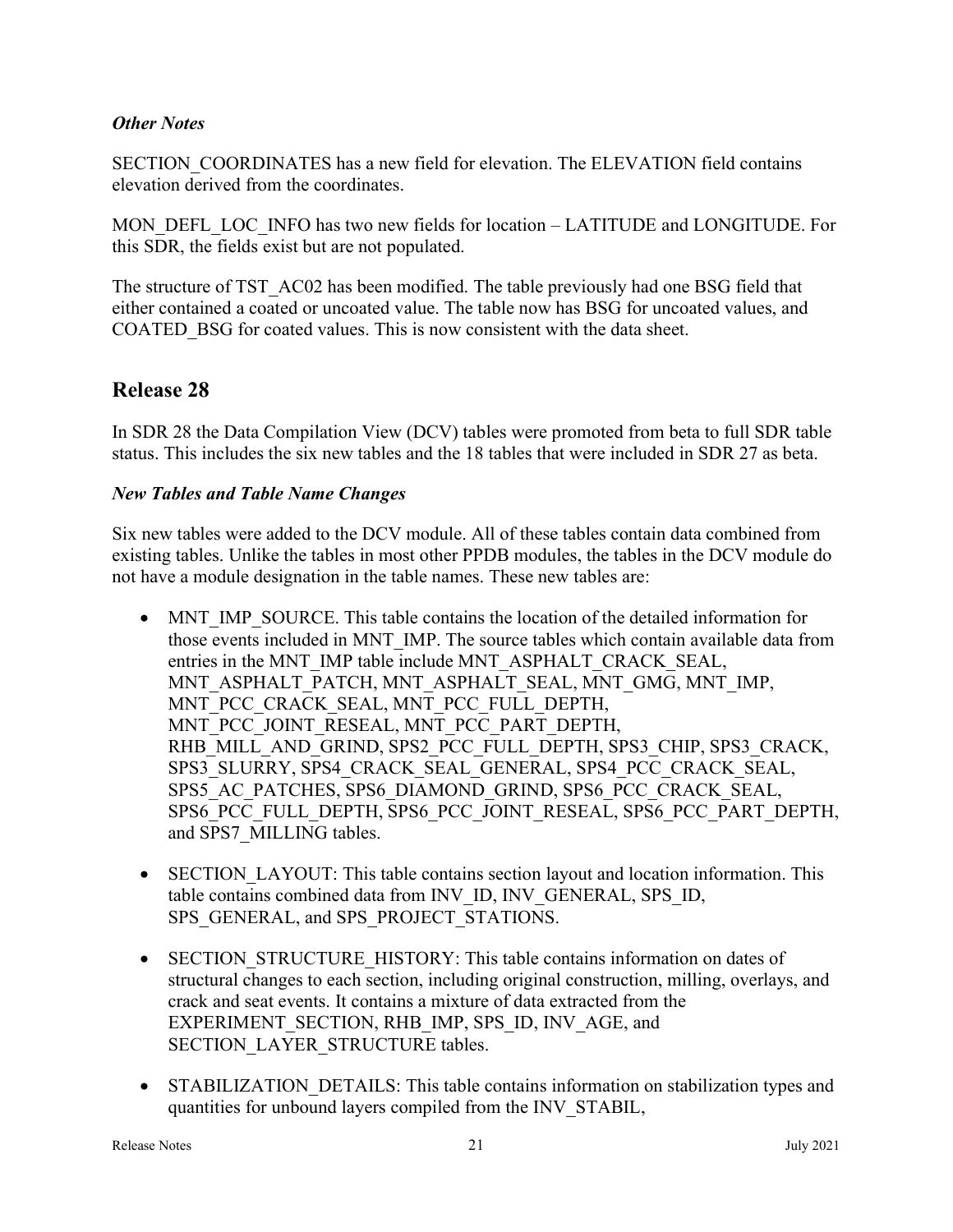### *Other Notes*

SECTION_COORDINATES has a new field for elevation. The ELEVATION field contains elevation derived from the coordinates.

MON_DEFL_LOC_INFO has two new fields for location – LATITUDE and LONGITUDE. For this SDR, the fields exist but are not populated.

The structure of TST_AC02 has been modified. The table previously had one BSG field that either contained a coated or uncoated value. The table now has BSG for uncoated values, and COATED_BSG for coated values. This is now consistent with the data sheet.

## Release 28

In SDR 28 the Data Compilation View (DCV) tables were promoted from beta to full SDR table status. This includes the six new tables and the 18 tables that were included in SDR 27 as beta.

### *New Tables and Table Name Changes*

Six new tables were added to the DCV module. All of these tables contain data combined from existing tables. Unlike the tables in most other PPDB modules, the tables in the DCV module do not have a module designation in the table names. These new tables are:

- MNT_IMP_SOURCE. This table contains the location of the detailed information for those events included in MNT_IMP. The source tables which contain available data from entries in the MNT_IMP table include MNT_ASPHALT_CRACK_SEAL, MNT_ASPHALT_PATCH, MNT_ASPHALT_SEAL, MNT_GMG, MNT_IMP, MNT_PCC_CRACK_SEAL, MNT_PCC_FULL_DEPTH, MNT_PCC_JOINT_RESEAL, MNT_PCC_PART_DEPTH, RHB_MILL_AND_GRIND, SPS2_PCC_FULL_DEPTH, SPS3_CHIP, SPS3_CRACK, SPS3_SLURRY, SPS4_CRACK_SEAL_GENERAL, SPS4_PCC_CRACK_SEAL, SPS5_AC_PATCHES, SPS6_DIAMOND_GRIND, SPS6_PCC_CRACK_SEAL, SPS6_PCC_FULL_DEPTH, SPS6_PCC_JOINT_RESEAL, SPS6_PCC_PART_DEPTH, and SPS7_MILLING tables.
- SECTION_LAYOUT: This table contains section layout and location information. This table contains combined data from INV_ID, INV_GENERAL, SPS_ID, SPS_GENERAL, and SPS_PROJECT_STATIONS.
- SECTION_STRUCTURE_HISTORY: This table contains information on dates of structural changes to each section, including original construction, milling, overlays, and crack and seat events. It contains a mixture of data extracted from the EXPERIMENT_SECTION, RHB_IMP, SPS_ID, INV_AGE, and SECTION_LAYER_STRUCTURE tables.
- STABILIZATION_DETAILS: This table contains information on stabilization types and quantities for unbound layers compiled from the INV_STABIL,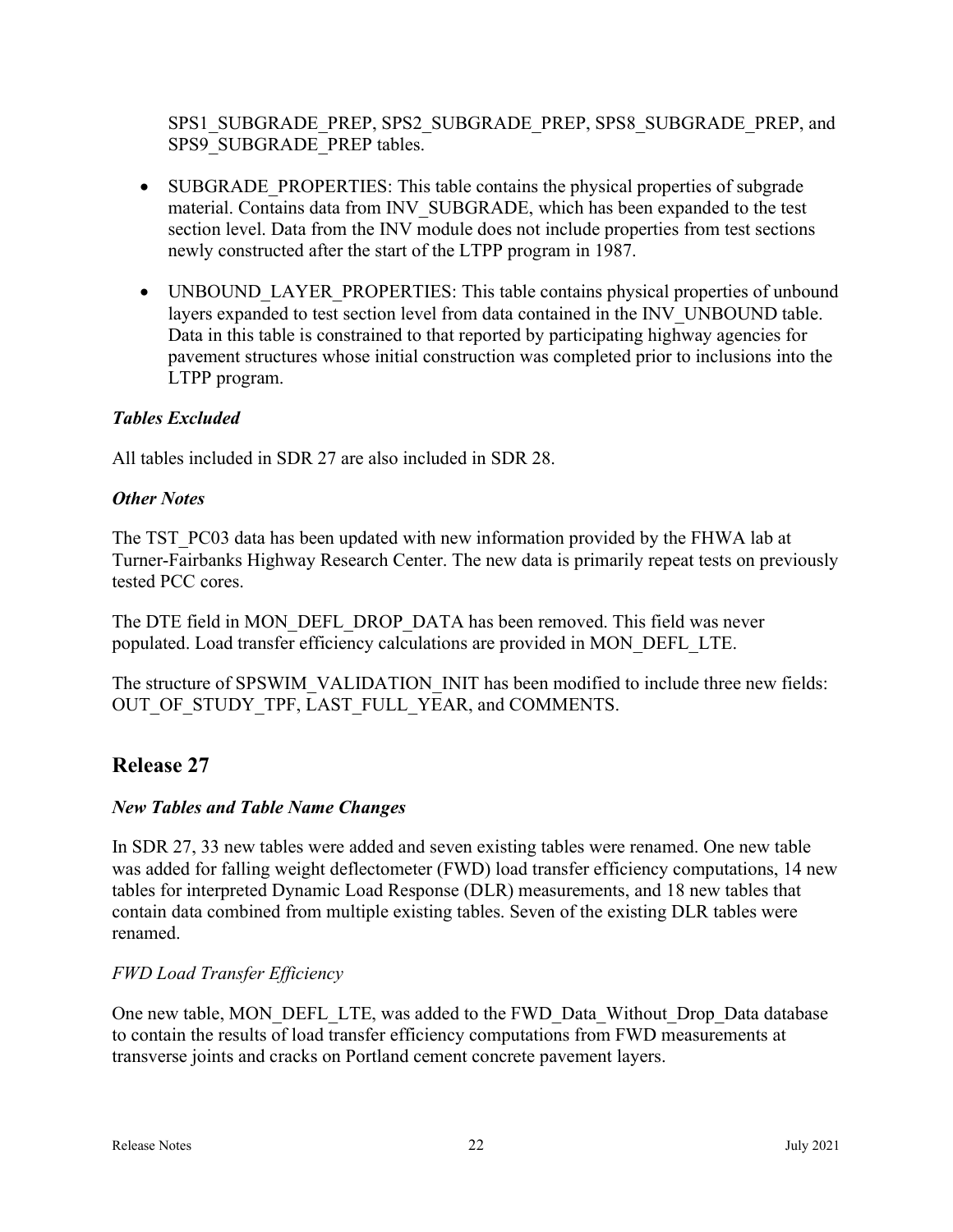SPS1_SUBGRADE_PREP, SPS2_SUBGRADE_PREP, SPS8_SUBGRADE_PREP, and SPS9_SUBGRADE_PREP tables.

- SUBGRADE_PROPERTIES: This table contains the physical properties of subgrade material. Contains data from INV_SUBGRADE, which has been expanded to the test section level. Data from the INV module does not include properties from test sections newly constructed after the start of the LTPP program in 1987.

- UNBOUND_LAYER_PROPERTIES: This table contains physical properties of unbound layers expanded to test section level from data contained in the INV_UNBOUND table. Data in this table is constrained to that reported by participating highway agencies for pavement structures whose initial construction was completed prior to inclusions into the LTPP program.

### *Tables Excluded*

All tables included in SDR 27 are also included in SDR 28.

### *Other Notes*

The TST_PC03 data has been updated with new information provided by the FHWA lab at Turner-Fairbanks Highway Research Center. The new data is primarily repeat tests on previously tested PCC cores.

The DTE field in MON_DEFL_DROP_DATA has been removed. This field was never populated. Load transfer efficiency calculations are provided in MON_DEFL_LTE.

The structure of SPSWIM_VALIDATION_INIT has been modified to include three new fields: OUT_OF_STUDY_TPF, LAST_FULL_YEAR, and COMMENTS.

## Release 27

### *New Tables and Table Name Changes*

In SDR 27, 33 new tables were added and seven existing tables were renamed. One new table was added for falling weight deflectometer (FWD) load transfer efficiency computations, 14 new tables for interpreted Dynamic Load Response (DLR) measurements, and 18 new tables that contain data combined from multiple existing tables. Seven of the existing DLR tables were renamed.

#### *FWD Load Transfer Efficiency*

One new table, MON_DEFL_LTE, was added to the FWD_Data_Without_Drop_Data database to contain the results of load transfer efficiency computations from FWD measurements at transverse joints and cracks on Portland cement concrete pavement layers.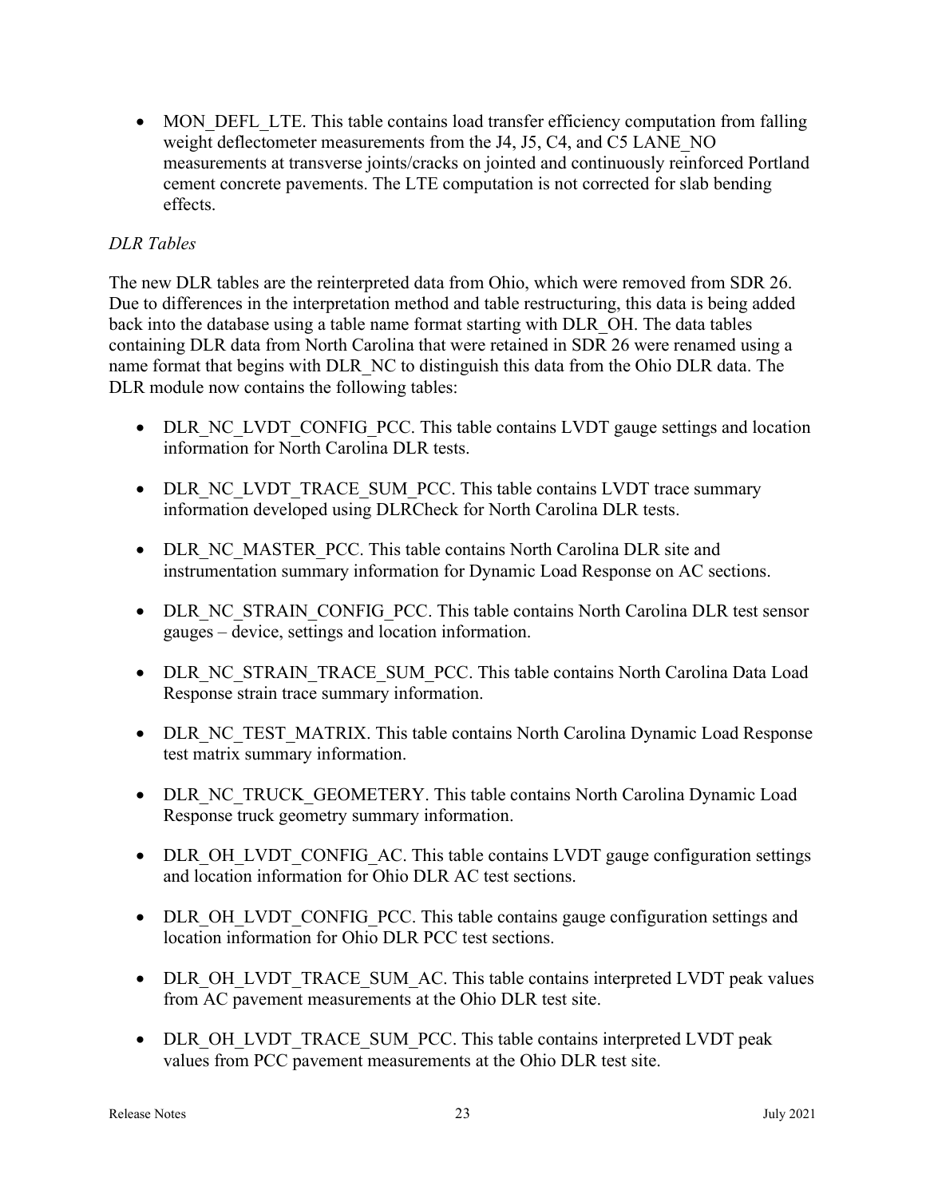- MON_DEFL_LTE. This table contains load transfer efficiency computation from falling weight deflectometer measurements from the J4, J5, C4, and C5 LANE_NO measurements at transverse joints/cracks on jointed and continuously reinforced Portland cement concrete pavements. The LTE computation is not corrected for slab bending effects.

*DLR Tables*

The new DLR tables are the reinterpreted data from Ohio, which were removed from SDR 26. Due to differences in the interpretation method and table restructuring, this data is being added back into the database using a table name format starting with DLR_OH. The data tables containing DLR data from North Carolina that were retained in SDR 26 were renamed using a name format that begins with DLR_NC to distinguish this data from the Ohio DLR data. The DLR module now contains the following tables:

- DLR_NC_LVDT_CONFIG_PCC. This table contains LVDT gauge settings and location information for North Carolina DLR tests.

- DLR_NC_LVDT_TRACE_SUM_PCC. This table contains LVDT trace summary information developed using DLRCheck for North Carolina DLR tests.

- DLR_NC_MASTER_PCC. This table contains North Carolina DLR site and instrumentation summary information for Dynamic Load Response on AC sections.

- DLR_NC_STRAIN_CONFIG_PCC. This table contains North Carolina DLR test sensor gauges – device, settings and location information.

- DLR_NC_STRAIN_TRACE_SUM_PCC. This table contains North Carolina Data Load Response strain trace summary information.

- DLR_NC_TEST_MATRIX. This table contains North Carolina Dynamic Load Response test matrix summary information.

- DLR_NC_TRUCK_GEOMETERY. This table contains North Carolina Dynamic Load Response truck geometry summary information.

- DLR_OH_LVDT_CONFIG_AC. This table contains LVDT gauge configuration settings and location information for Ohio DLR AC test sections.

- DLR_OH_LVDT_CONFIG_PCC. This table contains gauge configuration settings and location information for Ohio DLR PCC test sections.

- DLR_OH_LVDT_TRACE_SUM_AC. This table contains interpreted LVDT peak values from AC pavement measurements at the Ohio DLR test site.

- DLR_OH_LVDT_TRACE_SUM_PCC. This table contains interpreted LVDT peak values from PCC pavement measurements at the Ohio DLR test site.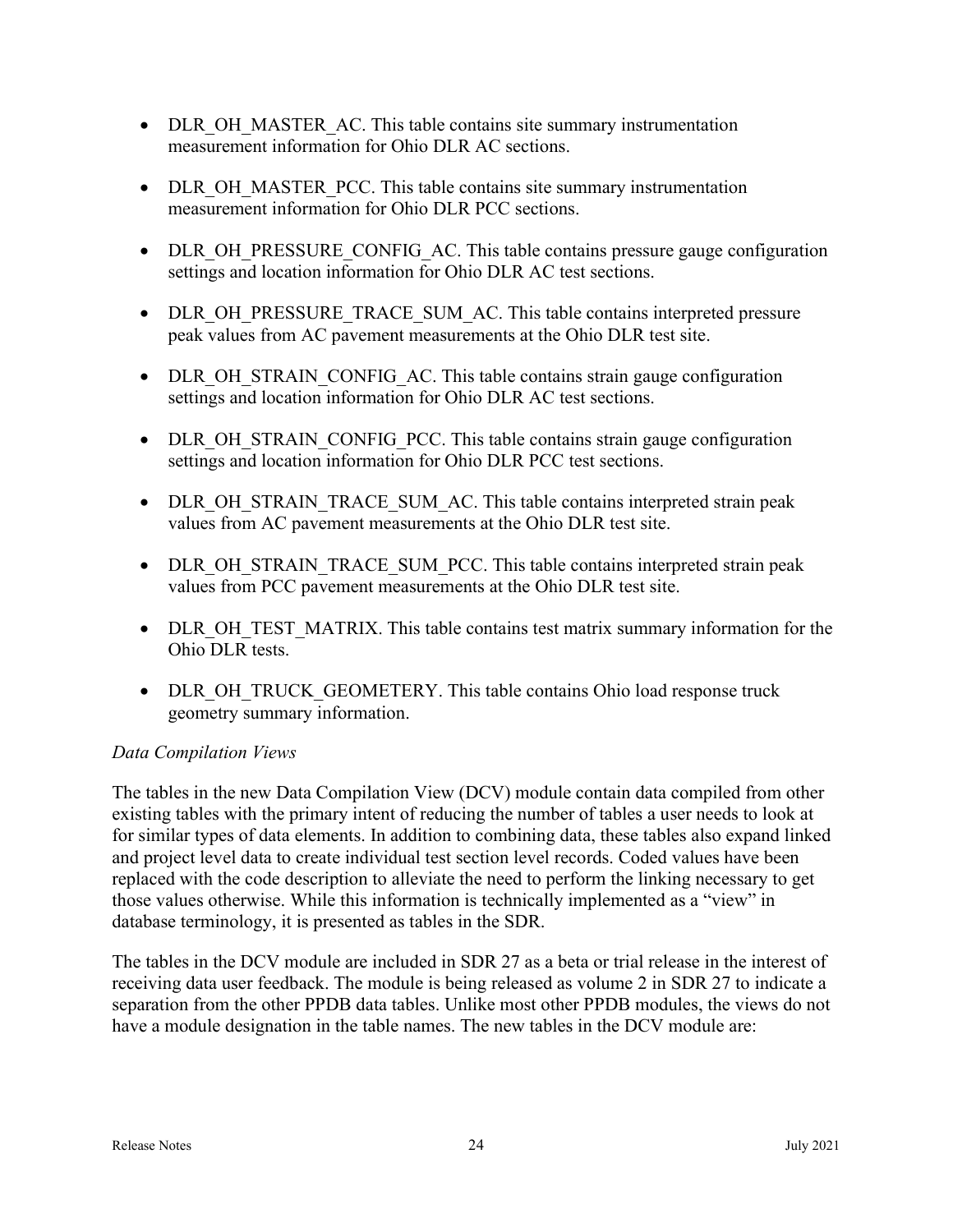- DLR_OH_MASTER_AC. This table contains site summary instrumentation measurement information for Ohio DLR AC sections.

- DLR_OH_MASTER_PCC. This table contains site summary instrumentation measurement information for Ohio DLR PCC sections.

- DLR_OH_PRESSURE_CONFIG_AC. This table contains pressure gauge configuration settings and location information for Ohio DLR AC test sections.

- DLR_OH_PRESSURE_TRACE_SUM_AC. This table contains interpreted pressure peak values from AC pavement measurements at the Ohio DLR test site.

- DLR_OH_STRAIN_CONFIG_AC. This table contains strain gauge configuration settings and location information for Ohio DLR AC test sections.

- DLR_OH_STRAIN_CONFIG_PCC. This table contains strain gauge configuration settings and location information for Ohio DLR PCC test sections.

- DLR_OH_STRAIN_TRACE_SUM_AC. This table contains interpreted strain peak values from AC pavement measurements at the Ohio DLR test site.

- DLR_OH_STRAIN_TRACE_SUM_PCC. This table contains interpreted strain peak values from PCC pavement measurements at the Ohio DLR test site.

- DLR_OH_TEST_MATRIX. This table contains test matrix summary information for the Ohio DLR tests.

- DLR_OH_TRUCK_GEOMETERY. This table contains Ohio load response truck geometry summary information.

*Data Compilation Views*

The tables in the new Data Compilation View (DCV) module contain data compiled from other existing tables with the primary intent of reducing the number of tables a user needs to look at for similar types of data elements. In addition to combining data, these tables also expand linked and project level data to create individual test section level records. Coded values have been replaced with the code description to alleviate the need to perform the linking necessary to get those values otherwise. While this information is technically implemented as a "view" in database terminology, it is presented as tables in the SDR.

The tables in the DCV module are included in SDR 27 as a beta or trial release in the interest of receiving data user feedback. The module is being released as volume 2 in SDR 27 to indicate a separation from the other PPDB data tables. Unlike most other PPDB modules, the views do not have a module designation in the table names. The new tables in the DCV module are: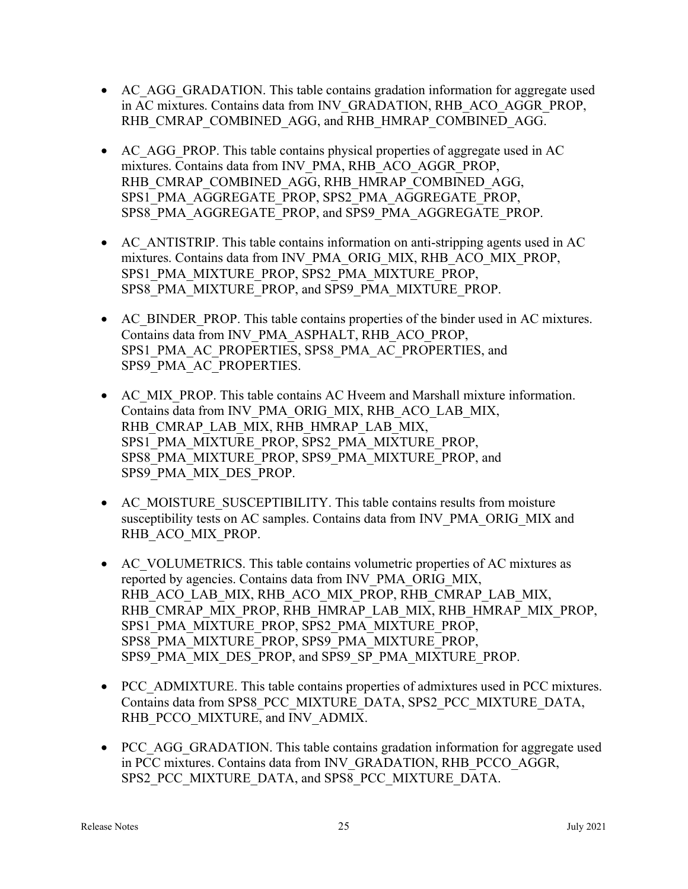- AC_AGG_GRADATION. This table contains gradation information for aggregate used in AC mixtures. Contains data from INV_GRADATION, RHB_ACO_AGGR_PROP, RHB_CMRAP_COMBINED_AGG, and RHB_HMRAP_COMBINED_AGG.

- AC_AGG_PROP. This table contains physical properties of aggregate used in AC mixtures. Contains data from INV_PMA, RHB_ACO_AGGR_PROP, RHB_CMRAP_COMBINED_AGG, RHB_HMRAP_COMBINED_AGG, SPS1_PMA_AGGREGATE_PROP, SPS2_PMA_AGGREGATE_PROP, SPS8_PMA_AGGREGATE_PROP, and SPS9_PMA_AGGREGATE_PROP.

- AC_ANTISTRIP. This table contains information on anti-stripping agents used in AC mixtures. Contains data from INV_PMA_ORIG_MIX, RHB_ACO_MIX_PROP, SPS1_PMA_MIXTURE_PROP, SPS2_PMA_MIXTURE_PROP, SPS8_PMA_MIXTURE_PROP, and SPS9_PMA_MIXTURE_PROP.

- AC_BINDER_PROP. This table contains properties of the binder used in AC mixtures. Contains data from INV_PMA_ASPHALT, RHB_ACO_PROP, SPS1_PMA_AC_PROPERTIES, SPS8_PMA_AC_PROPERTIES, and SPS9_PMA_AC_PROPERTIES.

- AC_MIX_PROP. This table contains AC Hveem and Marshall mixture information. Contains data from INV_PMA_ORIG_MIX, RHB_ACO_LAB_MIX, RHB_CMRAP_LAB_MIX, RHB_HMRAP_LAB_MIX, SPS1_PMA_MIXTURE_PROP, SPS2_PMA_MIXTURE_PROP, SPS8_PMA_MIXTURE_PROP, SPS9_PMA_MIXTURE_PROP, and SPS9_PMA_MIX_DES_PROP.

- AC_MOISTURE_SUSCEPTIBILITY. This table contains results from moisture susceptibility tests on AC samples. Contains data from INV_PMA_ORIG_MIX and RHB_ACO_MIX_PROP.

- AC_VOLUMETRICS. This table contains volumetric properties of AC mixtures as reported by agencies. Contains data from INV_PMA_ORIG_MIX, RHB_ACO_LAB_MIX, RHB_ACO_MIX_PROP, RHB_CMRAP_LAB_MIX, RHB_CMRAP_MIX_PROP, RHB_HMRAP_LAB_MIX, RHB_HMRAP_MIX_PROP, SPS1_PMA_MIXTURE_PROP, SPS2_PMA_MIXTURE_PROP, SPS8_PMA_MIXTURE_PROP, SPS9_PMA_MIXTURE_PROP, SPS9_PMA_MIX_DES_PROP, and SPS9_SP_PMA_MIXTURE_PROP.

- PCC_ADMIXTURE. This table contains properties of admixtures used in PCC mixtures. Contains data from SPS8_PCC_MIXTURE_DATA, SPS2_PCC_MIXTURE_DATA, RHB_PCCO_MIXTURE, and INV_ADMIX.

- PCC_AGG_GRADATION. This table contains gradation information for aggregate used in PCC mixtures. Contains data from INV_GRADATION, RHB_PCCO_AGGR, SPS2_PCC_MIXTURE_DATA, and SPS8_PCC_MIXTURE_DATA.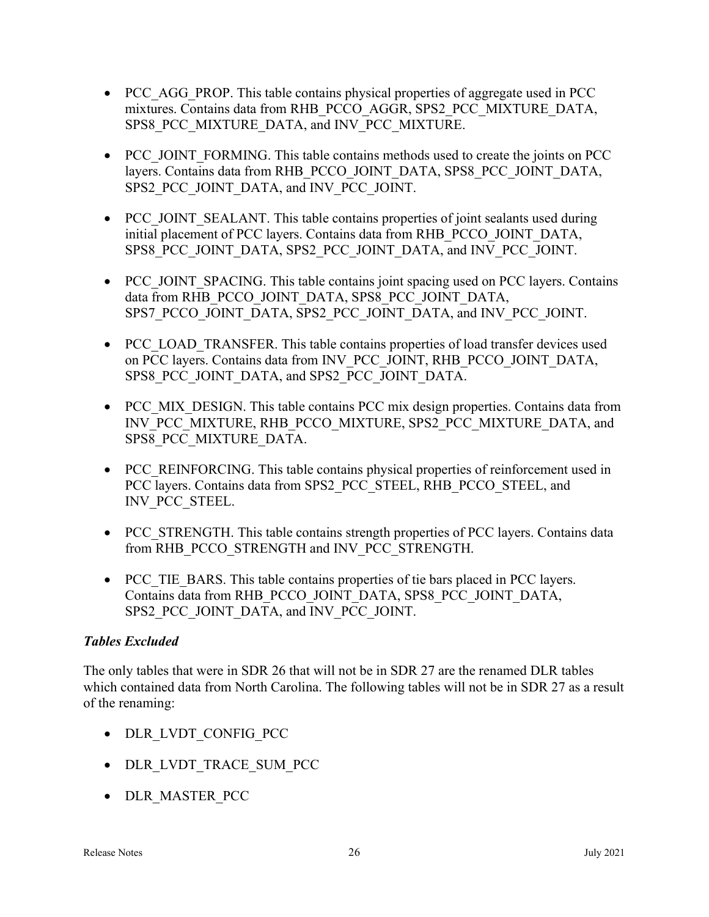- PCC_AGG_PROP. This table contains physical properties of aggregate used in PCC mixtures. Contains data from RHB_PCCO_AGGR, SPS2_PCC_MIXTURE_DATA, SPS8_PCC_MIXTURE_DATA, and INV_PCC_MIXTURE.

- PCC_JOINT_FORMING. This table contains methods used to create the joints on PCC layers. Contains data from RHB_PCCO_JOINT_DATA, SPS8_PCC_JOINT_DATA, SPS2_PCC_JOINT_DATA, and INV_PCC_JOINT.

- PCC_JOINT_SEALANT. This table contains properties of joint sealants used during initial placement of PCC layers. Contains data from RHB_PCCO_JOINT_DATA, SPS8_PCC_JOINT_DATA, SPS2_PCC_JOINT_DATA, and INV_PCC_JOINT.

- PCC_JOINT_SPACING. This table contains joint spacing used on PCC layers. Contains data from RHB_PCCO_JOINT_DATA, SPS8_PCC_JOINT_DATA, SPS7_PCCO_JOINT_DATA, SPS2_PCC_JOINT_DATA, and INV_PCC_JOINT.

- PCC_LOAD_TRANSFER. This table contains properties of load transfer devices used on PCC layers. Contains data from INV_PCC_JOINT, RHB_PCCO_JOINT_DATA, SPS8_PCC_JOINT_DATA, and SPS2_PCC_JOINT_DATA.

- PCC_MIX_DESIGN. This table contains PCC mix design properties. Contains data from INV_PCC_MIXTURE, RHB_PCCO_MIXTURE, SPS2_PCC_MIXTURE_DATA, and SPS8_PCC_MIXTURE_DATA.

- PCC_REINFORCING. This table contains physical properties of reinforcement used in PCC layers. Contains data from SPS2_PCC_STEEL, RHB_PCCO_STEEL, and INV_PCC_STEEL.

- PCC_STRENGTH. This table contains strength properties of PCC layers. Contains data from RHB_PCCO_STRENGTH and INV_PCC_STRENGTH.

- PCC_TIE_BARS. This table contains properties of tie bars placed in PCC layers. Contains data from RHB_PCCO_JOINT_DATA, SPS8_PCC_JOINT_DATA, SPS2_PCC_JOINT_DATA, and INV_PCC_JOINT.

### *Tables Excluded*

The only tables that were in SDR 26 that will not be in SDR 27 are the renamed DLR tables which contained data from North Carolina. The following tables will not be in SDR 27 as a result of the renaming:

- DLR_LVDT_CONFIG_PCC

- DLR_LVDT_TRACE_SUM_PCC

- DLR_MASTER_PCC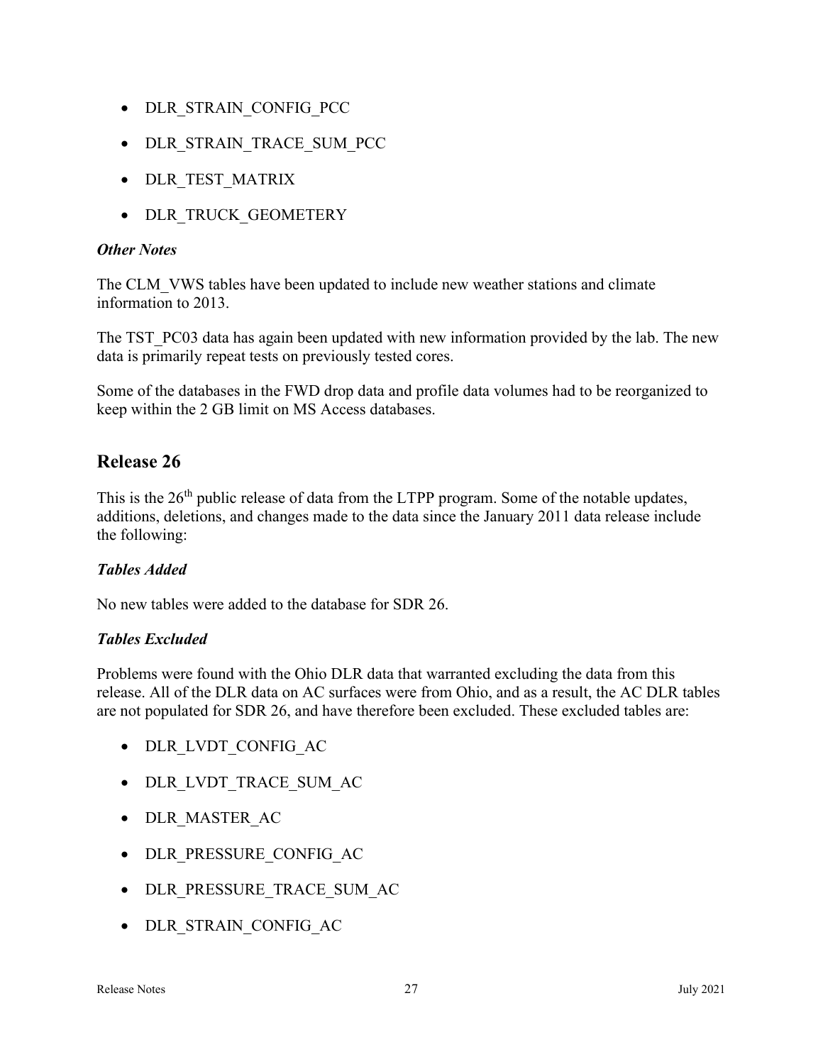- DLR_STRAIN_CONFIG_PCC
- DLR_STRAIN_TRACE_SUM_PCC
- DLR_TEST_MATRIX
- DLR_TRUCK_GEOMETERY

### *Other Notes*

The CLM_VWS tables have been updated to include new weather stations and climate information to 2013.

The TST_PC03 data has again been updated with new information provided by the lab. The new data is primarily repeat tests on previously tested cores.

Some of the databases in the FWD drop data and profile data volumes had to be reorganized to keep within the 2 GB limit on MS Access databases.

## Release 26

This is the 26th public release of data from the LTPP program. Some of the notable updates, additions, deletions, and changes made to the data since the January 2011 data release include the following:

### *Tables Added*

No new tables were added to the database for SDR 26.

### *Tables Excluded*

Problems were found with the Ohio DLR data that warranted excluding the data from this release. All of the DLR data on AC surfaces were from Ohio, and as a result, the AC DLR tables are not populated for SDR 26, and have therefore been excluded. These excluded tables are:

- DLR_LVDT_CONFIG_AC
- DLR_LVDT_TRACE_SUM_AC
- DLR_MASTER_AC
- DLR_PRESSURE_CONFIG_AC
- DLR_PRESSURE_TRACE_SUM_AC
- DLR_STRAIN_CONFIG_AC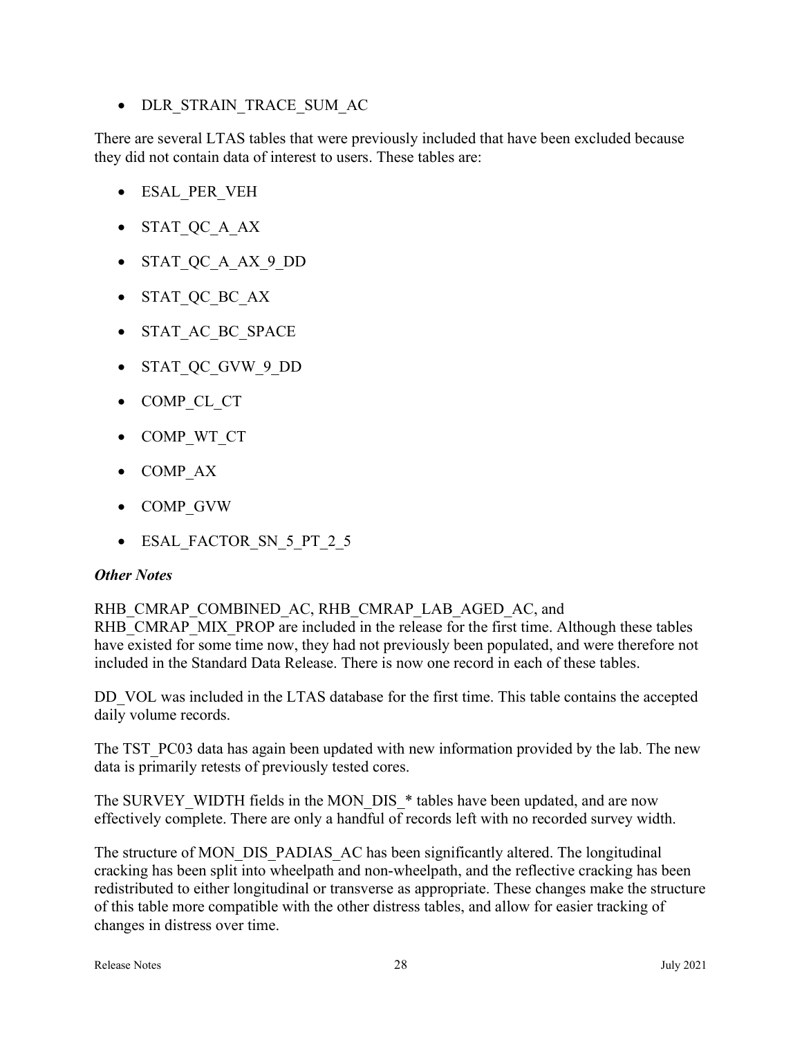- DLR_STRAIN_TRACE_SUM_AC

There are several LTAS tables that were previously included that have been excluded because they did not contain data of interest to users. These tables are:

- ESAL_PER_VEH
- STAT_QC_A_AX
- STAT_QC_A_AX_9_DD
- STAT_QC_BC_AX
- STAT_AC_BC_SPACE
- STAT_QC_GVW_9_DD
- COMP_CL_CT
- COMP_WT_CT
- COMP_AX
- COMP_GVW
- ESAL_FACTOR_SN_5_PT_2_5

### *Other Notes*

RHB_CMRAP_COMBINED_AC, RHB_CMRAP_LAB_AGED_AC, and RHB_CMRAP_MIX_PROP are included in the release for the first time. Although these tables have existed for some time now, they had not previously been populated, and were therefore not included in the Standard Data Release. There is now one record in each of these tables.

DD_VOL was included in the LTAS database for the first time. This table contains the accepted daily volume records.

The TST_PC03 data has again been updated with new information provided by the lab. The new data is primarily retests of previously tested cores.

The SURVEY_WIDTH fields in the MON_DIS_* tables have been updated, and are now effectively complete. There are only a handful of records left with no recorded survey width.

The structure of MON_DIS_PADIAS_AC has been significantly altered. The longitudinal cracking has been split into wheelpath and non-wheelpath, and the reflective cracking has been redistributed to either longitudinal or transverse as appropriate. These changes make the structure of this table more compatible with the other distress tables, and allow for easier tracking of changes in distress over time.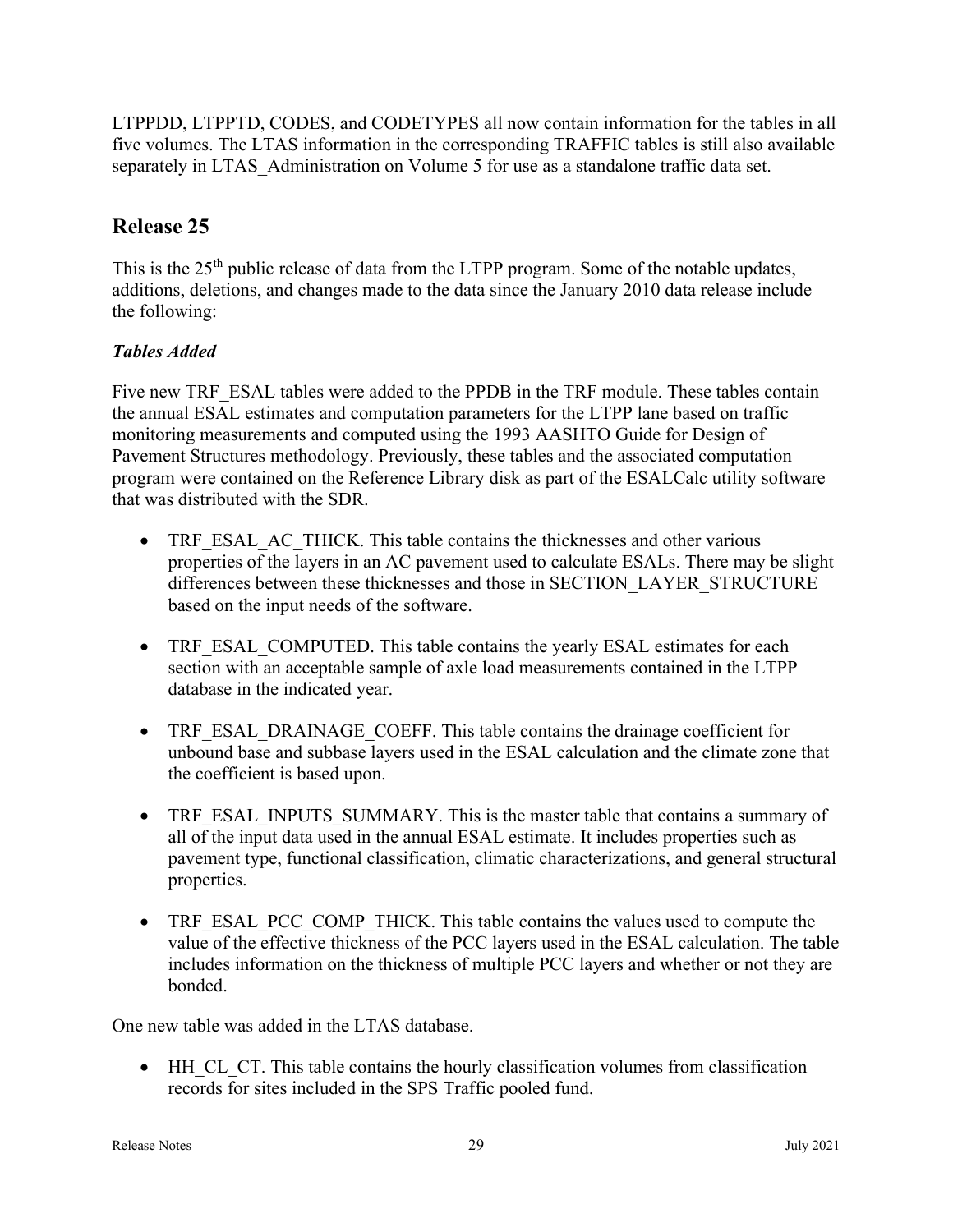LTPPDD, LTPPTD, CODES, and CODETYPES all now contain information for the tables in all five volumes. The LTAS information in the corresponding TRAFFIC tables is still also available separately in LTAS_Administration on Volume 5 for use as a standalone traffic data set.

## Release 25

This is the 25th public release of data from the LTPP program. Some of the notable updates, additions, deletions, and changes made to the data since the January 2010 data release include the following:

### *Tables Added*

Five new TRF_ESAL tables were added to the PPDB in the TRF module. These tables contain the annual ESAL estimates and computation parameters for the LTPP lane based on traffic monitoring measurements and computed using the 1993 AASHTO Guide for Design of Pavement Structures methodology. Previously, these tables and the associated computation program were contained on the Reference Library disk as part of the ESALCalc utility software that was distributed with the SDR.

- TRF_ESAL_AC_THICK. This table contains the thicknesses and other various properties of the layers in an AC pavement used to calculate ESALs. There may be slight differences between these thicknesses and those in SECTION_LAYER_STRUCTURE based on the input needs of the software.
- TRF_ESAL_COMPUTED. This table contains the yearly ESAL estimates for each section with an acceptable sample of axle load measurements contained in the LTPP database in the indicated year.
- TRF_ESAL_DRAINAGE_COEFF. This table contains the drainage coefficient for unbound base and subbase layers used in the ESAL calculation and the climate zone that the coefficient is based upon.
- TRF_ESAL_INPUTS_SUMMARY. This is the master table that contains a summary of all of the input data used in the annual ESAL estimate. It includes properties such as pavement type, functional classification, climatic characterizations, and general structural properties.
- TRF_ESAL_PCC_COMP_THICK. This table contains the values used to compute the value of the effective thickness of the PCC layers used in the ESAL calculation. The table includes information on the thickness of multiple PCC layers and whether or not they are bonded.

One new table was added in the LTAS database.

- HH_CL_CT. This table contains the hourly classification volumes from classification records for sites included in the SPS Traffic pooled fund.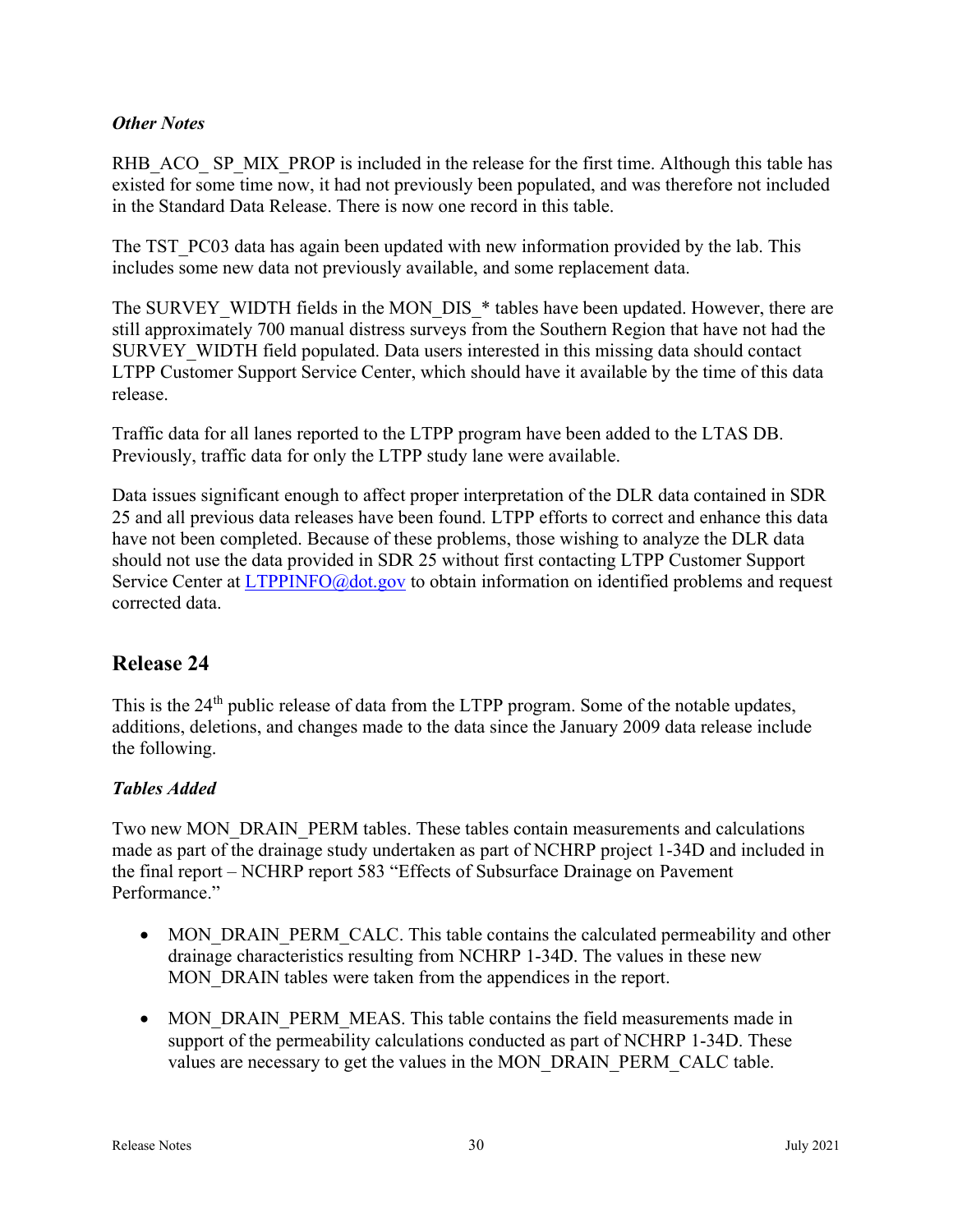### *Other Notes*

RHB_ACO_ SP_MIX_PROP is included in the release for the first time. Although this table has existed for some time now, it had not previously been populated, and was therefore not included in the Standard Data Release. There is now one record in this table.

The TST_PC03 data has again been updated with new information provided by the lab. This includes some new data not previously available, and some replacement data.

The SURVEY_WIDTH fields in the MON_DIS_* tables have been updated. However, there are still approximately 700 manual distress surveys from the Southern Region that have not had the SURVEY_WIDTH field populated. Data users interested in this missing data should contact LTPP Customer Support Service Center, which should have it available by the time of this data release.

Traffic data for all lanes reported to the LTPP program have been added to the LTAS DB. Previously, traffic data for only the LTPP study lane were available.

Data issues significant enough to affect proper interpretation of the DLR data contained in SDR 25 and all previous data releases have been found. LTPP efforts to correct and enhance this data have not been completed. Because of these problems, those wishing to analyze the DLR data should not use the data provided in SDR 25 without first contacting LTPP Customer Support Service Center at LTPPINFO@dot.gov to obtain information on identified problems and request corrected data.

## Release 24

This is the 24th public release of data from the LTPP program. Some of the notable updates, additions, deletions, and changes made to the data since the January 2009 data release include the following.

### *Tables Added*

Two new MON_DRAIN_PERM tables. These tables contain measurements and calculations made as part of the drainage study undertaken as part of NCHRP project 1-34D and included in the final report – NCHRP report 583 "Effects of Subsurface Drainage on Pavement Performance."

- MON_DRAIN_PERM_CALC. This table contains the calculated permeability and other drainage characteristics resulting from NCHRP 1-34D. The values in these new MON_DRAIN tables were taken from the appendices in the report.
- MON_DRAIN_PERM_MEAS. This table contains the field measurements made in support of the permeability calculations conducted as part of NCHRP 1-34D. These values are necessary to get the values in the MON_DRAIN_PERM_CALC table.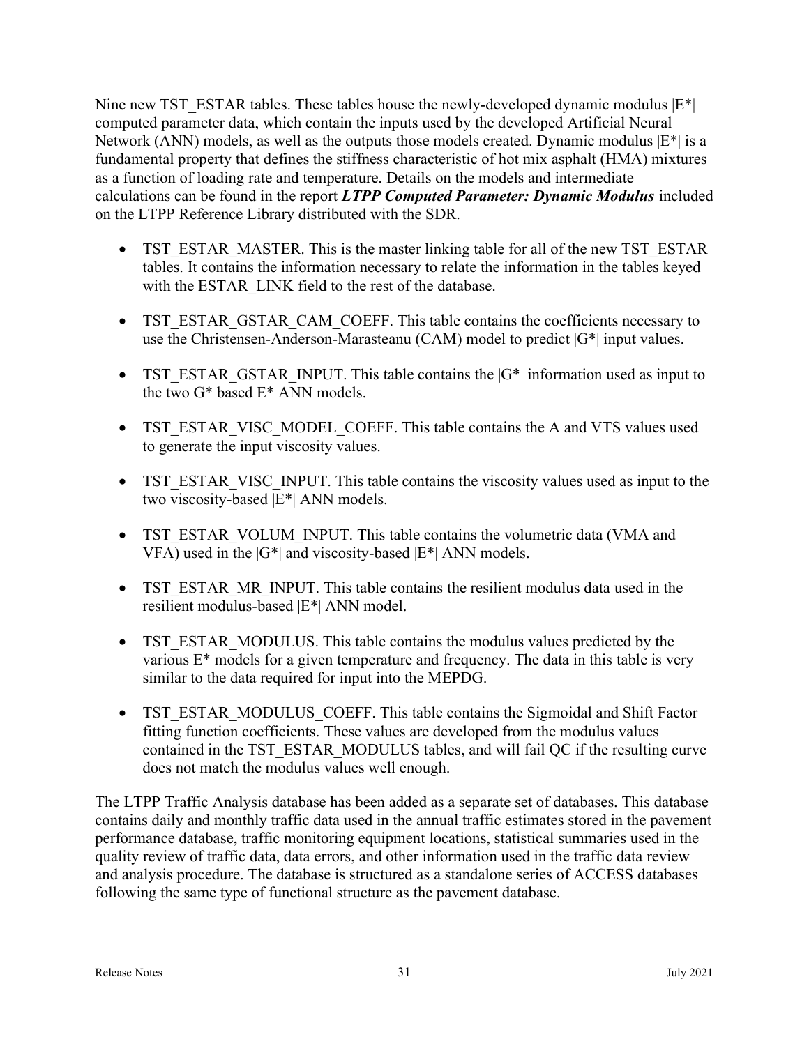Nine new TST_ESTAR tables. These tables house the newly-developed dynamic modulus |E*| computed parameter data, which contain the inputs used by the developed Artificial Neural Network (ANN) models, as well as the outputs those models created. Dynamic modulus |E*| is a fundamental property that defines the stiffness characteristic of hot mix asphalt (HMA) mixtures as a function of loading rate and temperature. Details on the models and intermediate calculations can be found in the report ***LTPP Computed Parameter: Dynamic Modulus*** included on the LTPP Reference Library distributed with the SDR.

- TST_ESTAR_MASTER. This is the master linking table for all of the new TST_ESTAR tables. It contains the information necessary to relate the information in the tables keyed with the ESTAR_LINK field to the rest of the database.
- TST_ESTAR_GSTAR_CAM_COEFF. This table contains the coefficients necessary to use the Christensen-Anderson-Marasteanu (CAM) model to predict |G*| input values.
- TST_ESTAR_GSTAR_INPUT. This table contains the |G*| information used as input to the two G* based E* ANN models.
- TST_ESTAR_VISC_MODEL_COEFF. This table contains the A and VTS values used to generate the input viscosity values.
- TST_ESTAR_VISC_INPUT. This table contains the viscosity values used as input to the two viscosity-based |E*| ANN models.
- TST_ESTAR_VOLUM_INPUT. This table contains the volumetric data (VMA and VFA) used in the |G*| and viscosity-based |E*| ANN models.
- TST_ESTAR_MR_INPUT. This table contains the resilient modulus data used in the resilient modulus-based |E*| ANN model.
- TST_ESTAR_MODULUS. This table contains the modulus values predicted by the various E* models for a given temperature and frequency. The data in this table is very similar to the data required for input into the MEPDG.
- TST_ESTAR_MODULUS_COEFF. This table contains the Sigmoidal and Shift Factor fitting function coefficients. These values are developed from the modulus values contained in the TST_ESTAR_MODULUS tables, and will fail QC if the resulting curve does not match the modulus values well enough.

The LTPP Traffic Analysis database has been added as a separate set of databases. This database contains daily and monthly traffic data used in the annual traffic estimates stored in the pavement performance database, traffic monitoring equipment locations, statistical summaries used in the quality review of traffic data, data errors, and other information used in the traffic data review and analysis procedure. The database is structured as a standalone series of ACCESS databases following the same type of functional structure as the pavement database.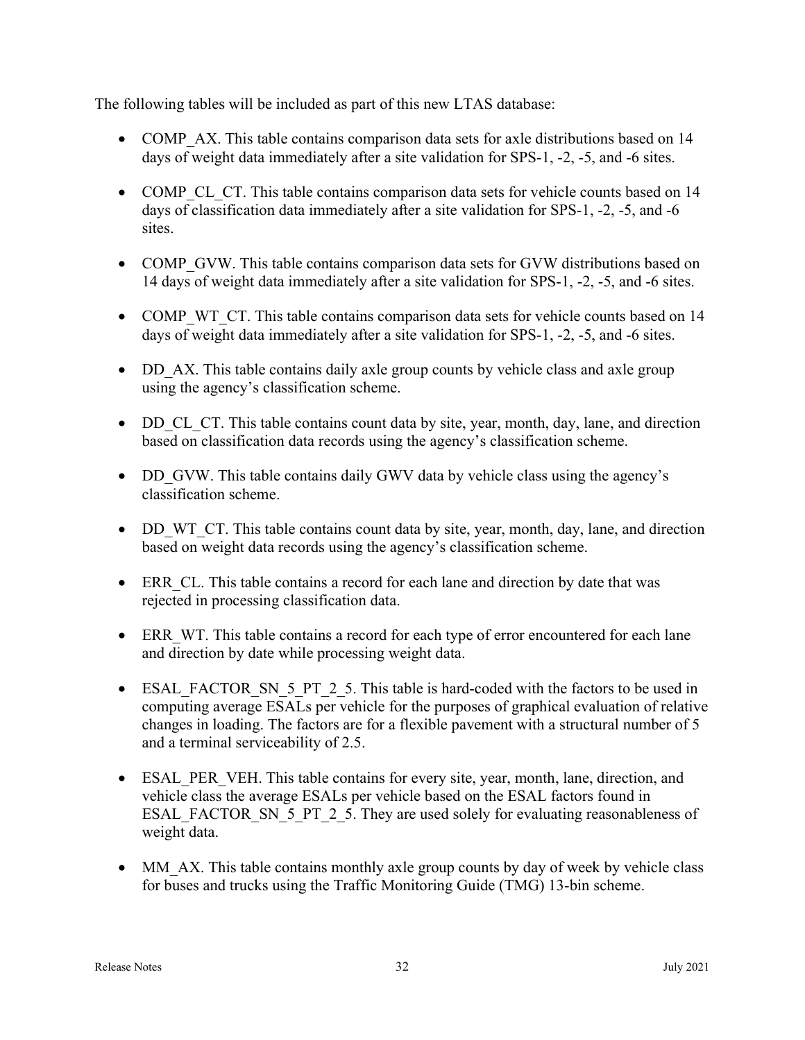The following tables will be included as part of this new LTAS database:

- COMP_AX. This table contains comparison data sets for axle distributions based on 14 days of weight data immediately after a site validation for SPS-1, -2, -5, and -6 sites.
- COMP_CL_CT. This table contains comparison data sets for vehicle counts based on 14 days of classification data immediately after a site validation for SPS-1, -2, -5, and -6 sites.
- COMP_GVW. This table contains comparison data sets for GVW distributions based on 14 days of weight data immediately after a site validation for SPS-1, -2, -5, and -6 sites.
- COMP_WT_CT. This table contains comparison data sets for vehicle counts based on 14 days of weight data immediately after a site validation for SPS-1, -2, -5, and -6 sites.
- DD_AX. This table contains daily axle group counts by vehicle class and axle group using the agency's classification scheme.
- DD_CL_CT. This table contains count data by site, year, month, day, lane, and direction based on classification data records using the agency's classification scheme.
- DD_GVW. This table contains daily GWV data by vehicle class using the agency's classification scheme.
- DD_WT_CT. This table contains count data by site, year, month, day, lane, and direction based on weight data records using the agency's classification scheme.
- ERR_CL. This table contains a record for each lane and direction by date that was rejected in processing classification data.
- ERR_WT. This table contains a record for each type of error encountered for each lane and direction by date while processing weight data.
- ESAL_FACTOR_SN_5_PT_2_5. This table is hard-coded with the factors to be used in computing average ESALs per vehicle for the purposes of graphical evaluation of relative changes in loading. The factors are for a flexible pavement with a structural number of 5 and a terminal serviceability of 2.5.
- ESAL_PER_VEH. This table contains for every site, year, month, lane, direction, and vehicle class the average ESALs per vehicle based on the ESAL factors found in ESAL_FACTOR_SN_5_PT_2_5. They are used solely for evaluating reasonableness of weight data.
- MM_AX. This table contains monthly axle group counts by day of week by vehicle class for buses and trucks using the Traffic Monitoring Guide (TMG) 13-bin scheme.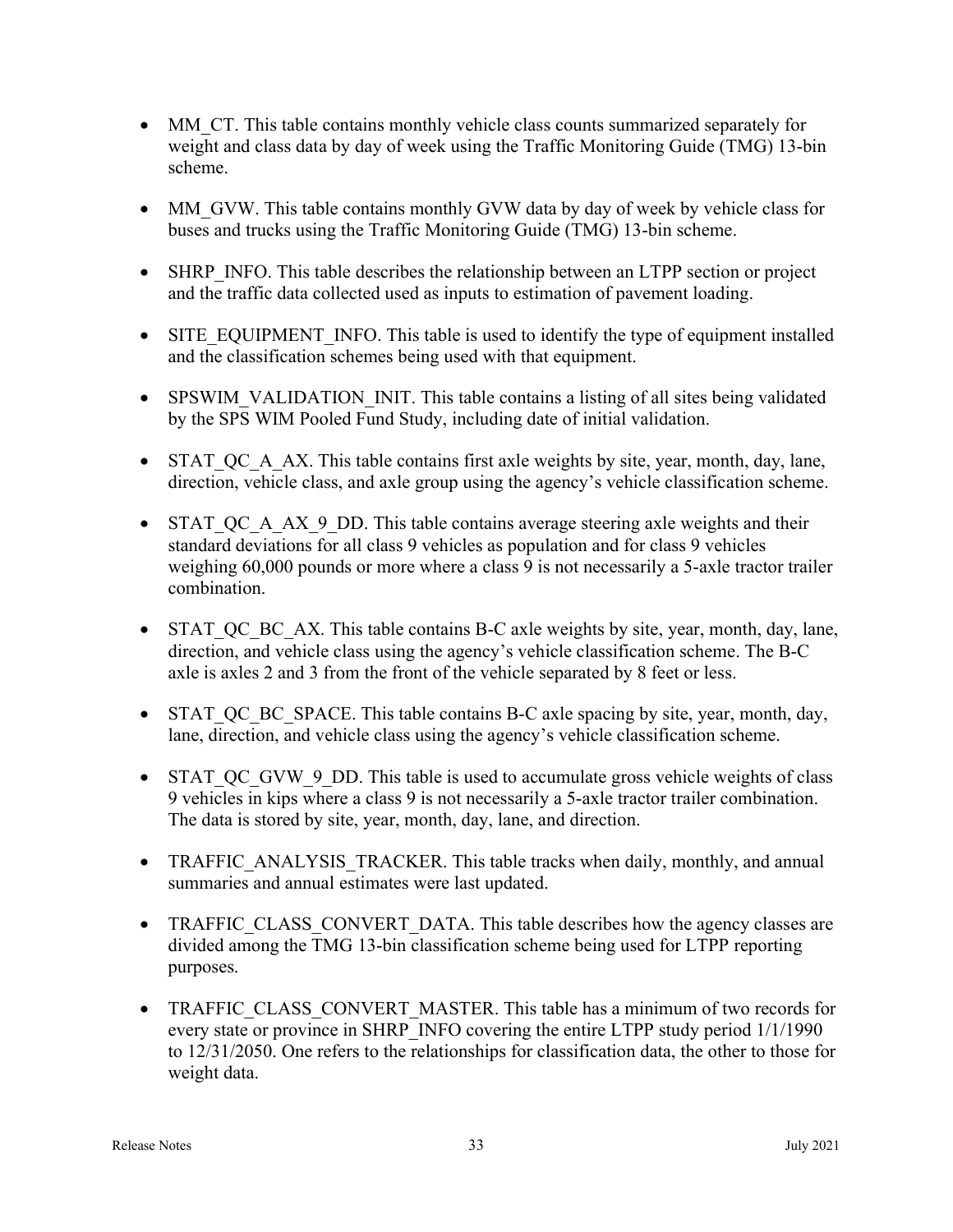- MM_CT. This table contains monthly vehicle class counts summarized separately for weight and class data by day of week using the Traffic Monitoring Guide (TMG) 13-bin scheme.

- MM_GVW. This table contains monthly GVW data by day of week by vehicle class for buses and trucks using the Traffic Monitoring Guide (TMG) 13-bin scheme.

- SHRP_INFO. This table describes the relationship between an LTPP section or project and the traffic data collected used as inputs to estimation of pavement loading.

- SITE_EQUIPMENT_INFO. This table is used to identify the type of equipment installed and the classification schemes being used with that equipment.

- SPSWIM_VALIDATION_INIT. This table contains a listing of all sites being validated by the SPS WIM Pooled Fund Study, including date of initial validation.

- STAT_QC_A_AX. This table contains first axle weights by site, year, month, day, lane, direction, vehicle class, and axle group using the agency's vehicle classification scheme.

- STAT_QC_A_AX_9_DD. This table contains average steering axle weights and their standard deviations for all class 9 vehicles as population and for class 9 vehicles weighing 60,000 pounds or more where a class 9 is not necessarily a 5-axle tractor trailer combination.

- STAT_QC_BC_AX. This table contains B-C axle weights by site, year, month, day, lane, direction, and vehicle class using the agency's vehicle classification scheme. The B-C axle is axles 2 and 3 from the front of the vehicle separated by 8 feet or less.

- STAT_QC_BC_SPACE. This table contains B-C axle spacing by site, year, month, day, lane, direction, and vehicle class using the agency's vehicle classification scheme.

- STAT_QC_GVW_9_DD. This table is used to accumulate gross vehicle weights of class 9 vehicles in kips where a class 9 is not necessarily a 5-axle tractor trailer combination. The data is stored by site, year, month, day, lane, and direction.

- TRAFFIC_ANALYSIS_TRACKER. This table tracks when daily, monthly, and annual summaries and annual estimates were last updated.

- TRAFFIC_CLASS_CONVERT_DATA. This table describes how the agency classes are divided among the TMG 13-bin classification scheme being used for LTPP reporting purposes.

- TRAFFIC_CLASS_CONVERT_MASTER. This table has a minimum of two records for every state or province in SHRP_INFO covering the entire LTPP study period 1/1/1990 to 12/31/2050. One refers to the relationships for classification data, the other to those for weight data.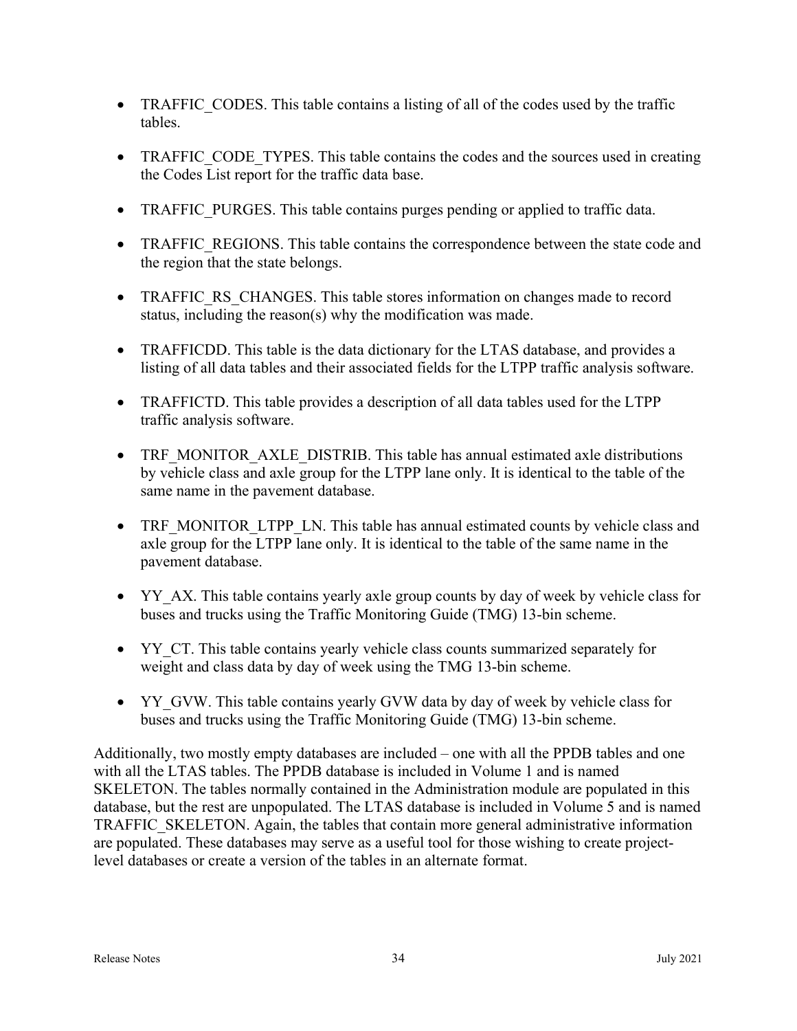- TRAFFIC_CODES. This table contains a listing of all of the codes used by the traffic tables.

- TRAFFIC_CODE_TYPES. This table contains the codes and the sources used in creating the Codes List report for the traffic data base.

- TRAFFIC_PURGES. This table contains purges pending or applied to traffic data.

- TRAFFIC_REGIONS. This table contains the correspondence between the state code and the region that the state belongs.

- TRAFFIC_RS_CHANGES. This table stores information on changes made to record status, including the reason(s) why the modification was made.

- TRAFFICDD. This table is the data dictionary for the LTAS database, and provides a listing of all data tables and their associated fields for the LTPP traffic analysis software.

- TRAFFICTD. This table provides a description of all data tables used for the LTPP traffic analysis software.

- TRF_MONITOR_AXLE_DISTRIB. This table has annual estimated axle distributions by vehicle class and axle group for the LTPP lane only. It is identical to the table of the same name in the pavement database.

- TRF_MONITOR_LTPP_LN. This table has annual estimated counts by vehicle class and axle group for the LTPP lane only. It is identical to the table of the same name in the pavement database.

- YY_AX. This table contains yearly axle group counts by day of week by vehicle class for buses and trucks using the Traffic Monitoring Guide (TMG) 13-bin scheme.

- YY_CT. This table contains yearly vehicle class counts summarized separately for weight and class data by day of week using the TMG 13-bin scheme.

- YY_GVW. This table contains yearly GVW data by day of week by vehicle class for buses and trucks using the Traffic Monitoring Guide (TMG) 13-bin scheme.

Additionally, two mostly empty databases are included – one with all the PPDB tables and one with all the LTAS tables. The PPDB database is included in Volume 1 and is named SKELETON. The tables normally contained in the Administration module are populated in this database, but the rest are unpopulated. The LTAS database is included in Volume 5 and is named TRAFFIC_SKELETON. Again, the tables that contain more general administrative information are populated. These databases may serve as a useful tool for those wishing to create project-level databases or create a version of the tables in an alternate format.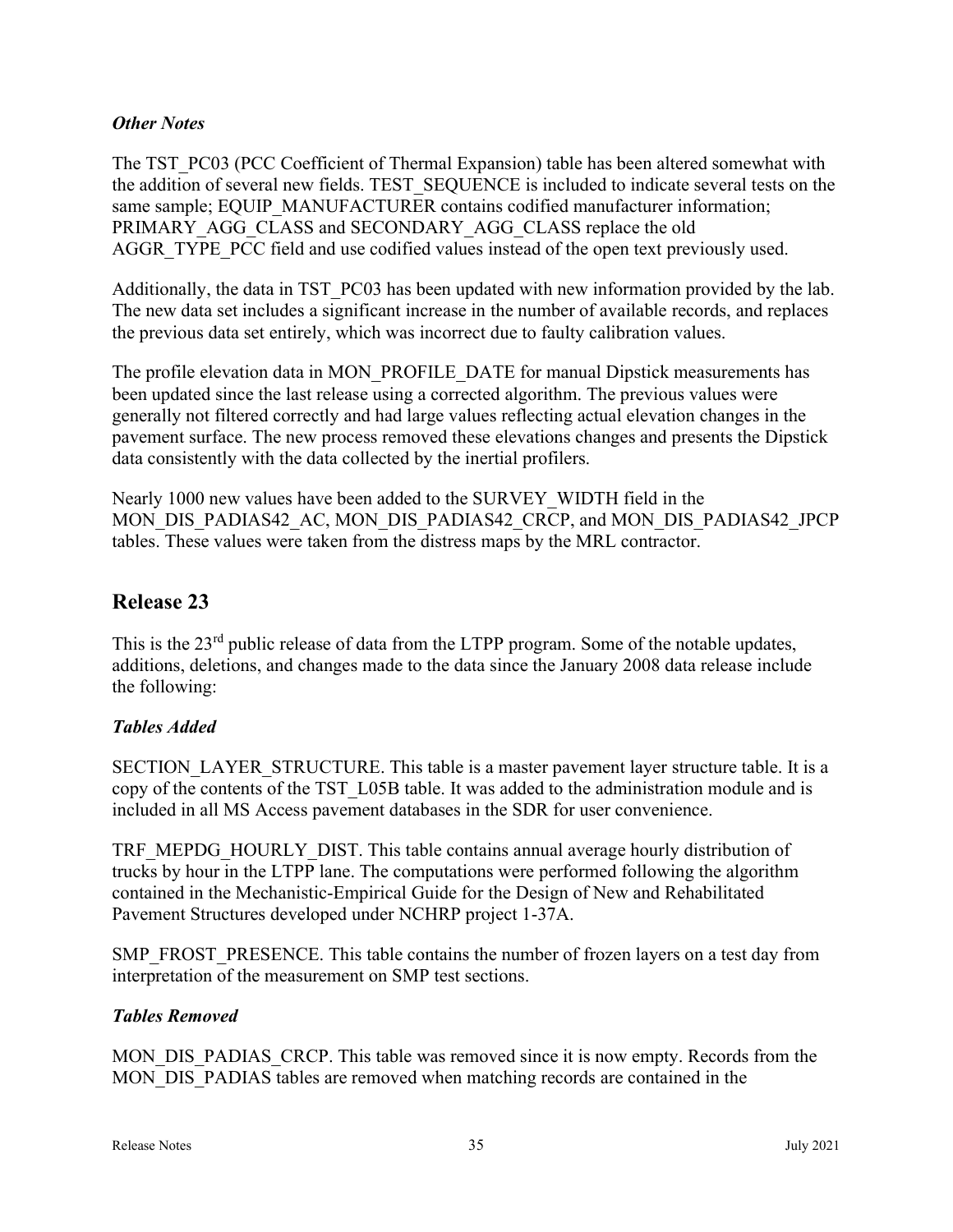### *Other Notes*

The TST_PC03 (PCC Coefficient of Thermal Expansion) table has been altered somewhat with the addition of several new fields. TEST_SEQUENCE is included to indicate several tests on the same sample; EQUIP_MANUFACTURER contains codified manufacturer information; PRIMARY_AGG_CLASS and SECONDARY_AGG_CLASS replace the old AGGR_TYPE_PCC field and use codified values instead of the open text previously used.

Additionally, the data in TST_PC03 has been updated with new information provided by the lab. The new data set includes a significant increase in the number of available records, and replaces the previous data set entirely, which was incorrect due to faulty calibration values.

The profile elevation data in MON_PROFILE_DATE for manual Dipstick measurements has been updated since the last release using a corrected algorithm. The previous values were generally not filtered correctly and had large values reflecting actual elevation changes in the pavement surface. The new process removed these elevations changes and presents the Dipstick data consistently with the data collected by the inertial profilers.

Nearly 1000 new values have been added to the SURVEY_WIDTH field in the MON_DIS_PADIAS42_AC, MON_DIS_PADIAS42_CRCP, and MON_DIS_PADIAS42_JPCP tables. These values were taken from the distress maps by the MRL contractor.

## Release 23

This is the 23rd public release of data from the LTPP program. Some of the notable updates, additions, deletions, and changes made to the data since the January 2008 data release include the following:

### *Tables Added*

SECTION_LAYER_STRUCTURE. This table is a master pavement layer structure table. It is a copy of the contents of the TST_L05B table. It was added to the administration module and is included in all MS Access pavement databases in the SDR for user convenience.

TRF_MEPDG_HOURLY_DIST. This table contains annual average hourly distribution of trucks by hour in the LTPP lane. The computations were performed following the algorithm contained in the Mechanistic-Empirical Guide for the Design of New and Rehabilitated Pavement Structures developed under NCHRP project 1-37A.

SMP_FROST_PRESENCE. This table contains the number of frozen layers on a test day from interpretation of the measurement on SMP test sections.

### *Tables Removed*

MON_DIS_PADIAS_CRCP. This table was removed since it is now empty. Records from the MON_DIS_PADIAS tables are removed when matching records are contained in the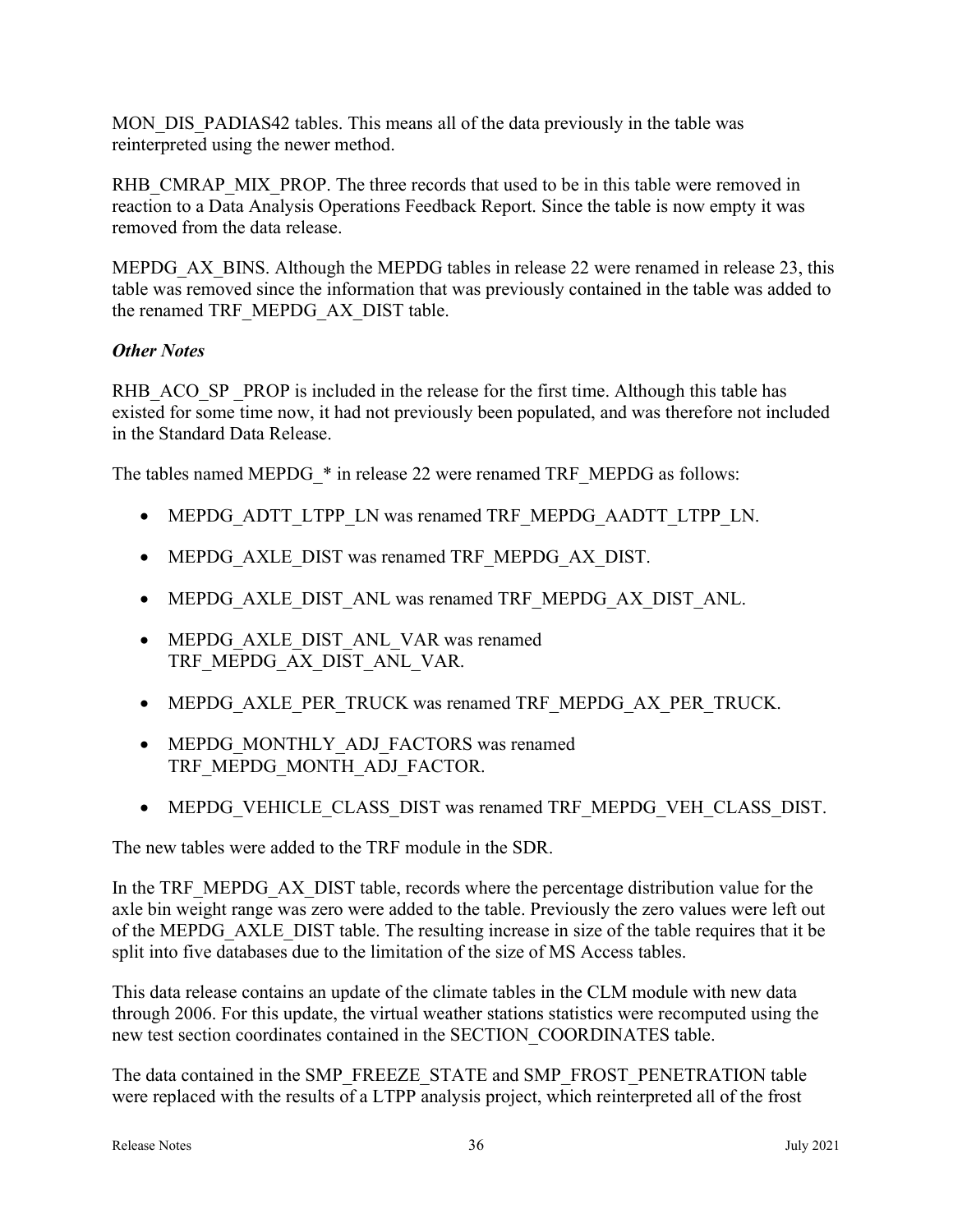MON_DIS_PADIAS42 tables. This means all of the data previously in the table was reinterpreted using the newer method.

RHB_CMRAP_MIX_PROP. The three records that used to be in this table were removed in reaction to a Data Analysis Operations Feedback Report. Since the table is now empty it was removed from the data release.

MEPDG_AX_BINS. Although the MEPDG tables in release 22 were renamed in release 23, this table was removed since the information that was previously contained in the table was added to the renamed TRF_MEPDG_AX_DIST table.

***Other Notes***

RHB_ACO_SP _PROP is included in the release for the first time. Although this table has existed for some time now, it had not previously been populated, and was therefore not included in the Standard Data Release.

The tables named MEPDG_* in release 22 were renamed TRF_MEPDG as follows:

- MEPDG_ADTT_LTPP_LN was renamed TRF_MEPDG_AADTT_LTPP_LN.
- MEPDG_AXLE_DIST was renamed TRF_MEPDG_AX_DIST.
- MEPDG_AXLE_DIST_ANL was renamed TRF_MEPDG_AX_DIST_ANL.
- MEPDG_AXLE_DIST_ANL_VAR was renamed TRF_MEPDG_AX_DIST_ANL_VAR.
- MEPDG_AXLE_PER_TRUCK was renamed TRF_MEPDG_AX_PER_TRUCK.
- MEPDG_MONTHLY_ADJ_FACTORS was renamed TRF_MEPDG_MONTH_ADJ_FACTOR.
- MEPDG_VEHICLE_CLASS_DIST was renamed TRF_MEPDG_VEH_CLASS_DIST.

The new tables were added to the TRF module in the SDR.

In the TRF_MEPDG_AX_DIST table, records where the percentage distribution value for the axle bin weight range was zero were added to the table. Previously the zero values were left out of the MEPDG_AXLE_DIST table. The resulting increase in size of the table requires that it be split into five databases due to the limitation of the size of MS Access tables.

This data release contains an update of the climate tables in the CLM module with new data through 2006. For this update, the virtual weather stations statistics were recomputed using the new test section coordinates contained in the SECTION_COORDINATES table.

The data contained in the SMP_FREEZE_STATE and SMP_FROST_PENETRATION table were replaced with the results of a LTPP analysis project, which reinterpreted all of the frost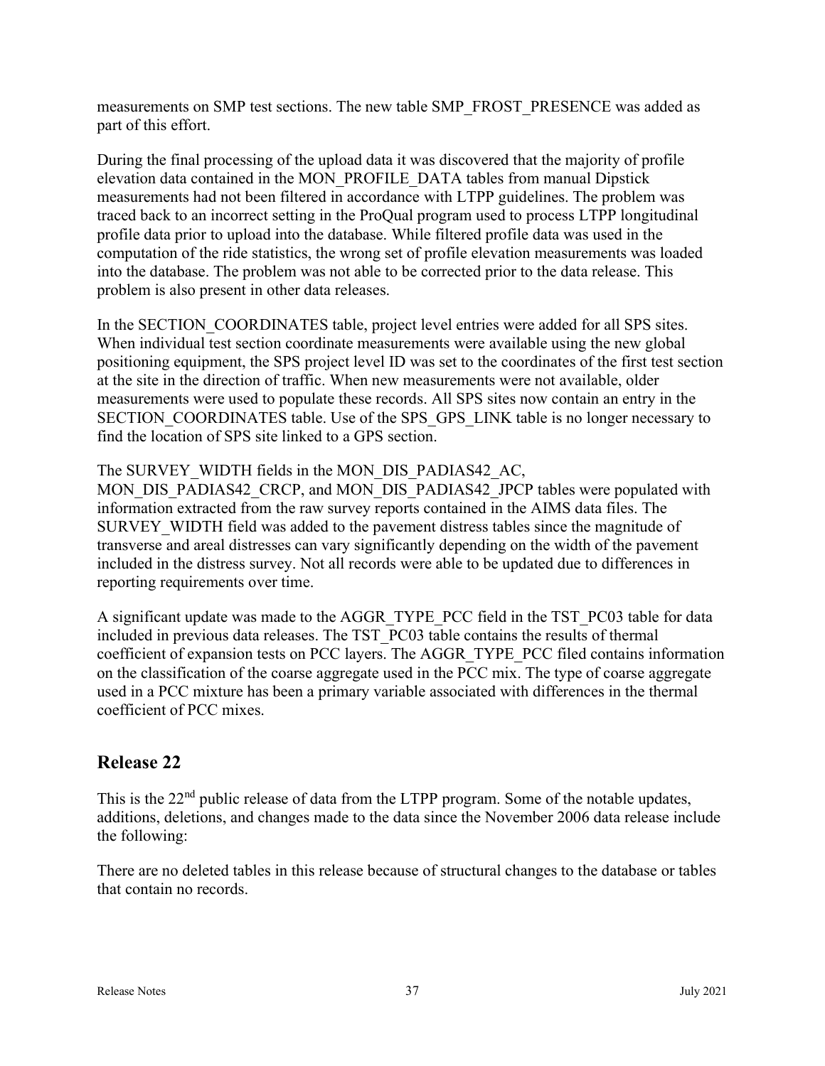measurements on SMP test sections. The new table SMP_FROST_PRESENCE was added as part of this effort.

During the final processing of the upload data it was discovered that the majority of profile elevation data contained in the MON_PROFILE_DATA tables from manual Dipstick measurements had not been filtered in accordance with LTPP guidelines. The problem was traced back to an incorrect setting in the ProQual program used to process LTPP longitudinal profile data prior to upload into the database. While filtered profile data was used in the computation of the ride statistics, the wrong set of profile elevation measurements was loaded into the database. The problem was not able to be corrected prior to the data release. This problem is also present in other data releases.

In the SECTION_COORDINATES table, project level entries were added for all SPS sites. When individual test section coordinate measurements were available using the new global positioning equipment, the SPS project level ID was set to the coordinates of the first test section at the site in the direction of traffic. When new measurements were not available, older measurements were used to populate these records. All SPS sites now contain an entry in the SECTION_COORDINATES table. Use of the SPS_GPS_LINK table is no longer necessary to find the location of SPS site linked to a GPS section.

The SURVEY_WIDTH fields in the MON_DIS_PADIAS42_AC, MON_DIS_PADIAS42_CRCP, and MON_DIS_PADIAS42_JPCP tables were populated with information extracted from the raw survey reports contained in the AIMS data files. The SURVEY_WIDTH field was added to the pavement distress tables since the magnitude of transverse and areal distresses can vary significantly depending on the width of the pavement included in the distress survey. Not all records were able to be updated due to differences in reporting requirements over time.

A significant update was made to the AGGR_TYPE_PCC field in the TST_PC03 table for data included in previous data releases. The TST_PC03 table contains the results of thermal coefficient of expansion tests on PCC layers. The AGGR_TYPE_PCC filed contains information on the classification of the coarse aggregate used in the PCC mix. The type of coarse aggregate used in a PCC mixture has been a primary variable associated with differences in the thermal coefficient of PCC mixes.

## Release 22

This is the 22nd public release of data from the LTPP program. Some of the notable updates, additions, deletions, and changes made to the data since the November 2006 data release include the following:

There are no deleted tables in this release because of structural changes to the database or tables that contain no records.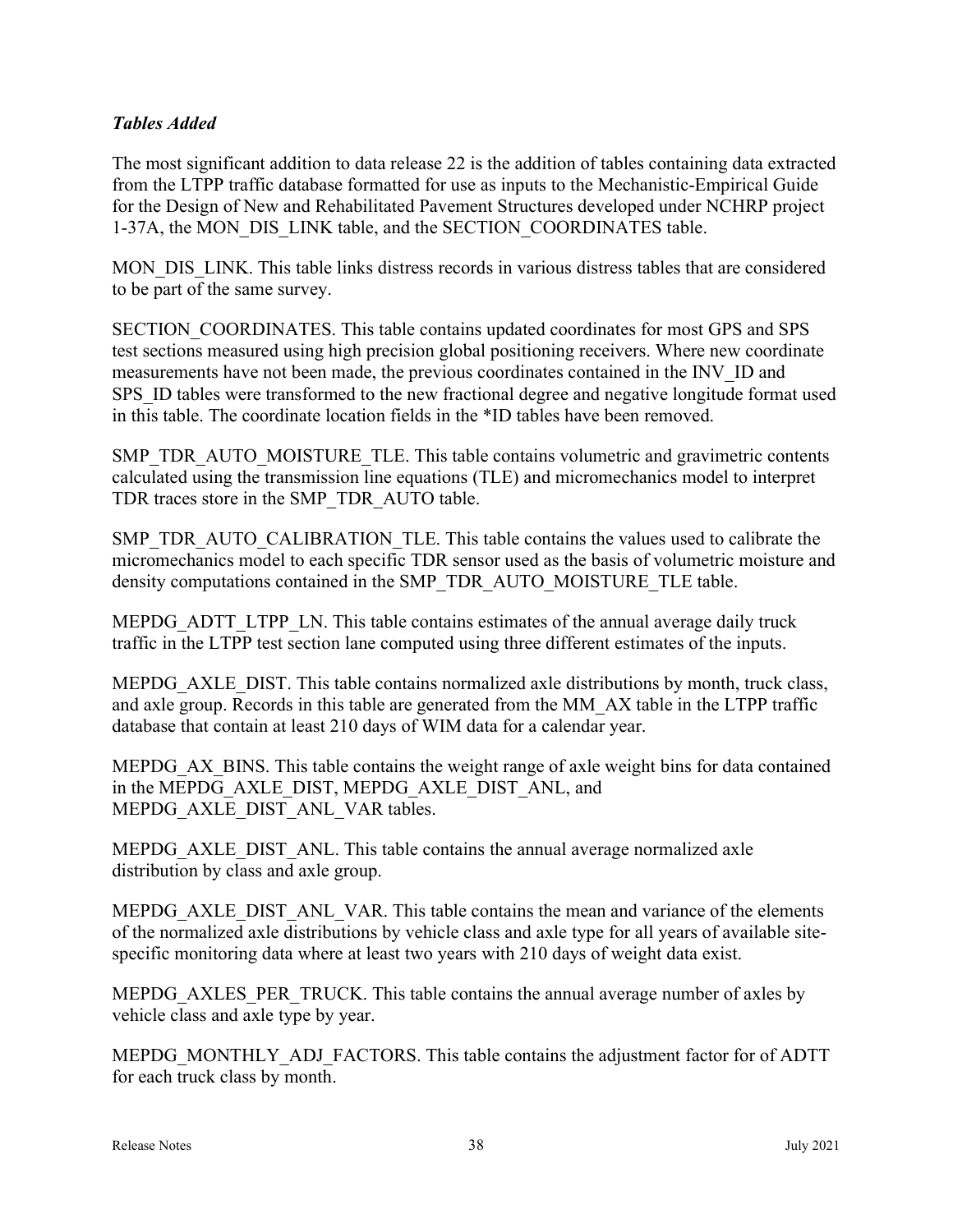### *Tables Added*

The most significant addition to data release 22 is the addition of tables containing data extracted from the LTPP traffic database formatted for use as inputs to the Mechanistic-Empirical Guide for the Design of New and Rehabilitated Pavement Structures developed under NCHRP project 1-37A, the MON_DIS_LINK table, and the SECTION_COORDINATES table.

MON_DIS_LINK. This table links distress records in various distress tables that are considered to be part of the same survey.

SECTION_COORDINATES. This table contains updated coordinates for most GPS and SPS test sections measured using high precision global positioning receivers. Where new coordinate measurements have not been made, the previous coordinates contained in the INV_ID and SPS_ID tables were transformed to the new fractional degree and negative longitude format used in this table. The coordinate location fields in the *ID tables have removed.

SMP_TDR_AUTO_MOISTURE_TLE. This table contains volumetric and gravimetric contents calculated using the transmission line equations (TLE) and micromechanics model to interpret TDR traces store in the SMP_TDR_AUTO table.

SMP_TDR_AUTO_CALIBRATION_TLE. This table contains the values used to calibrate the micromechanics model to each specific TDR sensor used as the basis of volumetric moisture and density computations contained in the SMP_TDR_AUTO_MOISTURE_TLE table.

MEPDG_ADTT_LTPP_LN. This table contains estimates of the annual average daily truck traffic in the LTPP test section lane computed using three different estimates of the inputs.

MEPDG_AXLE_DIST. This table contains normalized axle distributions by month, truck class, and axle group. Records in this table are generated from the MM_AX table in the LTPP traffic database that contain at least 210 days of WIM data for a calendar year.

MEPDG_AX_BINS. This table contains the weight range of axle weight bins for data contained in the MEPDG_AXLE_DIST, MEPDG_AXLE_DIST_ANL, and MEPDG_AXLE_DIST_ANL_VAR tables.

MEPDG_AXLE_DIST_ANL. This table contains the annual average normalized axle distribution by class and axle group.

MEPDG_AXLE_DIST_ANL_VAR. This table contains the mean and variance of the elements of the normalized axle distributions by vehicle class and axle type for all years of available site-specific monitoring data where at least two years with 210 days of weight data exist.

MEPDG_AXLES_PER_TRUCK. This table contains the annual average number of axles by vehicle class and axle type by year.

MEPDG_MONTHLY_ADJ_FACTORS. This table contains the adjustment factor for of ADTT for each truck class by month.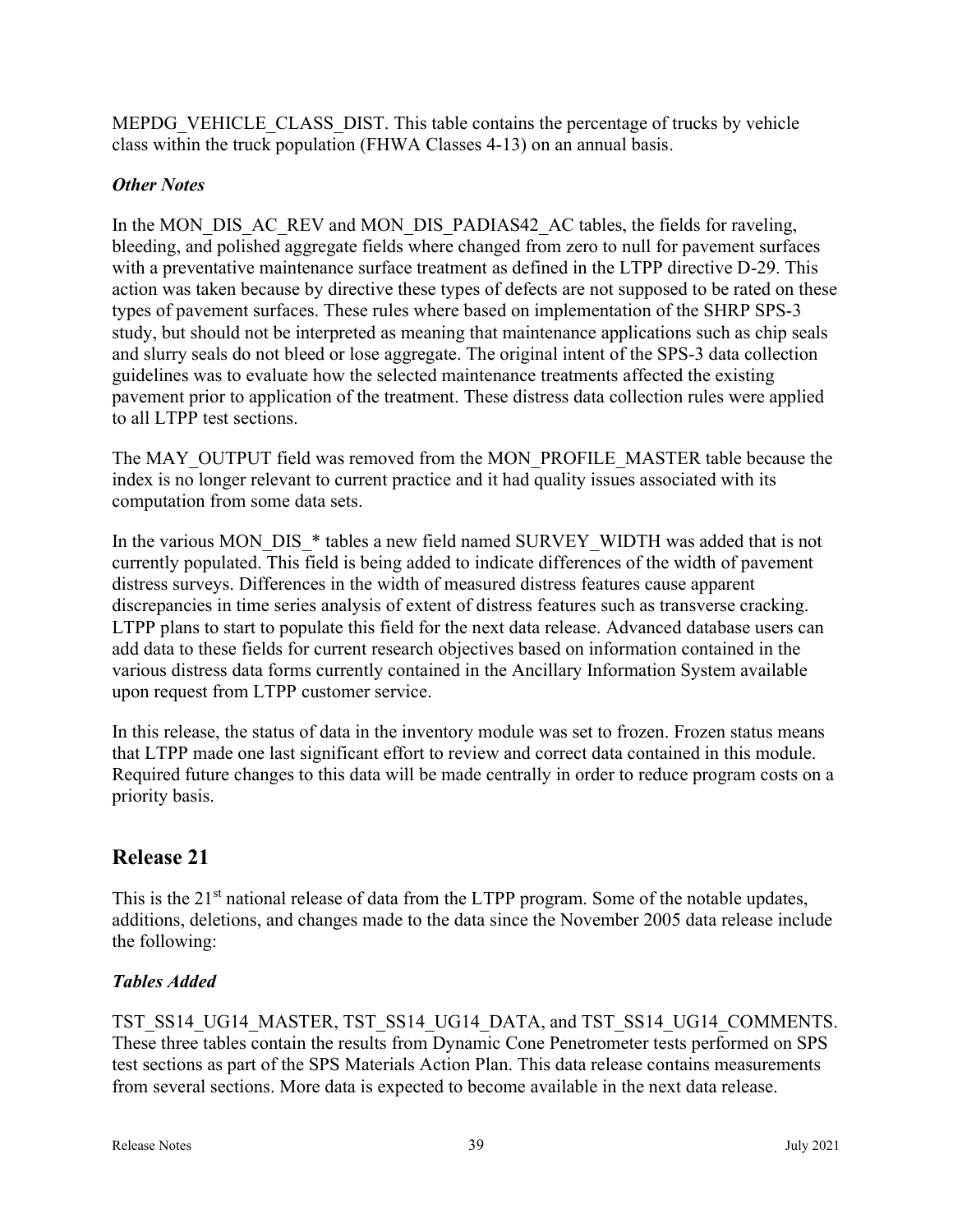MEPDG_VEHICLE_CLASS_DIST. This table contains the percentage of trucks by vehicle class within the truck population (FHWA Classes 4-13) on an annual basis.

### *Other Notes*

In the MON_DIS_AC_REV and MON_DIS_PADIAS42_AC tables, the fields for raveling, bleeding, and polished aggregate fields where changed from zero to null for pavement surfaces with a preventative maintenance surface treatment as defined in the LTPP directive D-29. This action was taken because by directive these types of defects are not supposed to be rated on these types of pavement surfaces. These rules where based on implementation of the SHRP SPS-3 study, but should not be interpreted as meaning that maintenance applications such as chip seals and slurry seals do not bleed or lose aggregate. The original intent of the SPS-3 data collection guidelines was to evaluate how the selected maintenance treatments affected the existing pavement prior to application of the treatment. These distress data collection rules were applied to all LTPP test sections.

The MAY_OUTPUT field was removed from the MON_PROFILE_MASTER table because the index is no longer relevant to current practice and it had quality issues associated with its computation from some data sets.

In the various MON_DIS_* tables a new field named SURVEY_WIDTH was added that is not currently populated. This field is being added to indicate differences of the width of pavement distress surveys. Differences in the width of measured distress features cause apparent discrepancies in time series analysis of extent of distress features such as transverse cracking. LTPP plans to start to populate this field for the next data release. Advanced database users can add data to these fields for current research objectives based on information contained in the various distress data forms currently contained in the Ancillary Information System available upon request from LTPP customer service.

In this release, the status of data in the inventory module was set to frozen. Frozen status means that LTPP made one last significant effort to review and correct data contained in this module. Required future changes to this data will be made centrally in order to reduce program costs on a priority basis.

## Release 21

This is the 21st national release of data from the LTPP program. Some of the notable updates, additions, deletions, and changes made to the data since the November 2005 data release include the following:

### *Tables Added*

TST_SS14_UG14_MASTER, TST_SS14_UG14_DATA, and TST_SS14_UG14_COMMENTS. These three tables contain the results from Dynamic Cone Penetrometer tests performed on SPS test sections as part of the SPS Materials Action Plan. This data release contains measurements from several sections. More data is expected to become available in the next data release.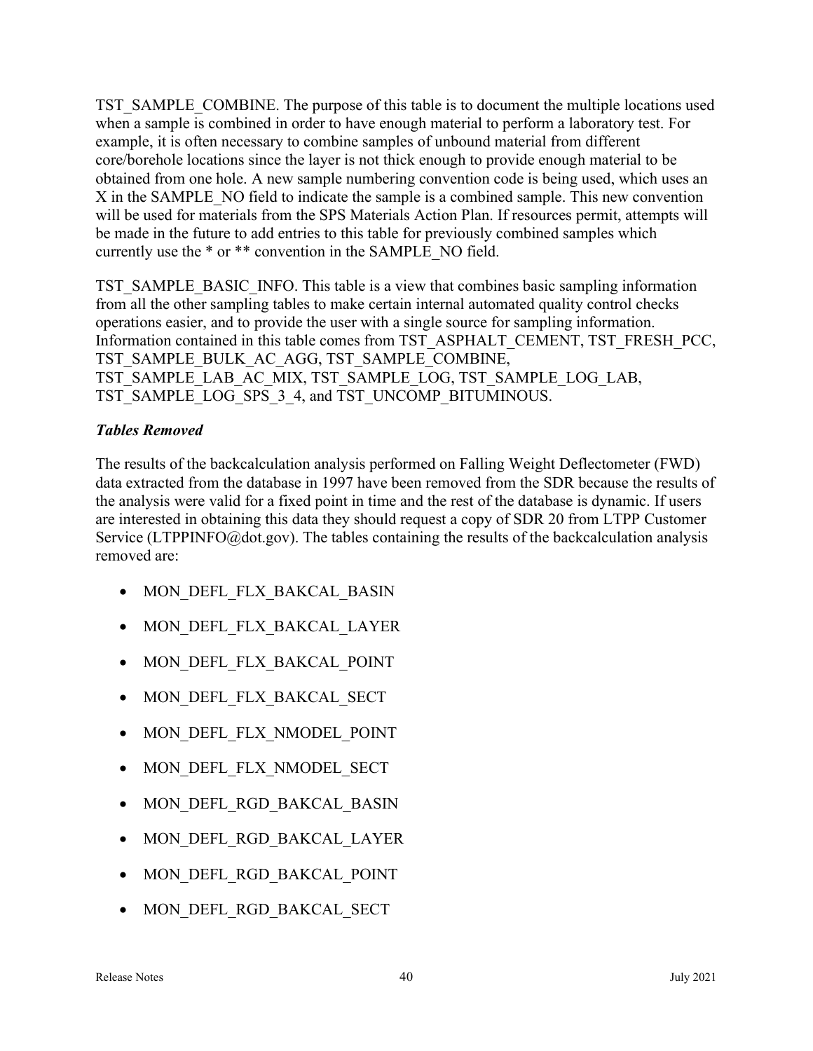TST_SAMPLE_COMBINE. The purpose of this table is to document the multiple locations used when a sample is combined in order to have enough material to perform a laboratory test. For example, it is often necessary to combine samples of unbound material from different core/borehole locations since the layer is not thick enough to provide enough material to be obtained from one hole. A new sample numbering convention code is being used, which uses an X in the SAMPLE_NO field to indicate the sample is a combined sample. This new convention will be used for materials from the SPS Materials Action Plan. If resources permit, attempts will be made in the future to add entries to this table for previously combined samples which currently use the * or ** convention in the SAMPLE_NO field.

TST_SAMPLE_BASIC_INFO. This table is a view that combines basic sampling information from all the other sampling tables to make certain internal automated quality control checks operations easier, and to provide the user with a single source for sampling information. Information contained in this table comes from TST_ASPHALT_CEMENT, TST_FRESH_PCC, TST_SAMPLE_BULK_AC_AGG, TST_SAMPLE_COMBINE, TST_SAMPLE_LAB_AC_MIX, TST_SAMPLE_LOG, TST_SAMPLE_LOG_LAB, TST_SAMPLE_LOG_SPS_3_4, and TST_UNCOMP_BITUMINOUS.

### *Tables Removed*

The results of the backcalculation analysis performed on Falling Weight Deflectometer (FWD) data extracted from the database in 1997 have been removed from the SDR because the results of the analysis were valid for a fixed point in time and the rest of the database is dynamic. If users are interested in obtaining this data they should request a copy of SDR 20 from LTPP Customer Service (LTPPINFO@dot.gov). The tables containing the results of the backcalculation analysis removed are:

- MON_DEFL_FLX_BAKCAL_BASIN
- MON_DEFL_FLX_BAKCAL_LAYER
- MON_DEFL_FLX_BAKCAL_POINT
- MON_DEFL_FLX_BAKCAL_SECT
- MON_DEFL_FLX_NMODEL_POINT
- MON_DEFL_FLX_NMODEL_SECT
- MON_DEFL_RGD_BAKCAL_BASIN
- MON_DEFL_RGD_BAKCAL_LAYER
- MON_DEFL_RGD_BAKCAL_POINT
- MON_DEFL_RGD_BAKCAL_SECT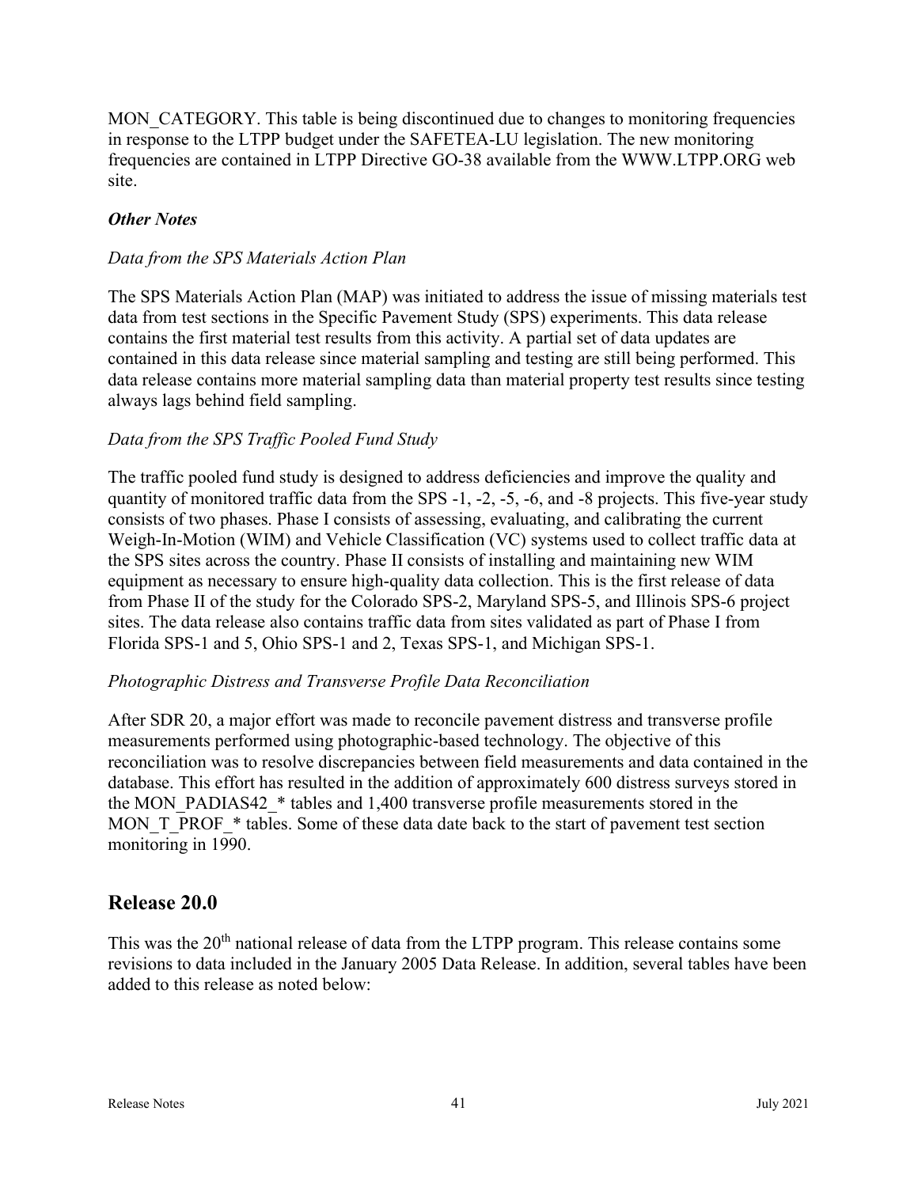MON_CATEGORY. This table is being discontinued due to changes to monitoring frequencies in response to the LTPP budget under the SAFETEA-LU legislation. The new monitoring frequencies are contained in LTPP Directive GO-38 available from the WWW.LTPP.ORG web site.

### *Other Notes*

*Data from the SPS Materials Action Plan*

The SPS Materials Action Plan (MAP) was initiated to address the issue of missing materials test data from test sections in the Specific Pavement Study (SPS) experiments. This data release contains the first material test results from this activity. A partial set of data updates are contained in this data release since material sampling and testing are still being performed. This data release contains more material sampling data than material property test results since testing always lags behind field sampling.

*Data from the SPS Traffic Pooled Fund Study*

The traffic pooled fund study is designed to address deficiencies and improve the quality and quantity of monitored traffic data from the SPS -1, -2, -5, -6, and -8 projects. This five-year study consists of two phases. Phase I consists of assessing, evaluating, and calibrating the current Weigh-In-Motion (WIM) and Vehicle Classification (VC) systems used to collect traffic data at the SPS sites across the country. Phase II consists of installing and maintaining new WIM equipment as necessary to ensure high-quality data collection. This is the first release of data from Phase II of the study for the Colorado SPS-2, Maryland SPS-5, and Illinois SPS-6 project sites. The data release also contains traffic data from sites validated as part of Phase I from Florida SPS-1 and 5, Ohio SPS-1 and 2, Texas SPS-1, and Michigan SPS-1.

*Photographic Distress and Transverse Profile Data Reconciliation*

After SDR 20, a major effort was made to reconcile pavement distress and transverse profile measurements performed using photographic-based technology. The objective of this reconciliation was to resolve discrepancies between field measurements and data contained in the database. This effort has resulted in the addition of approximately 600 distress surveys stored in the MON_PADIAS42_* tables and 1,400 transverse profile measurements stored in the MON_T_PROF_* tables. Some of these data date back to the start of pavement test section monitoring in 1990.

## Release 20.0

This was the 20th national release of data from the LTPP program. This release contains some revisions to data included in the January 2005 Data Release. In addition, several tables have been added to this release as noted below: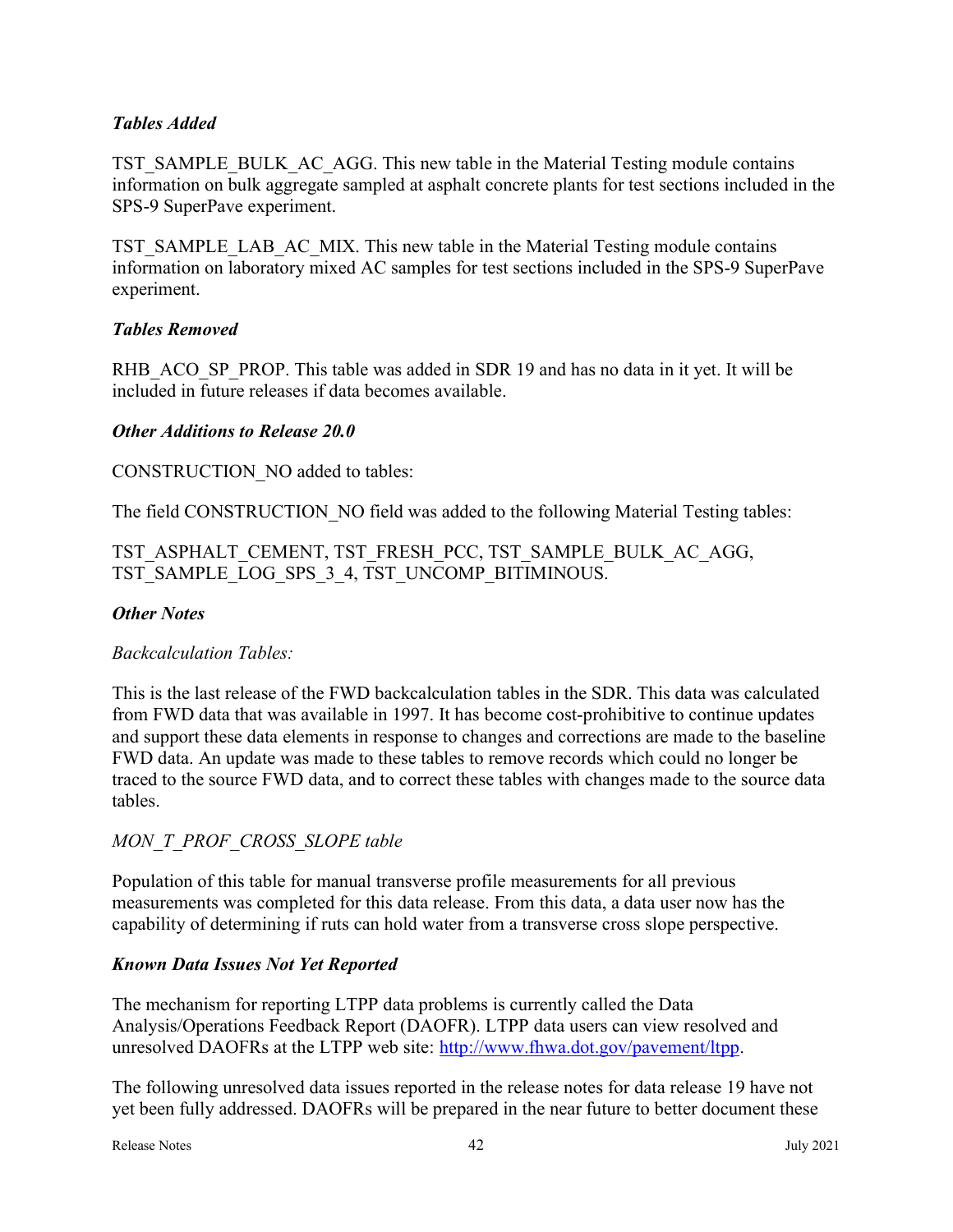### *Tables Added*

TST_SAMPLE_BULK_AC_AGG. This new table in the Material Testing module contains information on bulk aggregate sampled at asphalt concrete plants for test sections included in the SPS-9 SuperPave experiment.

TST_SAMPLE_LAB_AC_MIX. This new table in the Material Testing module contains information on laboratory mixed AC samples for test sections included in the SPS-9 SuperPave experiment.

### *Tables Removed*

RHB_ACO_SP_PROP. This table was added in SDR 19 and has no data in it yet. It will be included in future releases if data becomes available.

### *Other Additions to Release 20.0*

CONSTRUCTION_NO added to tables:

The field CONSTRUCTION_NO field was added to the following Material Testing tables:

TST_ASPHALT_CEMENT, TST_FRESH_PCC, TST_SAMPLE_BULK_AC_AGG, TST_SAMPLE_LOG_SPS_3_4, TST_UNCOMP_BITIMINOUS.

### *Other Notes*

*Backcalculation Tables:*

This is the last release of the FWD backcalculation tables in the SDR. This data was calculated from FWD data that was available in 1997. It has become cost-prohibitive to continue updates and support these data elements in response to changes and corrections are made to the baseline FWD data. An update was made to these tables to remove records which could no longer be traced to the source FWD data, and to correct these tables with changes made to the source data tables.

*MON_T_PROF_CROSS_SLOPE table*

Population of this table for manual transverse profile measurements for all previous measurements was completed for this data release. From this data, a data user now has the capability of determining if ruts can hold water from a transverse cross slope perspective.

### *Known Data Issues Not Yet Reported*

The mechanism for reporting LTPP data problems is currently called the Data Analysis/Operations Feedback Report (DAOFR). LTPP data users can view resolved and unresolved DAOFRs at the LTPP web site: [http://www.fhwa.dot.gov/pavement/ltpp](http://www.fhwa.dot.gov/pavement/ltpp).

The following unresolved data issues reported in the release notes for data release 19 have not yet been fully addressed. DAOFRs will be prepared in the near future to better document these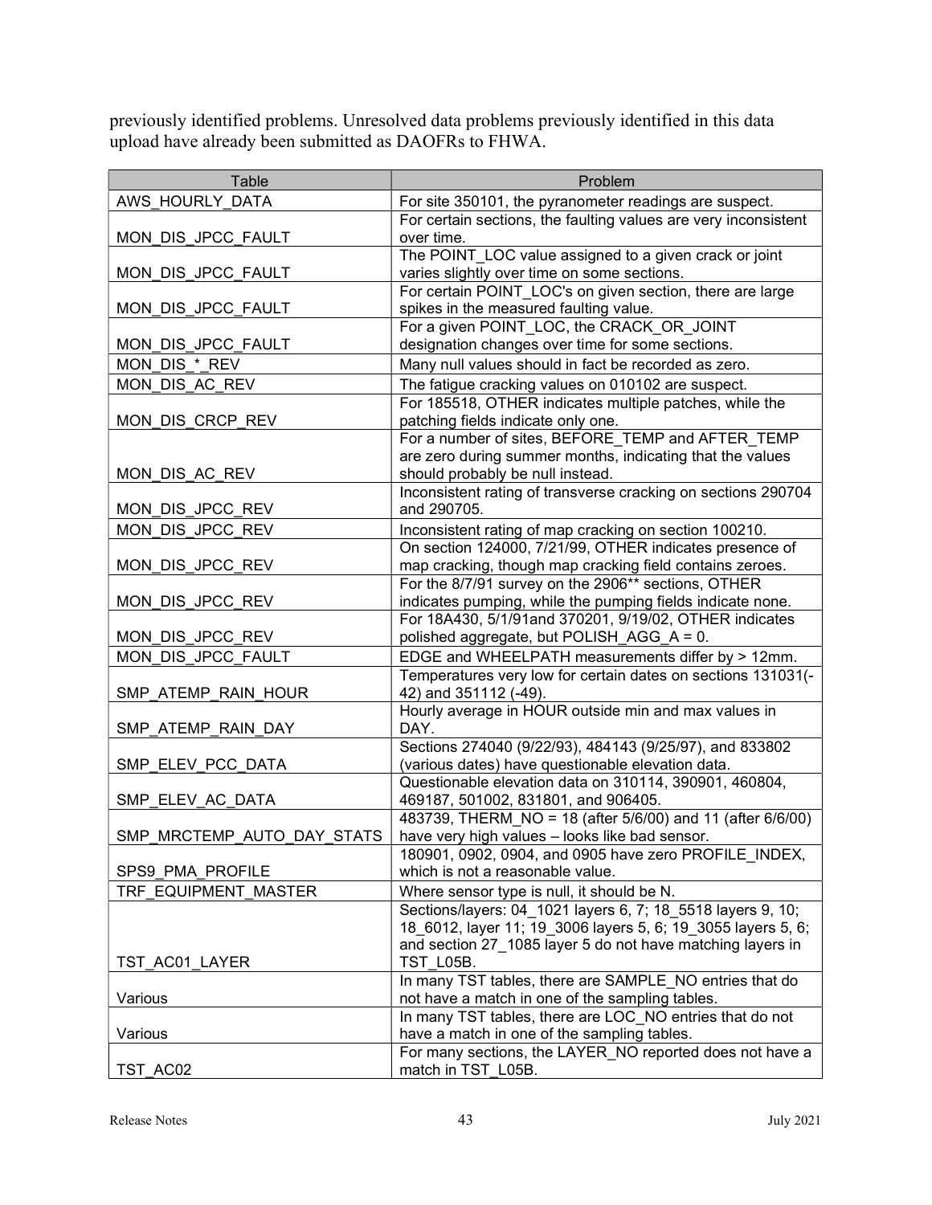previously identified problems. Unresolved data problems previously identified in this data upload have already been submitted as DAOFRs to FHWA.

| Table | Problem |
|---|---|
| AWS_HOURLY_DATA | For site 350101, the pyranometer readings are suspect. |
| MON_DIS_JPCC_FAULT | For certain sections, the faulting values are very inconsistent over time. |
| MON_DIS_JPCC_FAULT | The POINT_LOC value assigned to a given crack or joint varies slightly over time on some sections. |
| MON_DIS_JPCC_FAULT | For certain POINT_LOC's on given section, there are large spikes in the measured faulting value. |
| MON_DIS_JPCC_FAULT | For a given POINT_LOC, the CRACK_OR_JOINT designation changes over time for some sections. |
| MON_DIS_*_REV | Many null values should in fact be recorded as zero. |
| MON_DIS_AC_REV | The fatigue cracking values on 010102 are suspect. |
| MON_DIS_CRCP_REV | For 185518, OTHER indicates multiple patches, while the patching fields indicate only one. |
| MON_DIS_AC_REV | For a number of sites, BEFORE_TEMP and AFTER_TEMP are zero during summer months, indicating that the values should probably be null instead. |
| MON_DIS_JPCC_REV | Inconsistent rating of transverse cracking on sections 290704 and 290705. |
| MON_DIS_JPCC_REV | Inconsistent rating of map cracking on section 100210. |
| MON_DIS_JPCC_REV | On section 124000, 7/21/99, OTHER indicates presence of map cracking, though map cracking field contains zeroes. |
| MON_DIS_JPCC_REV | For the 8/7/91 survey on the 2906** sections, OTHER indicates pumping, while the pumping fields indicate none. |
| MON_DIS_JPCC_REV | For 18A430, 5/1/91and 370201, 9/19/02, OTHER indicates polished aggregate, but POLISH_AGG_A = 0. |
| MON_DIS_JPCC_FAULT | EDGE and WHEELPATH measurements differ by > 12mm. |
| SMP_ATEMP_RAIN_HOUR | Temperatures very low for certain dates on sections 131031(-42) and 351112 (-49). |
| SMP_ATEMP_RAIN_DAY | Hourly average in HOUR outside min and max values in DAY. |
| SMP_ELEV_PCC_DATA | Sections 274040 (9/22/93), 484143 (9/25/97), and 833802 (various dates) have questionable elevation data. |
| SMP_ELEV_AC_DATA | Questionable elevation data on 310114, 390901, 460804, 469187, 501002, 831801, and 906405. |
| SMP_MRCTEMP_AUTO_DAY_STATS | 483739, THERM_NO = 18 (after 5/6/00) and 11 (after 6/6/00) have very high values – looks like bad sensor. |
| SPS9_PMA_PROFILE | 180901, 0902, 0904, and 0905 have zero PROFILE_INDEX, which is not a reasonable value. |
| TRF_EQUIPMENT_MASTER | Where sensor type is null, it should be N. |
| TST_AC01_LAYER | Sections/layers: 04_1021 layers 6, 7; 18_5518 layers 9, 10; 18_6012, layer 11; 19_3006 layers 5, 6; 19_3055 layers 5, 6; and section 27_1085 layer 5 do not have matching layers in TST_L05B. |
| Various | In many TST tables, there are SAMPLE_NO entries that do not have a match in one of the sampling tables. |
| Various | In many TST tables, there are LOC_NO entries that do not have a match in one of the sampling tables. |
| TST_AC02 | For many sections, the LAYER_NO reported does not have a match in TST_L05B. |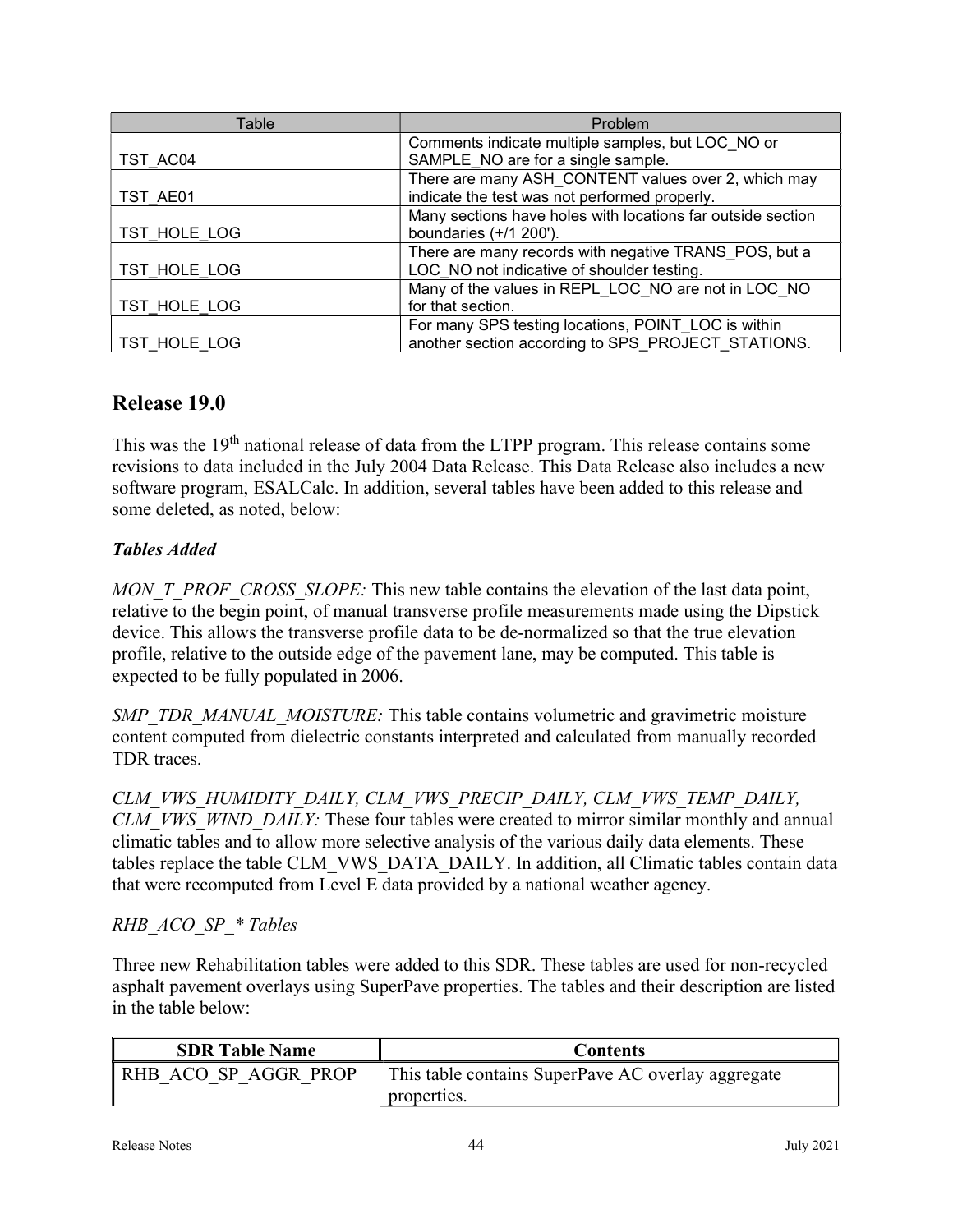| Table | Problem |
|---|---|
| TST_AC04 | Comments indicate multiple samples, but LOC_NO or SAMPLE_NO are for a single sample. |
| TST_AE01 | There are many ASH_CONTENT values over 2, which may indicate the test was not performed properly. |
| TST_HOLE_LOG | Many sections have holes with locations far outside section boundaries (+/1 200'). |
| TST_HOLE_LOG | There are many records with negative TRANS_POS, but a LOC_NO not indicative of shoulder testing. |
| TST_HOLE_LOG | Many of the values in REPL_LOC_NO are not in LOC_NO for that section. |
| TST_HOLE_LOG | For many SPS testing locations, POINT_LOC is within another section according to SPS_PROJECT_STATIONS. |

## Release 19.0

This was the 19th national release of data from the LTPP program. This release contains some revisions to data included in the July 2004 Data Release. This Data Release also includes a new software program, ESALCalc. In addition, several tables have been added to this release and some deleted, as noted, below:

### *Tables Added*

*MON_T_PROF_CROSS_SLOPE:* This new table contains the elevation of the last data point, relative to the begin point, of manual transverse profile measurements made using the Dipstick device. This allows the transverse profile data to be de-normalized so that the true elevation profile, relative to the outside edge of the pavement lane, may be computed. This table is expected to be fully populated in 2006.

*SMP_TDR_MANUAL_MOISTURE:* This table contains volumetric and gravimetric moisture content computed from dielectric constants interpreted and calculated from manually recorded TDR traces.

*CLM_VWS_HUMIDITY_DAILY, CLM_VWS_PRECIP_DAILY, CLM_VWS_TEMP_DAILY, CLM_VWS_WIND_DAILY:* These four tables were created to mirror similar monthly and annual climatic tables and to allow more selective analysis of the various daily data elements. These tables replace the table CLM_VWS_DATA_DAILY. In addition, all Climatic tables contain data that were recomputed from Level E data provided by a national weather agency.

*RHB_ACO_SP_* Tables*

Three new Rehabilitation tables were added to this SDR. These tables are used for non-recycled asphalt pavement overlays using SuperPave properties. The tables and their description are listed in the table below:

| SDR Table Name | Contents |
|---|---|
| RHB_ACO_SP_AGGR_PROP | This table contains SuperPave AC overlay aggregate properties. |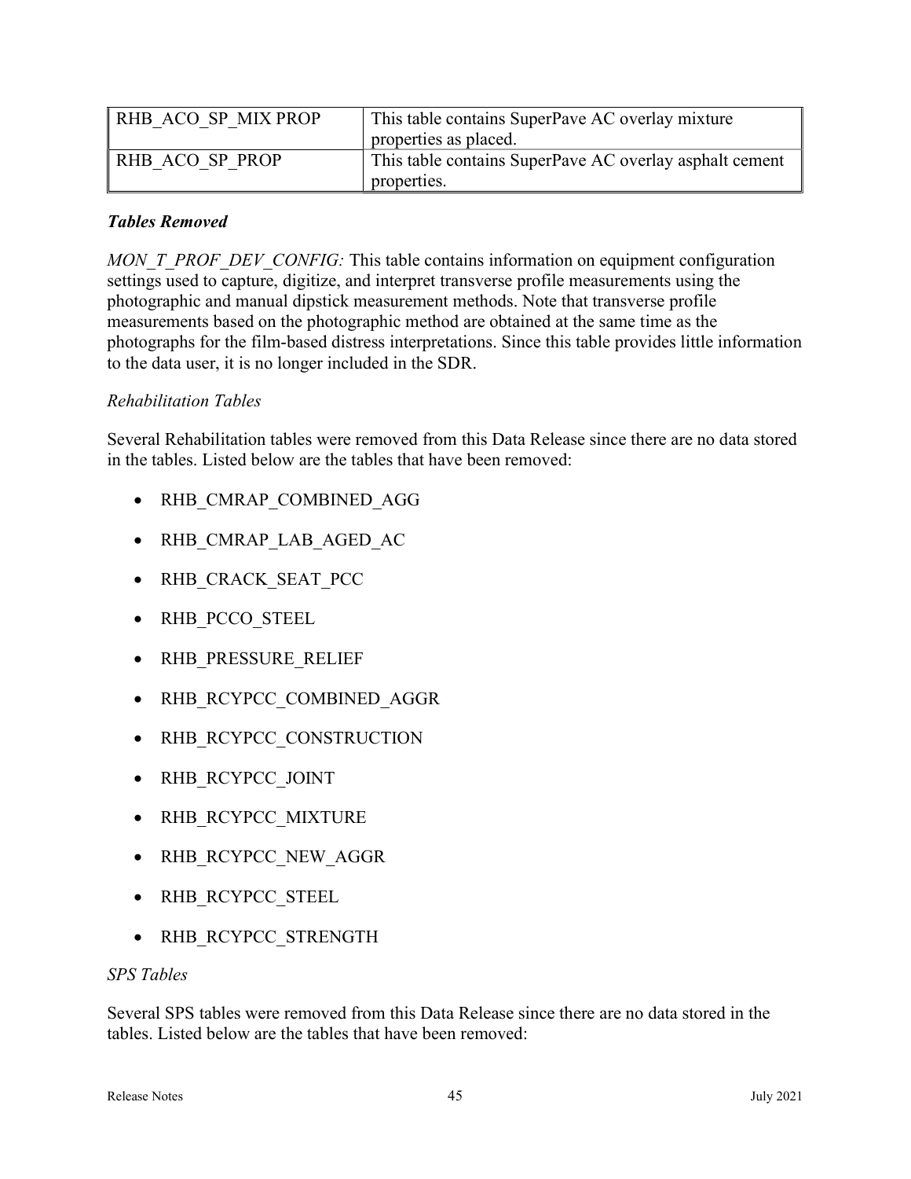| | |
|---|---|
| RHB_ACO_SP_MIX PROP | This table contains SuperPave AC overlay mixture properties as placed. |
| RHB_ACO_SP_PROP | This table contains SuperPave AC overlay asphalt cement properties. |

***Tables Removed***

*MON_T_PROF_DEV_CONFIG:* This table contains information on equipment configuration settings used to capture, digitize, and interpret transverse profile measurements using the photographic and manual dipstick measurement methods. Note that transverse profile measurements based on the photographic method are obtained at the same time as the photographs for the film-based distress interpretations. Since this table provides little information to the data user, it is no longer included in the SDR.

*Rehabilitation Tables*

Several Rehabilitation tables were removed from this Data Release since there are no data stored in the tables. Listed below are the tables that have been removed:

- RHB_CMRAP_COMBINED_AGG
- RHB_CMRAP_LAB_AGED_AC
- RHB_CRACK_SEAT_PCC
- RHB_PCCO_STEEL
- RHB_PRESSURE_RELIEF
- RHB_RCYPCC_COMBINED_AGGR
- RHB_RCYPCC_CONSTRUCTION
- RHB_RCYPCC_JOINT
- RHB_RCYPCC_MIXTURE
- RHB_RCYPCC_NEW_AGGR
- RHB_RCYPCC_STEEL
- RHB_RCYPCC_STRENGTH

*SPS Tables*

Several SPS tables were removed from this Data Release since there are no data stored in the tables. Listed below are the tables that have been removed: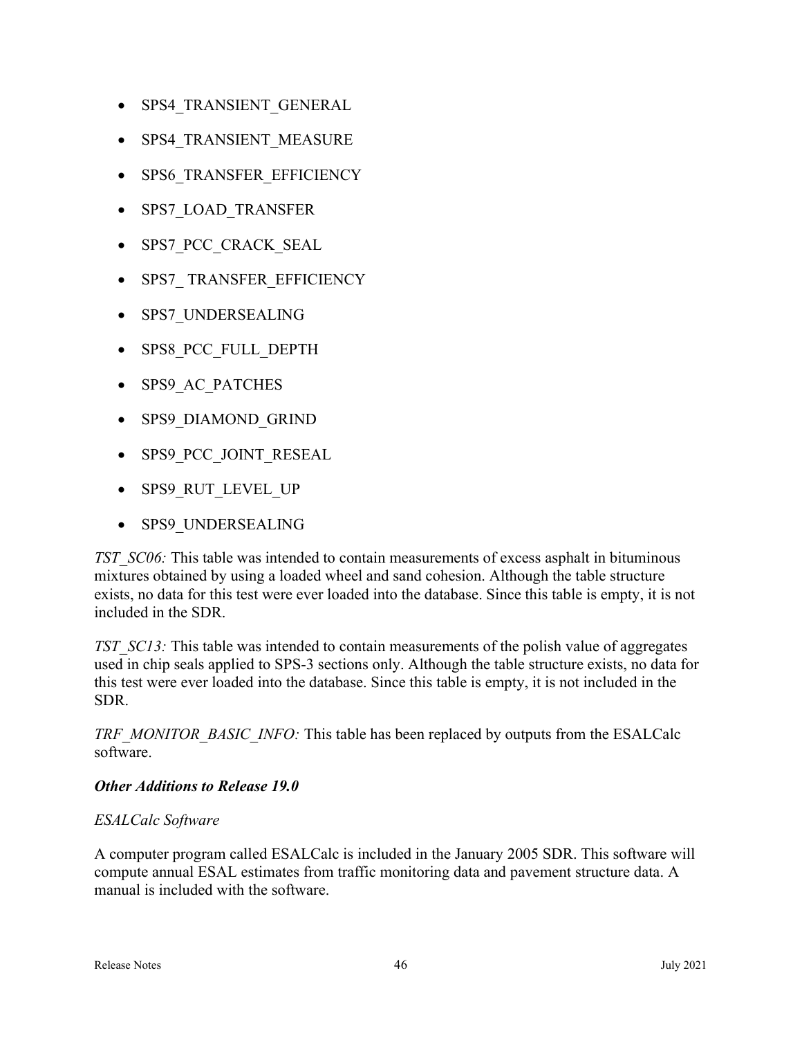- SPS4_TRANSIENT_GENERAL
- SPS4_TRANSIENT_MEASURE
- SPS6_TRANSFER_EFFICIENCY
- SPS7_LOAD_TRANSFER
- SPS7_PCC_CRACK_SEAL
- SPS7_ TRANSFER_EFFICIENCY
- SPS7_UNDERSEALING
- SPS8_PCC_FULL_DEPTH
- SPS9_AC_PATCHES
- SPS9_DIAMOND_GRIND
- SPS9_PCC_JOINT_RESEAL
- SPS9_RUT_LEVEL_UP
- SPS9_UNDERSEALING

*TST_SC06:* This table was intended to contain measurements of excess asphalt in bituminous mixtures obtained by using a loaded wheel and sand cohesion. Although the table structure exists, no data for this test were ever loaded into the database. Since this table is empty, it is not included in the SDR.

*TST_SC13:* This table was intended to contain measurements of the polish value of aggregates used in chip seals applied to SPS-3 sections only. Although the table structure exists, no data for this test were ever loaded into the database. Since this table is empty, it is not included in the SDR.

*TRF_MONITOR_BASIC_INFO:* This table has been replaced by outputs from the ESALCalc software.

***Other Additions to Release 19.0***

*ESALCalc Software*

A computer program called ESALCalc is included in the January 2005 SDR. This software will compute annual ESAL estimates from traffic monitoring data and pavement structure data. A manual is included with the software.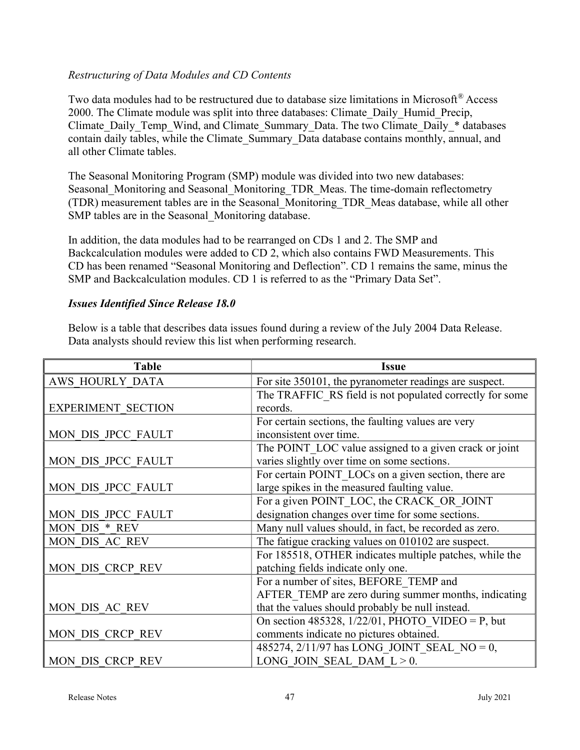*Restructuring of Data Modules and CD Contents*

Two data modules had to be restructured due to database size limitations in Microsoft® Access 2000. The Climate module was split into three databases: Climate_Daily_Humid_Precip, Climate_Daily_Temp_Wind, and Climate_Summary_Data. The two Climate_Daily_* databases contain daily tables, while the Climate_Summary_Data database contains monthly, annual, and all other Climate tables.

The Seasonal Monitoring Program (SMP) module was divided into two new databases: Seasonal_Monitoring and Seasonal_Monitoring_TDR_Meas. The time-domain reflectometry (TDR) measurement tables are in the Seasonal_Monitoring_TDR_Meas database, while all other SMP tables are in the Seasonal_Monitoring database.

In addition, the data modules had to be rearranged on CDs 1 and 2. The SMP and Backcalculation modules were added to CD 2, which also contains FWD Measurements. This CD has been renamed "Seasonal Monitoring and Deflection". CD 1 remains the same, minus the SMP and Backcalculation modules. CD 1 is referred to as the "Primary Data Set".

***Issues Identified Since Release 18.0***

Below is a table that describes data issues found during a review of the July 2004 Data Release. Data analysts should review this list when performing research.

| Table | Issue |
|---|---|
| AWS_HOURLY_DATA | For site 350101, the pyranometer readings are suspect. |
| EXPERIMENT_SECTION | The TRAFFIC_RS field is not populated correctly for some records. |
| MON_DIS_JPCC_FAULT | For certain sections, the faulting values are very inconsistent over time. |
| MON_DIS_JPCC_FAULT | The POINT_LOC value assigned to a given crack or joint varies slightly over time on some sections. |
| MON_DIS_JPCC_FAULT | For certain POINT_LOCs on a given section, there are large spikes in the measured faulting value. |
| MON_DIS_JPCC_FAULT | For a given POINT_LOC, the CRACK_OR_JOINT designation changes over time for some sections. |
| MON_DIS_*_REV | Many null values should, in fact, be recorded as zero. |
| MON_DIS_AC_REV | The fatigue cracking values on 010102 are suspect. |
| MON_DIS_CRCP_REV | For 185518, OTHER indicates multiple patches, while the patching fields indicate only one. |
| MON_DIS_AC_REV | For a number of sites, BEFORE_TEMP and AFTER_TEMP are zero during summer months, indicating that the values should probably be null instead. |
| MON_DIS_CRCP_REV | On section 485328, 1/22/01, PHOTO_VIDEO = P, but comments indicate no pictures obtained. |
| MON_DIS_CRCP_REV | 485274, 2/11/97 has LONG_JOINT_SEAL_NO = 0, LONG_JOIN_SEAL_DAM_L > 0. |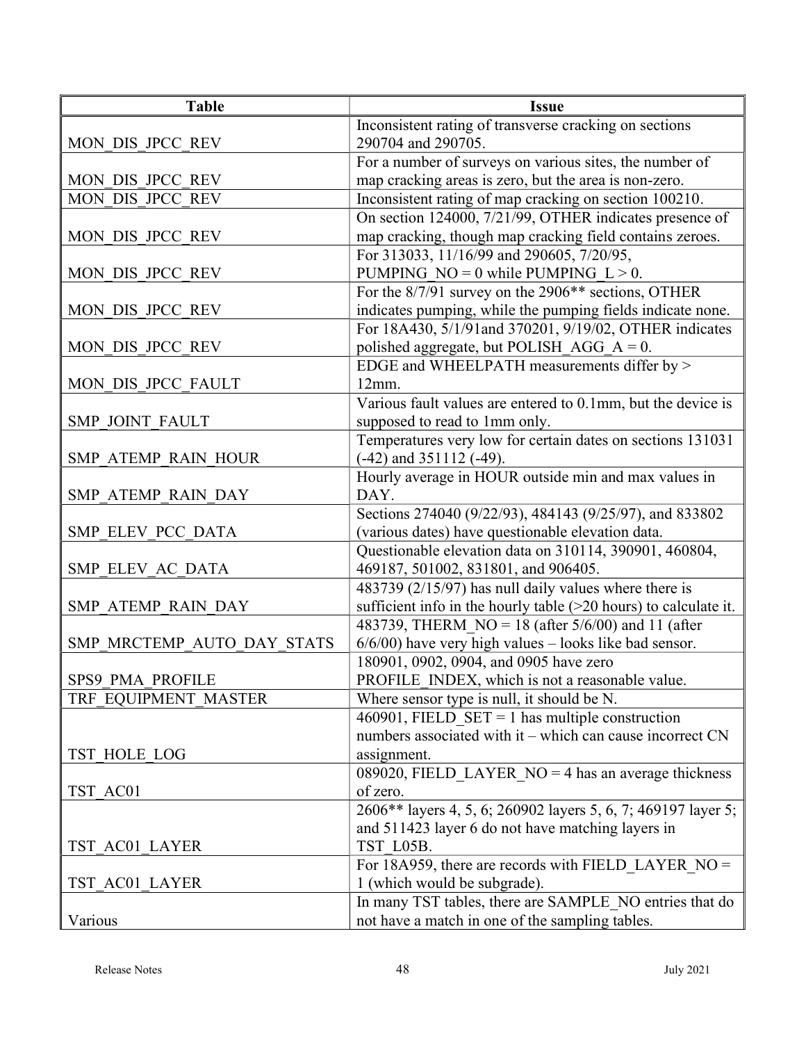| Table | Issue |
|---|---|
| MON_DIS_JPCC_REV | Inconsistent rating of transverse cracking on sections 290704 and 290705. |
| MON_DIS_JPCC_REV | For a number of surveys on various sites, the number of map cracking areas is zero, but the area is non-zero. |
| MON_DIS_JPCC_REV | Inconsistent rating of map cracking on section 100210. |
| MON_DIS_JPCC_REV | On section 124000, 7/21/99, OTHER indicates presence of map cracking, though map cracking field contains zeroes. |
| MON_DIS_JPCC_REV | For 313033, 11/16/99 and 290605, 7/20/95, PUMPING_NO = 0 while PUMPING_L > 0. |
| MON_DIS_JPCC_REV | For the 8/7/91 survey on the 2906** sections, OTHER indicates pumping, while the pumping fields indicate none. |
| MON_DIS_JPCC_REV | For 18A430, 5/1/91and 370201, 9/19/02, OTHER indicates polished aggregate, but POLISH_AGG_A = 0. |
| MON_DIS_JPCC_FAULT | EDGE and WHEELPATH measurements differ by > 12mm. |
| SMP_JOINT_FAULT | Various fault values are entered to 0.1mm, but the device is supposed to read to 1mm only. |
| SMP_ATEMP_RAIN_HOUR | Temperatures very low for certain dates on sections 131031 (-42) and 351112 (-49). |
| SMP_ATEMP_RAIN_DAY | Hourly average in HOUR outside min and max values in DAY. |
| SMP_ELEV_PCC_DATA | Sections 274040 (9/22/93), 484143 (9/25/97), and 833802 (various dates) have questionable elevation data. |
| SMP_ELEV_AC_DATA | Questionable elevation data on 310114, 390901, 460804, 469187, 501002, 831801, and 906405. |
| SMP_ATEMP_RAIN_DAY | 483739 (2/15/97) has null daily values where there is sufficient info in the hourly table (>20 hours) to calculate it. |
| SMP_MRCTEMP_AUTO_DAY_STATS | 483739, THERM_NO = 18 (after 5/6/00) and 11 (after 6/6/00) have very high values – looks like bad sensor. |
| SPS9_PMA_PROFILE | 180901, 0902, 0904, and 0905 have zero PROFILE_INDEX, which is not a reasonable value. |
| TRF_EQUIPMENT_MASTER | Where sensor type is null, it should be N. |
| TST_HOLE_LOG | 460901, FIELD_SET = 1 has multiple construction numbers associated with it – which can cause incorrect CN assignment. |
| TST_AC01 | 089020, FIELD_LAYER_NO = 4 has an average thickness of zero. |
| TST_AC01_LAYER | 2606** layers 4, 5, 6; 260902 layers 5, 6, 7; 469197 layer 5; and 511423 layer 6 do not have matching layers in TST_L05B. |
| TST_AC01_LAYER | For 18A959, there are records with FIELD_LAYER_NO = 1 (which would be subgrade). |
| Various | In many TST tables, there are SAMPLE_NO entries that do not have a match in one of the sampling tables. |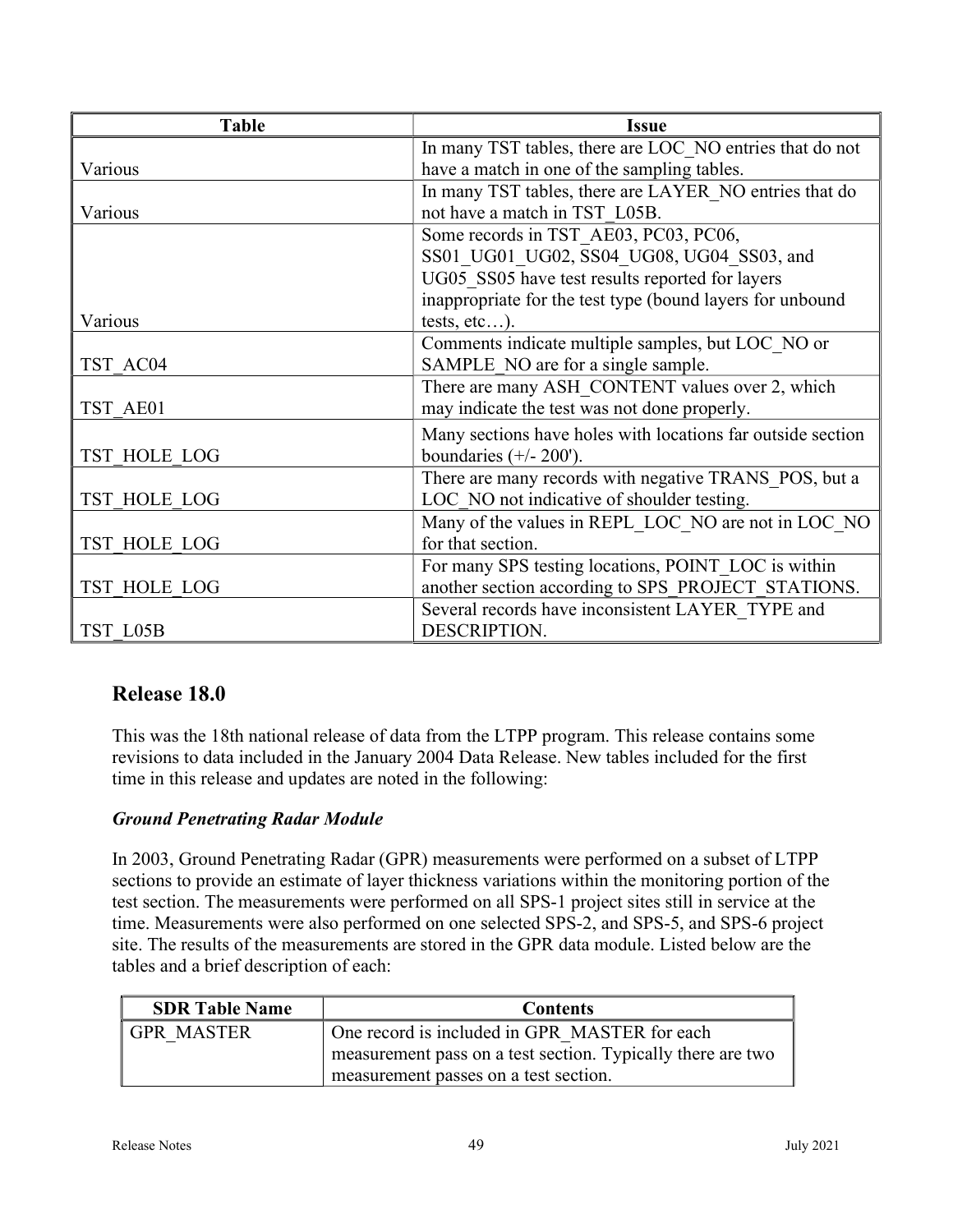| Table | Issue |
|---|---|
| Various | In many TST tables, there are LOC_NO entries that do not have a match in one of the sampling tables. |
| Various | In many TST tables, there are LAYER_NO entries that do not have a match in TST_L05B. |
| Various | Some records in TST_AE03, PC03, PC06, SS01_UG01_UG02, SS04_UG08, UG04_SS03, and UG05_SS05 have test results reported for layers inappropriate for the test type (bound layers for unbound tests, etc…). |
| TST_AC04 | Comments indicate multiple samples, but LOC_NO or SAMPLE_NO are for a single sample. |
| TST_AE01 | There are many ASH_CONTENT values over 2, which may indicate the test was not done properly. |
| TST_HOLE_LOG | Many sections have holes with locations far outside section boundaries (+/- 200'). |
| TST_HOLE_LOG | There are many records with negative TRANS_POS, but a LOC_NO not indicative of shoulder testing. |
| TST_HOLE_LOG | Many of the values in REPL_LOC_NO are not in LOC_NO for that section. |
| TST_HOLE_LOG | For many SPS testing locations, POINT_LOC is within another section according to SPS_PROJECT_STATIONS. |
| TST_L05B | Several records have inconsistent LAYER_TYPE and DESCRIPTION. |

## Release 18.0

This was the 18th national release of data from the LTPP program. This release contains some revisions to data included in the January 2004 Data Release. New tables included for the first time in this release and updates are noted in the following:

### *Ground Penetrating Radar Module*

In 2003, Ground Penetrating Radar (GPR) measurements were performed on a subset of LTPP sections to provide an estimate of layer thickness variations within the monitoring portion of the test section. The measurements were performed on all SPS-1 project sites still in service at the time. Measurements were also performed on one selected SPS-2, and SPS-5, and SPS-6 project site. The results of the measurements are stored in the GPR data module. Listed below are the tables and a brief description of each:

| SDR Table Name | Contents |
|---|---|
| GPR_MASTER | One record is included in GPR_MASTER for each measurement pass on a test section. Typically there are two measurement passes on a test section. |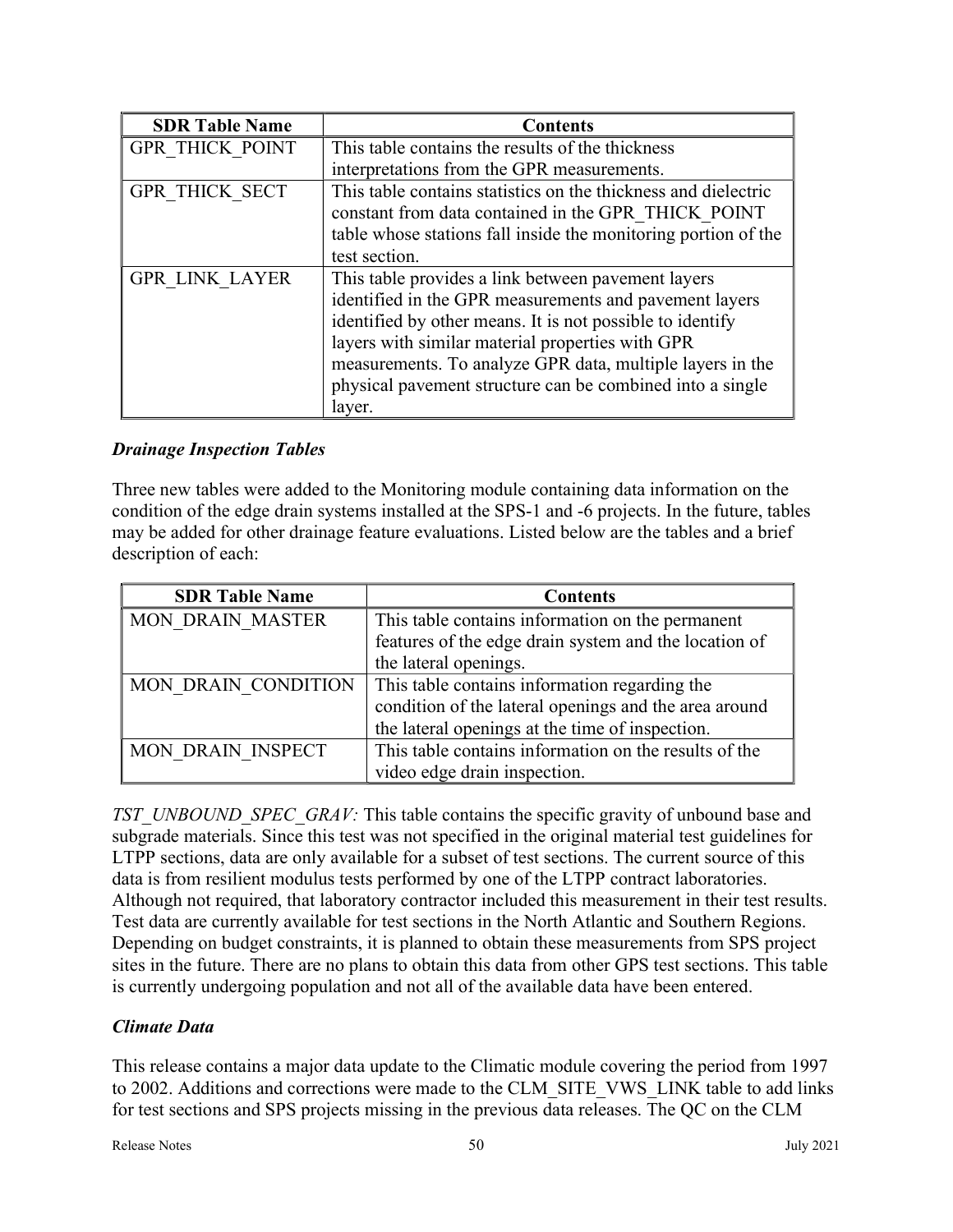| SDR Table Name | Contents |
| --- | --- |
| GPR_THICK_POINT | This table contains the results of the thickness interpretations from the GPR measurements. |
| GPR_THICK_SECT | This table contains statistics on the thickness and dielectric constant from data contained in the GPR_THICK_POINT table whose stations fall inside the monitoring portion of the test section. |
| GPR_LINK_LAYER | This table provides a link between pavement layers identified in the GPR measurements and pavement layers identified by other means. It is not possible to identify layers with similar material properties with GPR measurements. To analyze GPR data, multiple layers in the physical pavement structure can be combined into a single layer. |

### *Drainage Inspection Tables*

Three new tables were added to the Monitoring module containing data information on the condition of the edge drain systems installed at the SPS-1 and -6 projects. In the future, tables may be added for other drainage feature evaluations. Listed below are the tables and a brief description of each:

| SDR Table Name | Contents |
| --- | --- |
| MON_DRAIN_MASTER | This table contains information on the permanent features of the edge drain system and the location of the lateral openings. |
| MON_DRAIN_CONDITION | This table contains information regarding the condition of the lateral openings and the area around the lateral openings at the time of inspection. |
| MON_DRAIN_INSPECT | This table contains information on the results of the video edge drain inspection. |

*TST_UNBOUND_SPEC_GRAV:* This table contains the specific gravity of unbound base and subgrade materials. Since this test was not specified in the original material test guidelines for LTPP sections, data are only available for a subset of test sections. The current source of this data is from resilient modulus tests performed by one of the LTPP contract laboratories. Although not required, that laboratory contractor included this measurement in their test results. Test data are currently available for test sections in the North Atlantic and Southern Regions. Depending on budget constraints, it is planned to obtain these measurements from SPS project sites in the future. There are no plans to obtain this data from other GPS test sections. This table is currently undergoing population and not all of the available data have been entered.

### *Climate Data*

This release contains a major data update to the Climatic module covering the period from 1997 to 2002. Additions and corrections were made to the CLM_SITE_VWS_LINK table to add links for test sections and SPS projects missing in the previous data releases. The QC on the CLM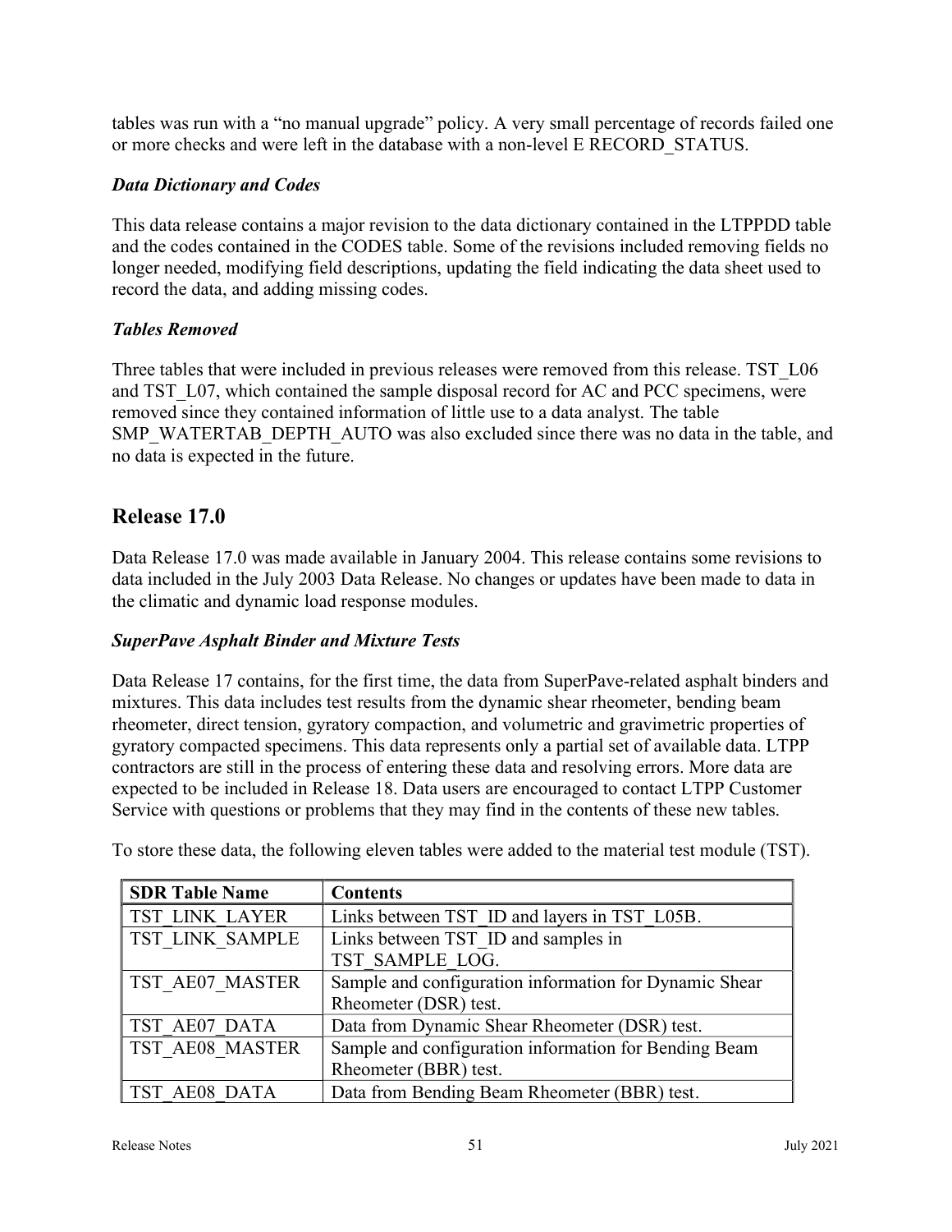tables was run with a "no manual upgrade" policy. A very small percentage of records failed one or more checks and were left in the database with a non-level E RECORD_STATUS.

### *Data Dictionary and Codes*

This data release contains a major revision to the data dictionary contained in the LTPPDD table and the codes contained in the CODES table. Some of the revisions included removing fields no longer needed, modifying field descriptions, updating the field indicating the data sheet used to record the data, and adding missing codes.

### *Tables Removed*

Three tables that were included in previous releases were removed from this release. TST_L06 and TST_L07, which contained the sample disposal record for AC and PCC specimens, were removed since they contained information of little use to a data analyst. The table SMP_WATERTAB_DEPTH_AUTO was also excluded since there was no data in the table, and no data is expected in the future.

## Release 17.0

Data Release 17.0 was made available in January 2004. This release contains some revisions to data included in the July 2003 Data Release. No changes or updates have been made to data in the climatic and dynamic load response modules.

### *SuperPave Asphalt Binder and Mixture Tests*

Data Release 17 contains, for the first time, the data from SuperPave-related asphalt binders and mixtures. This data includes test results from the dynamic shear rheometer, bending beam rheometer, direct tension, gyratory compaction, and volumetric and gravimetric properties of gyratory compacted specimens. This data represents only a partial set of available data. LTPP contractors are still in the process of entering these data and resolving errors. More data are expected to be included in Release 18. Data users are encouraged to contact LTPP Customer Service with questions or problems that they may find in the contents of these new tables.

To store these data, the following eleven tables were added to the material test module (TST).

| SDR Table Name | Contents |
| --- | --- |
| TST_LINK_LAYER | Links between TST_ID and layers in TST_L05B. |
| TST_LINK_SAMPLE | Links between TST_ID and samples in TST_SAMPLE_LOG. |
| TST_AE07_MASTER | Sample and configuration information for Dynamic Shear Rheometer (DSR) test. |
| TST_AE07_DATA | Data from Dynamic Shear Rheometer (DSR) test. |
| TST_AE08_MASTER | Sample and configuration information for Bending Beam Rheometer (BBR) test. |
| TST_AE08_DATA | Data from Bending Beam Rheometer (BBR) test. |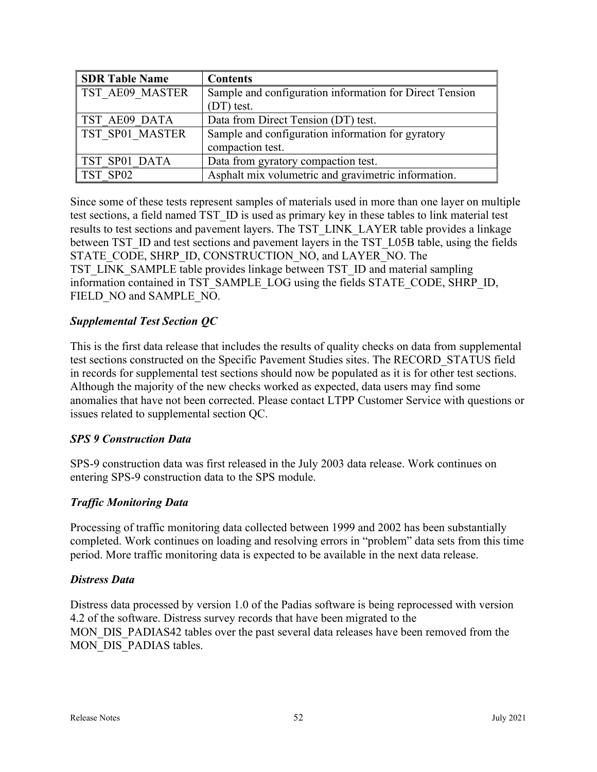| SDR Table Name | Contents |
| --- | --- |
| TST_AE09_MASTER | Sample and configuration information for Direct Tension (DT) test. |
| TST_AE09_DATA | Data from Direct Tension (DT) test. |
| TST_SP01_MASTER | Sample and configuration information for gyratory compaction test. |
| TST_SP01_DATA | Data from gyratory compaction test. |
| TST_SP02 | Asphalt mix volumetric and gravimetric information. |

Since some of these tests represent samples of materials used in more than one layer on multiple test sections, a field named TST_ID is used as primary key in these tables to link material test results to test sections and pavement layers. The TST_LINK_LAYER table provides a linkage between TST_ID and test sections and pavement layers in the TST_L05B table, using the fields STATE_CODE, SHRP_ID, CONSTRUCTION_NO, and LAYER_NO. The TST_LINK_SAMPLE table provides linkage between TST_ID and material sampling information contained in TST_SAMPLE_LOG using the fields STATE_CODE, SHRP_ID, FIELD_NO and SAMPLE_NO.

### *Supplemental Test Section QC*

This is the first data release that includes the results of quality checks on data from supplemental test sections constructed on the Specific Pavement Studies sites. The RECORD_STATUS field in records for supplemental test sections should now be populated as it is for other test sections. Although the majority of the new checks worked as expected, data users may find some anomalies that have not been corrected. Please contact LTPP Customer Service with questions or issues related to supplemental section QC.

### *SPS 9 Construction Data*

SPS-9 construction data was first released in the July 2003 data release. Work continues on entering SPS-9 construction data to the SPS module.

### *Traffic Monitoring Data*

Processing of traffic monitoring data collected between 1999 and 2002 has been substantially completed. Work continues on loading and resolving errors in "problem" data sets from this time period. More traffic monitoring data is expected to be available in the next data release.

### *Distress Data*

Distress data processed by version 1.0 of the Padias software is being reprocessed with version 4.2 of the software. Distress survey records that have been migrated to the MON_DIS_PADIAS42 tables over the past several data releases have been removed from the MON_DIS_PADIAS tables.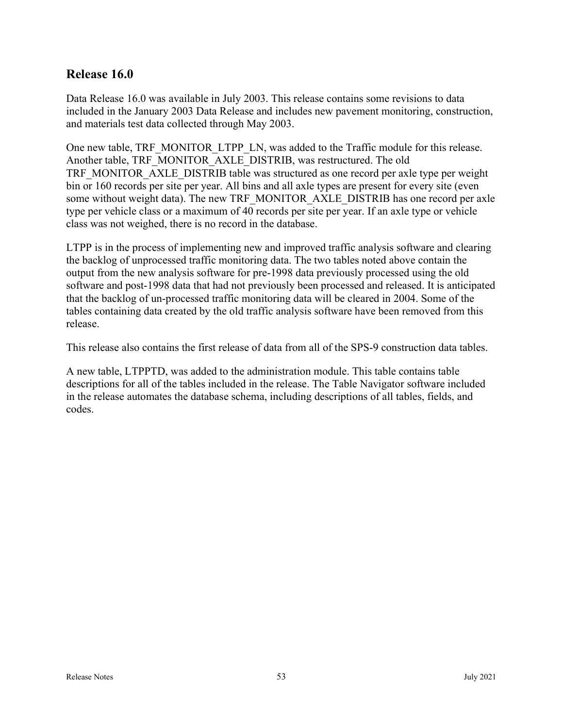## Release 16.0

Data Release 16.0 was available in July 2003. This release contains some revisions to data included in the January 2003 Data Release and includes new pavement monitoring, construction, and materials test data collected through May 2003.

One new table, TRF_MONITOR_LTPP_LN, was added to the Traffic module for this release. Another table, TRF_MONITOR_AXLE_DISTRIB, was restructured. The old TRF_MONITOR_AXLE_DISTRIB table was structured as one record per axle type per weight bin or 160 records per site per year. All bins and all axle types are present for every site (even some without weight data). The new TRF_MONITOR_AXLE_DISTRIB has one record per axle type per vehicle class or a maximum of 40 records per site per year. If an axle type or vehicle class was not weighed, there is no record in the database.

LTPP is in the process of implementing new and improved traffic analysis software and clearing the backlog of unprocessed traffic monitoring data. The two tables noted above contain the output from the new analysis software for pre-1998 data previously processed using the old software and post-1998 data that had not previously been processed and released. It is anticipated that the backlog of un-processed traffic monitoring data will be cleared in 2004. Some of the tables containing data created by the old traffic analysis software have been removed from this release.

This release also contains the first release of data from all of the SPS-9 construction data tables.

A new table, LTPPTD, was added to the administration module. This table contains table descriptions for all of the tables included in the release. The Table Navigator software included in the release automates the database schema, including descriptions of all tables, fields, and codes.